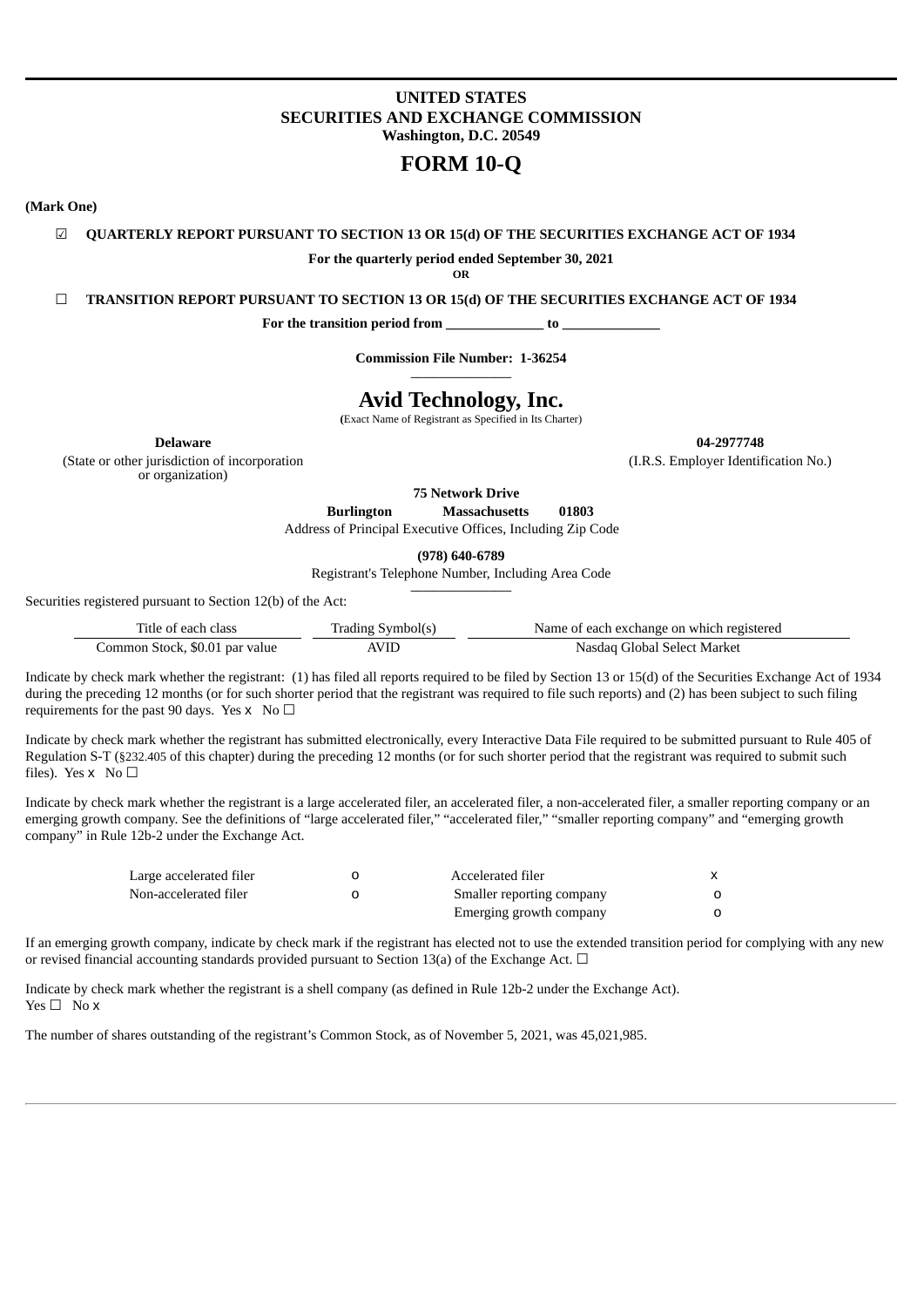**UNITED STATES**
**SECURITIES AND EXCHANGE COMMISSION**
**Washington, D.C. 20549**

# FORM 10-Q

**(Mark One)**

☑ **QUARTERLY REPORT PURSUANT TO SECTION 13 OR 15(d) OF THE SECURITIES EXCHANGE ACT OF 1934**

**For the quarterly period ended September 30, 2021**

**OR**

☐ **TRANSITION REPORT PURSUANT TO SECTION 13 OR 15(d) OF THE SECURITIES EXCHANGE ACT OF 1934**

**For the transition period from \_\_\_\_\_\_\_\_\_\_\_\_\_\_ to \_\_\_\_\_\_\_\_\_\_\_\_\_\_**

**Commission File Number: 1-36254**

## Avid Technology, Inc.

(Exact Name of Registrant as Specified in Its Charter)

| **Delaware** | **04-2977748** |
|---|---|
| (State or other jurisdiction of incorporation or organization) | (I.R.S. Employer Identification No.) |

**75 Network Drive**
**Burlington Massachusetts 01803**
Address of Principal Executive Offices, Including Zip Code

**(978) 640-6789**
Registrant's Telephone Number, Including Area Code

Securities registered pursuant to Section 12(b) of the Act:

| Title of each class | Trading Symbol(s) | Name of each exchange on which registered |
|---|---|---|
| Common Stock, $0.01 par value | AVID | Nasdaq Global Select Market |

Indicate by check mark whether the registrant: (1) has filed all reports required to be filed by Section 13 or 15(d) of the Securities Exchange Act of 1934 during the preceding 12 months (or for such shorter period that the registrant was required to file such reports) and (2) has been subject to such filing requirements for the past 90 days. Yes x No ☐

Indicate by check mark whether the registrant has submitted electronically, every Interactive Data File required to be submitted pursuant to Rule 405 of Regulation S-T (§232.405 of this chapter) during the preceding 12 months (or for such shorter period that the registrant was required to submit such files). Yes x No ☐

Indicate by check mark whether the registrant is a large accelerated filer, an accelerated filer, a non-accelerated filer, a smaller reporting company or an emerging growth company. See the definitions of "large accelerated filer," "accelerated filer," "smaller reporting company" and "emerging growth company" in Rule 12b-2 under the Exchange Act.

| | | | |
|---|---|---|---|
| Large accelerated filer | o | Accelerated filer | x |
| Non-accelerated filer | o | Smaller reporting company | o |
| | | Emerging growth company | o |

If an emerging growth company, indicate by check mark if the registrant has elected not to use the extended transition period for complying with any new or revised financial accounting standards provided pursuant to Section 13(a) of the Exchange Act. ☐

Indicate by check mark whether the registrant is a shell company (as defined in Rule 12b-2 under the Exchange Act).
Yes ☐ No x

The number of shares outstanding of the registrant's Common Stock, as of November 5, 2021, was 45,021,985.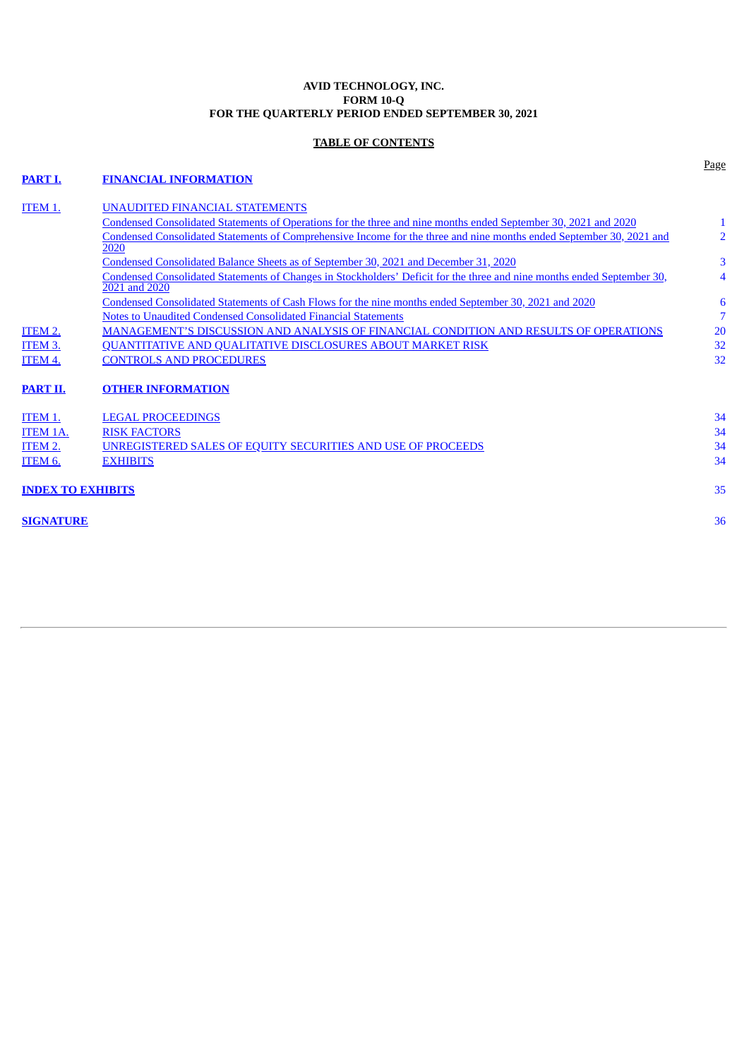**AVID TECHNOLOGY, INC.**
**FORM 10-Q**
**FOR THE QUARTERLY PERIOD ENDED SEPTEMBER 30, 2021**

**TABLE OF CONTENTS**

| | | Page |
|---|---|---|
| **PART I.** | **FINANCIAL INFORMATION** | |
| ITEM 1. | UNAUDITED FINANCIAL STATEMENTS | |
| | Condensed Consolidated Statements of Operations for the three and nine months ended September 30, 2021 and 2020 | 1 |
| | Condensed Consolidated Statements of Comprehensive Income for the three and nine months ended September 30, 2021 and 2020 | 2 |
| | Condensed Consolidated Balance Sheets as of September 30, 2021 and December 31, 2020 | 3 |
| | Condensed Consolidated Statements of Changes in Stockholders' Deficit for the three and nine months ended September 30, 2021 and 2020 | 4 |
| | Condensed Consolidated Statements of Cash Flows for the nine months ended September 30, 2021 and 2020 | 6 |
| | Notes to Unaudited Condensed Consolidated Financial Statements | 7 |
| ITEM 2. | MANAGEMENT'S DISCUSSION AND ANALYSIS OF FINANCIAL CONDITION AND RESULTS OF OPERATIONS | 20 |
| ITEM 3. | QUANTITATIVE AND QUALITATIVE DISCLOSURES ABOUT MARKET RISK | 32 |
| ITEM 4. | CONTROLS AND PROCEDURES | 32 |
| **PART II.** | **OTHER INFORMATION** | |
| ITEM 1. | LEGAL PROCEEDINGS | 34 |
| ITEM 1A. | RISK FACTORS | 34 |
| ITEM 2. | UNREGISTERED SALES OF EQUITY SECURITIES AND USE OF PROCEEDS | 34 |
| ITEM 6. | EXHIBITS | 34 |
| **INDEX TO EXHIBITS** | | 35 |
| **SIGNATURE** | | 36 |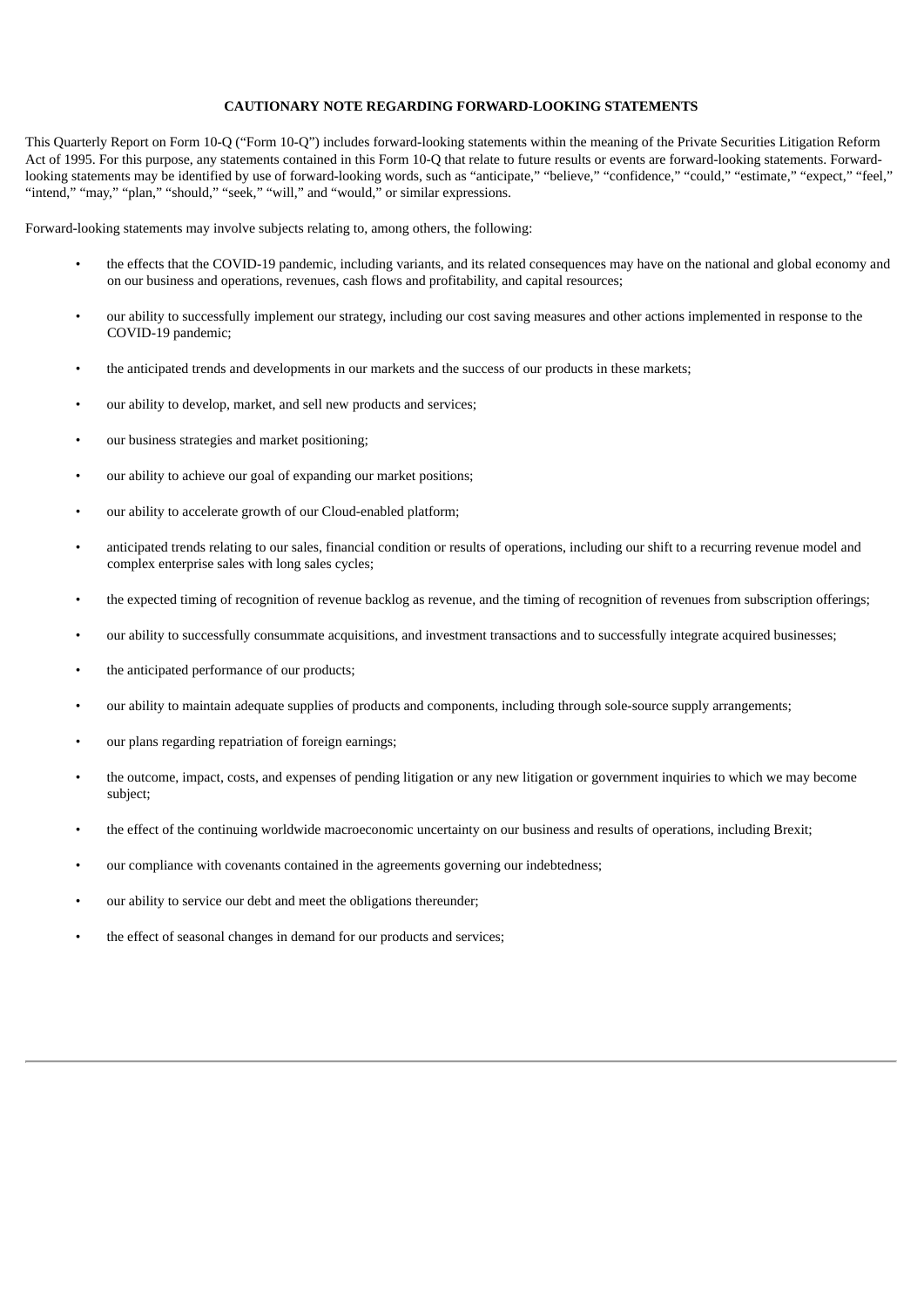**CAUTIONARY NOTE REGARDING FORWARD-LOOKING STATEMENTS**

This Quarterly Report on Form 10-Q ("Form 10-Q") includes forward-looking statements within the meaning of the Private Securities Litigation Reform Act of 1995. For this purpose, any statements contained in this Form 10-Q that relate to future results or events are forward-looking statements. Forward-looking statements may be identified by use of forward-looking words, such as "anticipate," "believe," "confidence," "could," "estimate," "expect," "feel," "intend," "may," "plan," "should," "seek," "will," and "would," or similar expressions.

Forward-looking statements may involve subjects relating to, among others, the following:

- the effects that the COVID-19 pandemic, including variants, and its related consequences may have on the national and global economy and on our business and operations, revenues, cash flows and profitability, and capital resources;
- our ability to successfully implement our strategy, including our cost saving measures and other actions implemented in response to the COVID-19 pandemic;
- the anticipated trends and developments in our markets and the success of our products in these markets;
- our ability to develop, market, and sell new products and services;
- our business strategies and market positioning;
- our ability to achieve our goal of expanding our market positions;
- our ability to accelerate growth of our Cloud-enabled platform;
- anticipated trends relating to our sales, financial condition or results of operations, including our shift to a recurring revenue model and complex enterprise sales with long sales cycles;
- the expected timing of recognition of revenue backlog as revenue, and the timing of recognition of revenues from subscription offerings;
- our ability to successfully consummate acquisitions, and investment transactions and to successfully integrate acquired businesses;
- the anticipated performance of our products;
- our ability to maintain adequate supplies of products and components, including through sole-source supply arrangements;
- our plans regarding repatriation of foreign earnings;
- the outcome, impact, costs, and expenses of pending litigation or any new litigation or government inquiries to which we may become subject;
- the effect of the continuing worldwide macroeconomic uncertainty on our business and results of operations, including Brexit;
- our compliance with covenants contained in the agreements governing our indebtedness;
- our ability to service our debt and meet the obligations thereunder;
- the effect of seasonal changes in demand for our products and services;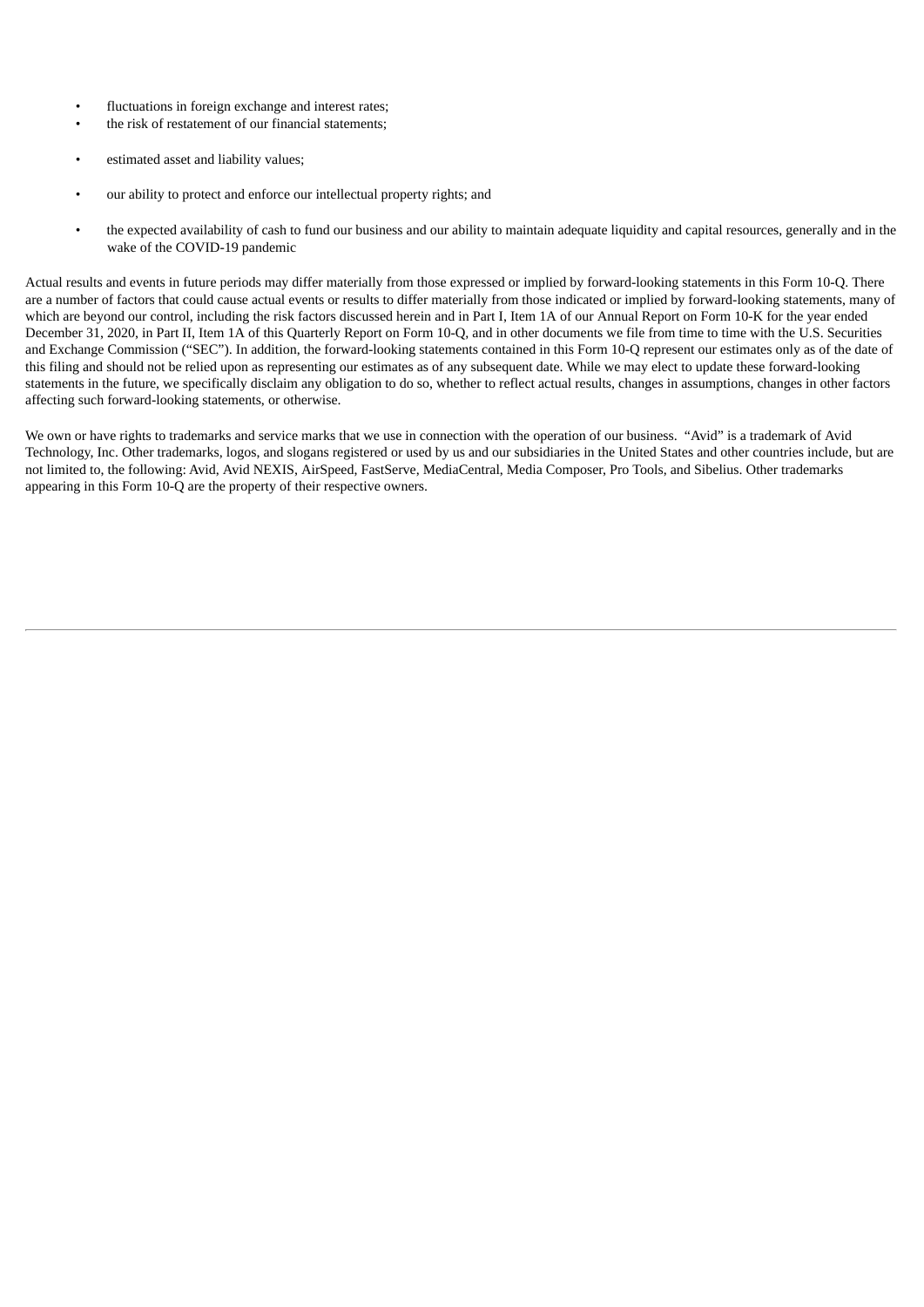- fluctuations in foreign exchange and interest rates;
- the risk of restatement of our financial statements;
- estimated asset and liability values;
- our ability to protect and enforce our intellectual property rights; and
- the expected availability of cash to fund our business and our ability to maintain adequate liquidity and capital resources, generally and in the wake of the COVID-19 pandemic

Actual results and events in future periods may differ materially from those expressed or implied by forward-looking statements in this Form 10-Q. There are a number of factors that could cause actual events or results to differ materially from those indicated or implied by forward-looking statements, many of which are beyond our control, including the risk factors discussed herein and in Part I, Item 1A of our Annual Report on Form 10-K for the year ended December 31, 2020, in Part II, Item 1A of this Quarterly Report on Form 10-Q, and in other documents we file from time to time with the U.S. Securities and Exchange Commission ("SEC"). In addition, the forward-looking statements contained in this Form 10-Q represent our estimates only as of the date of this filing and should not be relied upon as representing our estimates as of any subsequent date. While we may elect to update these forward-looking statements in the future, we specifically disclaim any obligation to do so, whether to reflect actual results, changes in assumptions, changes in other factors affecting such forward-looking statements, or otherwise.

We own or have rights to trademarks and service marks that we use in connection with the operation of our business. "Avid" is a trademark of Avid Technology, Inc. Other trademarks, logos, and slogans registered or used by us and our subsidiaries in the United States and other countries include, but are not limited to, the following: Avid, Avid NEXIS, AirSpeed, FastServe, MediaCentral, Media Composer, Pro Tools, and Sibelius. Other trademarks appearing in this Form 10-Q are the property of their respective owners.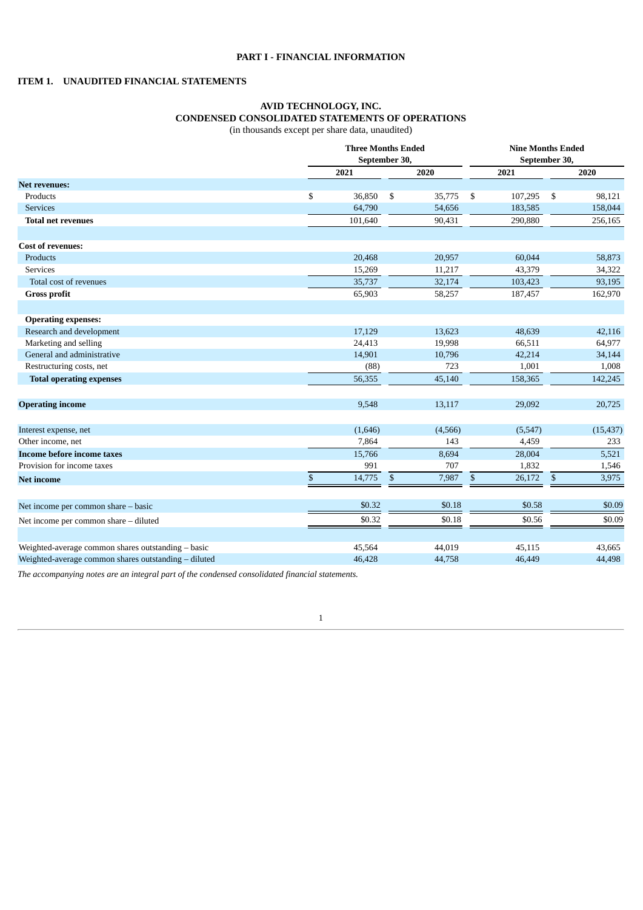# PART I - FINANCIAL INFORMATION

## ITEM 1. UNAUDITED FINANCIAL STATEMENTS

### AVID TECHNOLOGY, INC.
### CONDENSED CONSOLIDATED STATEMENTS OF OPERATIONS
(in thousands except per share data, unaudited)

| | Three Months Ended September 30, | | Nine Months Ended September 30, | |
|---|---|---|---|---|
| | 2021 | 2020 | 2021 | 2020 |
| **Net revenues:** | | | | |
| Products | $ 36,850 | $ 35,775 | $ 107,295 | $ 98,121 |
| Services | 64,790 | 54,656 | 183,585 | 158,044 |
| **Total net revenues** | 101,640 | 90,431 | 290,880 | 256,165 |
| | | | | |
| **Cost of revenues:** | | | | |
| Products | 20,468 | 20,957 | 60,044 | 58,873 |
| Services | 15,269 | 11,217 | 43,379 | 34,322 |
| Total cost of revenues | 35,737 | 32,174 | 103,423 | 93,195 |
| **Gross profit** | 65,903 | 58,257 | 187,457 | 162,970 |
| | | | | |
| **Operating expenses:** | | | | |
| Research and development | 17,129 | 13,623 | 48,639 | 42,116 |
| Marketing and selling | 24,413 | 19,998 | 66,511 | 64,977 |
| General and administrative | 14,901 | 10,796 | 42,214 | 34,144 |
| Restructuring costs, net | (88) | 723 | 1,001 | 1,008 |
| **Total operating expenses** | 56,355 | 45,140 | 158,365 | 142,245 |
| | | | | |
| **Operating income** | 9,548 | 13,117 | 29,092 | 20,725 |
| | | | | |
| Interest expense, net | (1,646) | (4,566) | (5,547) | (15,437) |
| Other income, net | 7,864 | 143 | 4,459 | 233 |
| **Income before income taxes** | 15,766 | 8,694 | 28,004 | 5,521 |
| Provision for income taxes | 991 | 707 | 1,832 | 1,546 |
| **Net income** | $ 14,775 | $ 7,987 | $ 26,172 | $ 3,975 |
| | | | | |
| Net income per common share – basic | $0.32 | $0.18 | $0.58 | $0.09 |
| Net income per common share – diluted | $0.32 | $0.18 | $0.56 | $0.09 |
| | | | | |
| Weighted-average common shares outstanding – basic | 45,564 | 44,019 | 45,115 | 43,665 |
| Weighted-average common shares outstanding – diluted | 46,428 | 44,758 | 46,449 | 44,498 |

*The accompanying notes are an integral part of the condensed consolidated financial statements.*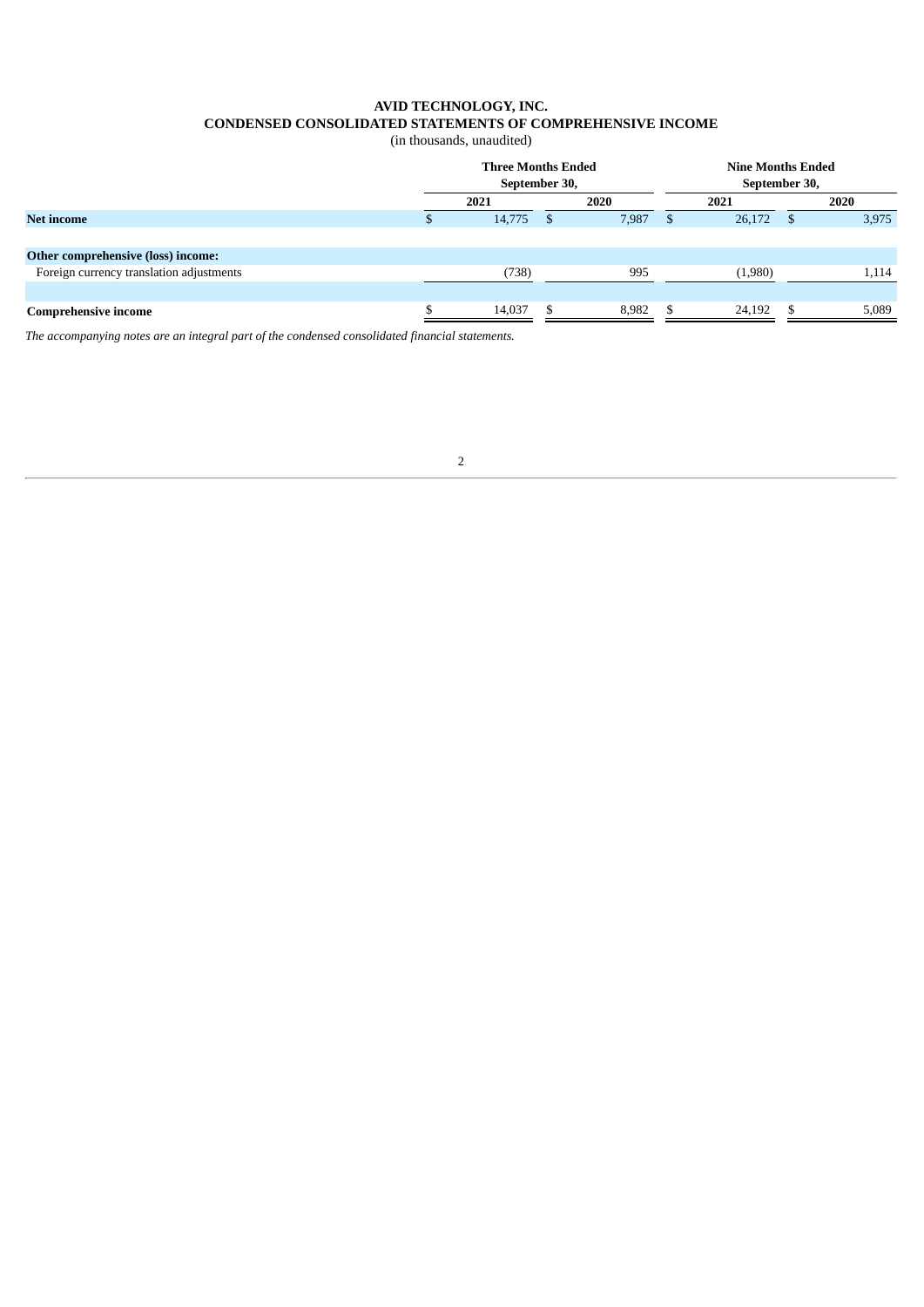**AVID TECHNOLOGY, INC.**
**CONDENSED CONSOLIDATED STATEMENTS OF COMPREHENSIVE INCOME**
(in thousands, unaudited)

| | Three Months Ended September 30, | | Nine Months Ended September 30, | |
|---|---|---|---|---|
| | 2021 | 2020 | 2021 | 2020 |
| **Net income** | $ 14,775 | $ 7,987 | $ 26,172 | $ 3,975 |
| | | | | |
| **Other comprehensive (loss) income:** | | | | |
| Foreign currency translation adjustments | (738) | 995 | (1,980) | 1,114 |
| | | | | |
| **Comprehensive income** | $ 14,037 | $ 8,982 | $ 24,192 | $ 5,089 |

*The accompanying notes are an integral part of the condensed consolidated financial statements.*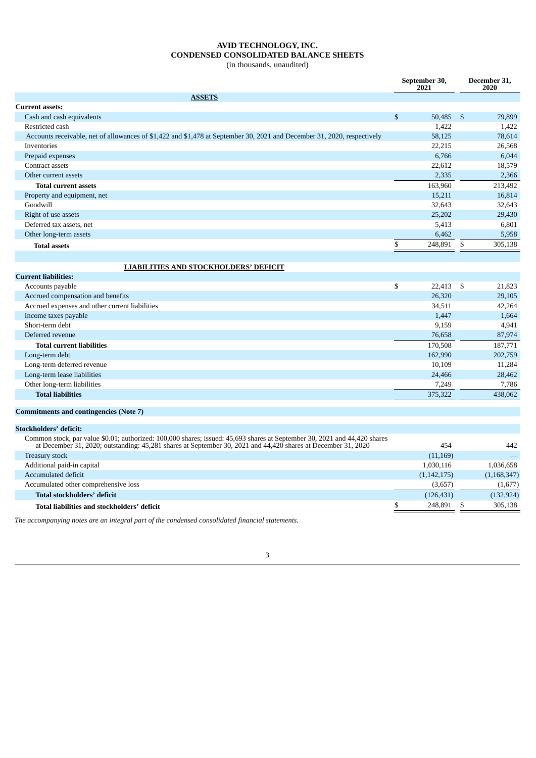# AVID TECHNOLOGY, INC.
# CONDENSED CONSOLIDATED BALANCE SHEETS
(in thousands, unaudited)

| | September 30, 2021 | December 31, 2020 |
|---|---|---|
| **ASSETS** | | |
| **Current assets:** | | |
| Cash and cash equivalents | $ 50,485 | $ 79,899 |
| Restricted cash | 1,422 | 1,422 |
| Accounts receivable, net of allowances of $1,422 and $1,478 at September 30, 2021 and December 31, 2020, respectively | 58,125 | 78,614 |
| Inventories | 22,215 | 26,568 |
| Prepaid expenses | 6,766 | 6,044 |
| Contract assets | 22,612 | 18,579 |
| Other current assets | 2,335 | 2,366 |
| **Total current assets** | 163,960 | 213,492 |
| Property and equipment, net | 15,211 | 16,814 |
| Goodwill | 32,643 | 32,643 |
| Right of use assets | 25,202 | 29,430 |
| Deferred tax assets, net | 5,413 | 6,801 |
| Other long-term assets | 6,462 | 5,958 |
| **Total assets** | $ 248,891 | $ 305,138 |
| | | |
| **LIABILITIES AND STOCKHOLDERS' DEFICIT** | | |
| **Current liabilities:** | | |
| Accounts payable | $ 22,413 | $ 21,823 |
| Accrued compensation and benefits | 26,320 | 29,105 |
| Accrued expenses and other current liabilities | 34,511 | 42,264 |
| Income taxes payable | 1,447 | 1,664 |
| Short-term debt | 9,159 | 4,941 |
| Deferred revenue | 76,658 | 87,974 |
| **Total current liabilities** | 170,508 | 187,771 |
| Long-term debt | 162,990 | 202,759 |
| Long-term deferred revenue | 10,109 | 11,284 |
| Long-term lease liabilities | 24,466 | 28,462 |
| Other long-term liabilities | 7,249 | 7,786 |
| **Total liabilities** | 375,322 | 438,062 |
| | | |
| **Commitments and contingencies (Note 7)** | | |
| | | |
| **Stockholders' deficit:** | | |
| Common stock, par value $0.01; authorized: 100,000 shares; issued: 45,693 shares at September 30, 2021 and 44,420 shares at December 31, 2020; outstanding: 45,281 shares at September 30, 2021 and 44,420 shares at December 31, 2020 | 454 | 442 |
| Treasury stock | (11,169) | — |
| Additional paid-in capital | 1,030,116 | 1,036,658 |
| Accumulated deficit | (1,142,175) | (1,168,347) |
| Accumulated other comprehensive loss | (3,657) | (1,677) |
| **Total stockholders' deficit** | (126,431) | (132,924) |
| **Total liabilities and stockholders' deficit** | $ 248,891 | $ 305,138 |

*The accompanying notes are an integral part of the condensed consolidated financial statements.*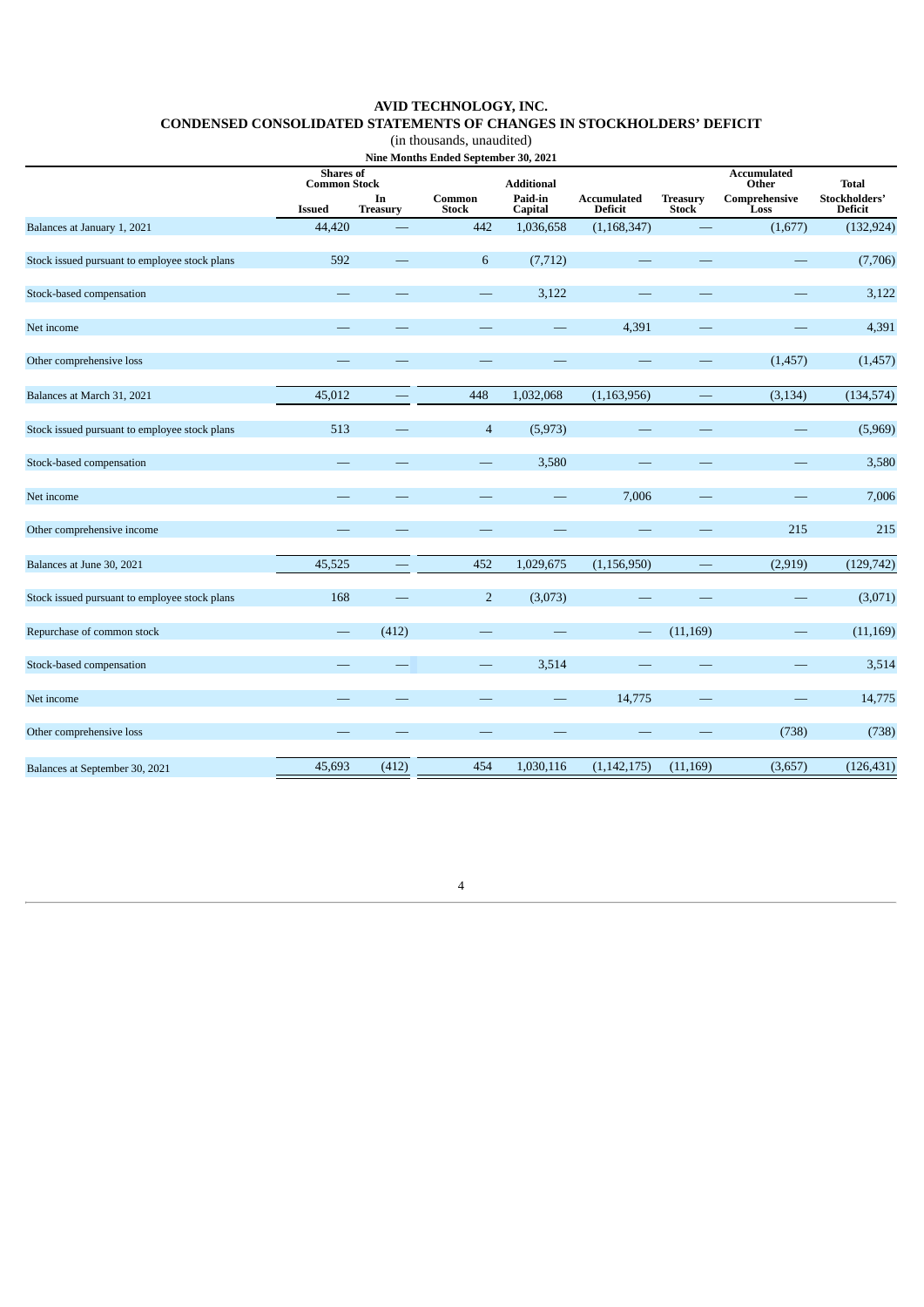**AVID TECHNOLOGY, INC.**

**CONDENSED CONSOLIDATED STATEMENTS OF CHANGES IN STOCKHOLDERS' DEFICIT**

(in thousands, unaudited)

**Nine Months Ended September 30, 2021**

| | Shares of Common Stock | | | Additional | | | Accumulated Other | Total |
|---|---|---|---|---|---|---|---|---|
| | Issued | In Treasury | Common Stock | Paid-in Capital | Accumulated Deficit | Treasury Stock | Comprehensive Loss | Stockholders' Deficit |
| Balances at January 1, 2021 | 44,420 | — | 442 | 1,036,658 | (1,168,347) | — | (1,677) | (132,924) |
| Stock issued pursuant to employee stock plans | 592 | — | 6 | (7,712) | — | — | — | (7,706) |
| Stock-based compensation | — | — | — | 3,122 | — | — | — | 3,122 |
| Net income | — | — | — | — | 4,391 | — | — | 4,391 |
| Other comprehensive loss | — | — | — | — | — | — | (1,457) | (1,457) |
| Balances at March 31, 2021 | 45,012 | — | 448 | 1,032,068 | (1,163,956) | — | (3,134) | (134,574) |
| Stock issued pursuant to employee stock plans | 513 | — | 4 | (5,973) | — | — | — | (5,969) |
| Stock-based compensation | — | — | — | 3,580 | — | — | — | 3,580 |
| Net income | — | — | — | — | 7,006 | — | — | 7,006 |
| Other comprehensive income | — | — | — | — | — | — | 215 | 215 |
| Balances at June 30, 2021 | 45,525 | — | 452 | 1,029,675 | (1,156,950) | — | (2,919) | (129,742) |
| Stock issued pursuant to employee stock plans | 168 | — | 2 | (3,073) | — | — | — | (3,071) |
| Repurchase of common stock | — | (412) | — | — | — | (11,169) | — | (11,169) |
| Stock-based compensation | — | — | — | 3,514 | — | — | — | 3,514 |
| Net income | — | — | — | — | 14,775 | — | — | 14,775 |
| Other comprehensive loss | — | — | — | — | — | — | (738) | (738) |
| Balances at September 30, 2021 | 45,693 | (412) | 454 | 1,030,116 | (1,142,175) | (11,169) | (3,657) | (126,431) |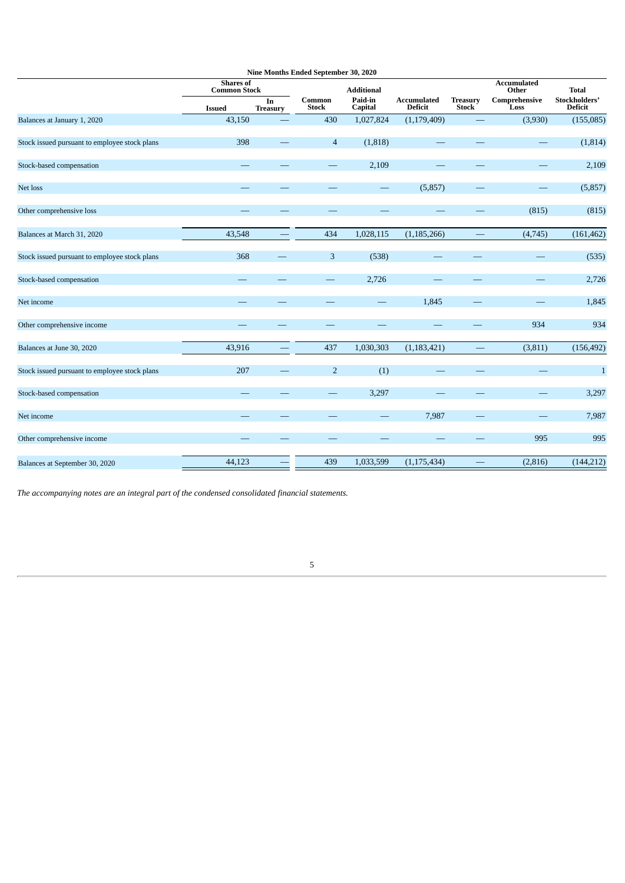| Nine Months Ended September 30, 2020 | | | | | | | | |
|---|---|---|---|---|---|---|---|---|
| | Shares of Common Stock | | Common Stock | Additional Paid-in Capital | Accumulated Deficit | Treasury Stock | Accumulated Other Comprehensive Loss | Total Stockholders' Deficit |
| | Issued | In Treasury | | | | | | |
| Balances at January 1, 2020 | 43,150 | — | 430 | 1,027,824 | (1,179,409) | — | (3,930) | (155,085) |
| Stock issued pursuant to employee stock plans | 398 | — | 4 | (1,818) | — | — | — | (1,814) |
| Stock-based compensation | — | — | — | 2,109 | — | — | — | 2,109 |
| Net loss | — | — | — | — | (5,857) | — | — | (5,857) |
| Other comprehensive loss | — | — | — | — | — | — | (815) | (815) |
| Balances at March 31, 2020 | 43,548 | — | 434 | 1,028,115 | (1,185,266) | — | (4,745) | (161,462) |
| Stock issued pursuant to employee stock plans | 368 | — | 3 | (538) | — | — | — | (535) |
| Stock-based compensation | — | — | — | 2,726 | — | — | — | 2,726 |
| Net income | — | — | — | — | 1,845 | — | — | 1,845 |
| Other comprehensive income | — | — | — | — | — | — | 934 | 934 |
| Balances at June 30, 2020 | 43,916 | — | 437 | 1,030,303 | (1,183,421) | — | (3,811) | (156,492) |
| Stock issued pursuant to employee stock plans | 207 | — | 2 | (1) | — | — | — | 1 |
| Stock-based compensation | — | — | — | 3,297 | — | — | — | 3,297 |
| Net income | — | — | — | — | 7,987 | — | — | 7,987 |
| Other comprehensive income | — | — | — | — | — | — | 995 | 995 |
| Balances at September 30, 2020 | 44,123 | — | 439 | 1,033,599 | (1,175,434) | — | (2,816) | (144,212) |

*The accompanying notes are an integral part of the condensed consolidated financial statements.*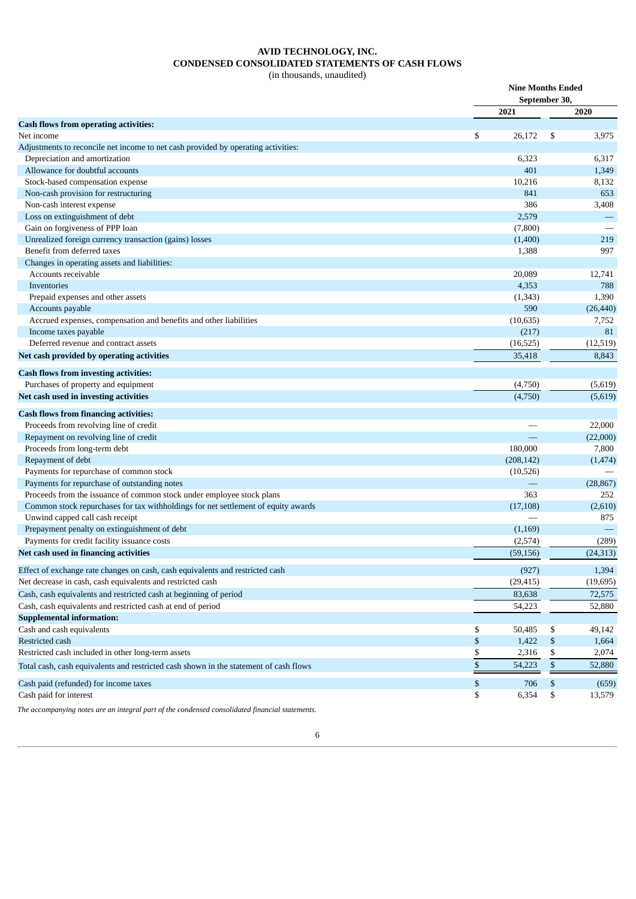# AVID TECHNOLOGY, INC.
## CONDENSED CONSOLIDATED STATEMENTS OF CASH FLOWS
(in thousands, unaudited)

| | Nine Months Ended September 30, | |
|---|---|---|
| | 2021 | 2020 |
| **Cash flows from operating activities:** | | |
| Net income | $ 26,172 | $ 3,975 |
| Adjustments to reconcile net income to net cash provided by operating activities: | | |
| Depreciation and amortization | 6,323 | 6,317 |
| Allowance for doubtful accounts | 401 | 1,349 |
| Stock-based compensation expense | 10,216 | 8,132 |
| Non-cash provision for restructuring | 841 | 653 |
| Non-cash interest expense | 386 | 3,408 |
| Loss on extinguishment of debt | 2,579 | — |
| Gain on forgiveness of PPP loan | (7,800) | — |
| Unrealized foreign currency transaction (gains) losses | (1,400) | 219 |
| Benefit from deferred taxes | 1,388 | 997 |
| Changes in operating assets and liabilities: | | |
| Accounts receivable | 20,089 | 12,741 |
| Inventories | 4,353 | 788 |
| Prepaid expenses and other assets | (1,343) | 1,390 |
| Accounts payable | 590 | (26,440) |
| Accrued expenses, compensation and benefits and other liabilities | (10,635) | 7,752 |
| Income taxes payable | (217) | 81 |
| Deferred revenue and contract assets | (16,525) | (12,519) |
| **Net cash provided by operating activities** | 35,418 | 8,843 |
| **Cash flows from investing activities:** | | |
| Purchases of property and equipment | (4,750) | (5,619) |
| **Net cash used in investing activities** | (4,750) | (5,619) |
| **Cash flows from financing activities:** | | |
| Proceeds from revolving line of credit | — | 22,000 |
| Repayment on revolving line of credit | — | (22,000) |
| Proceeds from long-term debt | 180,000 | 7,800 |
| Repayment of debt | (208,142) | (1,474) |
| Payments for repurchase of common stock | (10,526) | — |
| Payments for repurchase of outstanding notes | — | (28,867) |
| Proceeds from the issuance of common stock under employee stock plans | 363 | 252 |
| Common stock repurchases for tax withholdings for net settlement of equity awards | (17,108) | (2,610) |
| Unwind capped call cash receipt | — | 875 |
| Prepayment penalty on extinguishment of debt | (1,169) | — |
| Payments for credit facility issuance costs | (2,574) | (289) |
| **Net cash used in financing activities** | (59,156) | (24,313) |
| Effect of exchange rate changes on cash, cash equivalents and restricted cash | (927) | 1,394 |
| Net decrease in cash, cash equivalents and restricted cash | (29,415) | (19,695) |
| Cash, cash equivalents and restricted cash at beginning of period | 83,638 | 72,575 |
| Cash, cash equivalents and restricted cash at end of period | 54,223 | 52,880 |
| **Supplemental information:** | | |
| Cash and cash equivalents | $ 50,485 | $ 49,142 |
| Restricted cash | $ 1,422 | $ 1,664 |
| Restricted cash included in other long-term assets | $ 2,316 | $ 2,074 |
| Total cash, cash equivalents and restricted cash shown in the statement of cash flows | $ 54,223 | $ 52,880 |
| Cash paid (refunded) for income taxes | $ 706 | $ (659) |
| Cash paid for interest | $ 6,354 | $ 13,579 |

*The accompanying notes are an integral part of the condensed consolidated financial statements.*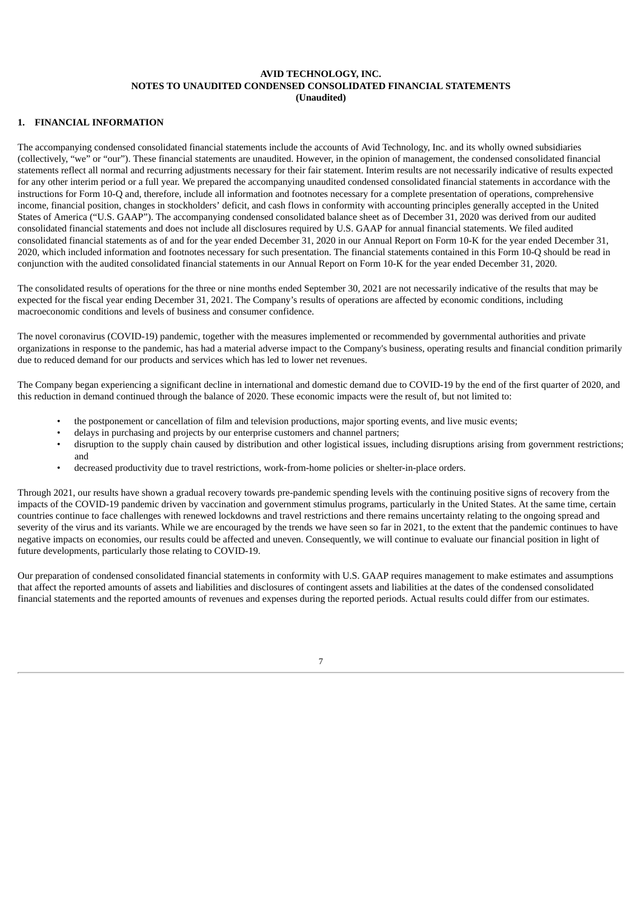**AVID TECHNOLOGY, INC.**
**NOTES TO UNAUDITED CONDENSED CONSOLIDATED FINANCIAL STATEMENTS**
**(Unaudited)**

## 1. FINANCIAL INFORMATION

The accompanying condensed consolidated financial statements include the accounts of Avid Technology, Inc. and its wholly owned subsidiaries (collectively, "we" or "our"). These financial statements are unaudited. However, in the opinion of management, the condensed consolidated financial statements reflect all normal and recurring adjustments necessary for their fair statement. Interim results are not necessarily indicative of results expected for any other interim period or a full year. We prepared the accompanying unaudited condensed consolidated financial statements in accordance with the instructions for Form 10-Q and, therefore, include all information and footnotes necessary for a complete presentation of operations, comprehensive income, financial position, changes in stockholders' deficit, and cash flows in conformity with accounting principles generally accepted in the United States of America ("U.S. GAAP"). The accompanying condensed consolidated balance sheet as of December 31, 2020 was derived from our audited consolidated financial statements and does not include all disclosures required by U.S. GAAP for annual financial statements. We filed audited consolidated financial statements as of and for the year ended December 31, 2020 in our Annual Report on Form 10-K for the year ended December 31, 2020, which included information and footnotes necessary for such presentation. The financial statements contained in this Form 10-Q should be read in conjunction with the audited consolidated financial statements in our Annual Report on Form 10-K for the year ended December 31, 2020.

The consolidated results of operations for the three or nine months ended September 30, 2021 are not necessarily indicative of the results that may be expected for the fiscal year ending December 31, 2021. The Company's results of operations are affected by economic conditions, including macroeconomic conditions and levels of business and consumer confidence.

The novel coronavirus (COVID-19) pandemic, together with the measures implemented or recommended by governmental authorities and private organizations in response to the pandemic, has had a material adverse impact to the Company's business, operating results and financial condition primarily due to reduced demand for our products and services which has led to lower net revenues.

The Company began experiencing a significant decline in international and domestic demand due to COVID-19 by the end of the first quarter of 2020, and this reduction in demand continued through the balance of 2020. These economic impacts were the result of, but not limited to:

- the postponement or cancellation of film and television productions, major sporting events, and live music events;
- delays in purchasing and projects by our enterprise customers and channel partners;
- disruption to the supply chain caused by distribution and other logistical issues, including disruptions arising from government restrictions; and
- decreased productivity due to travel restrictions, work-from-home policies or shelter-in-place orders.

Through 2021, our results have shown a gradual recovery towards pre-pandemic spending levels with the continuing positive signs of recovery from the impacts of the COVID-19 pandemic driven by vaccination and government stimulus programs, particularly in the United States. At the same time, certain countries continue to face challenges with renewed lockdowns and travel restrictions and there remains uncertainty relating to the ongoing spread and severity of the virus and its variants. While we are encouraged by the trends we have seen so far in 2021, to the extent that the pandemic continues to have negative impacts on economies, our results could be affected and uneven. Consequently, we will continue to evaluate our financial position in light of future developments, particularly those relating to COVID-19.

Our preparation of condensed consolidated financial statements in conformity with U.S. GAAP requires management to make estimates and assumptions that affect the reported amounts of assets and liabilities and disclosures of contingent assets and liabilities at the dates of the condensed consolidated financial statements and the reported amounts of revenues and expenses during the reported periods. Actual results could differ from our estimates.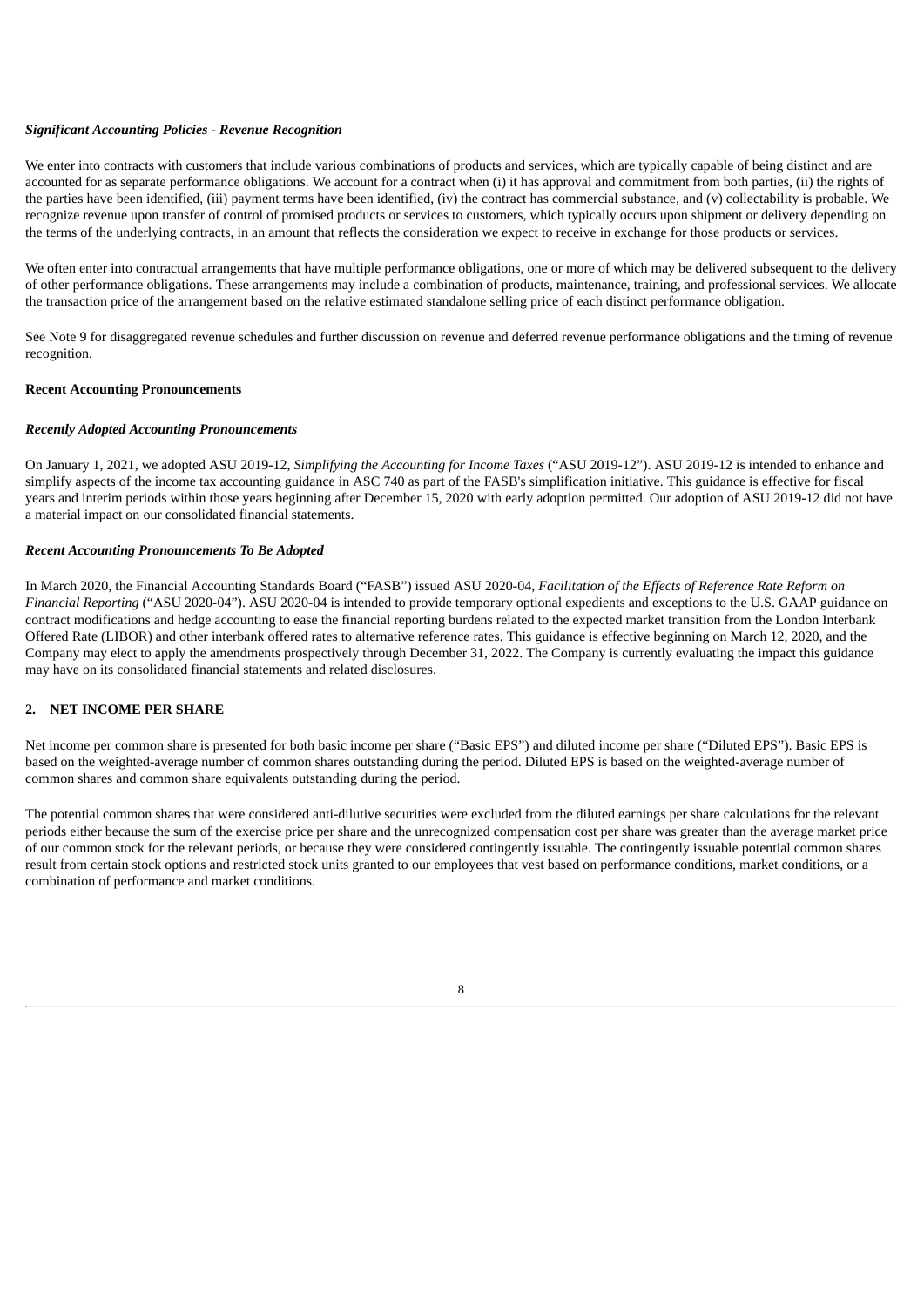***Significant Accounting Policies - Revenue Recognition***

We enter into contracts with customers that include various combinations of products and services, which are typically capable of being distinct and are accounted for as separate performance obligations. We account for a contract when (i) it has approval and commitment from both parties, (ii) the rights of the parties have been identified, (iii) payment terms have been identified, (iv) the contract has commercial substance, and (v) collectability is probable. We recognize revenue upon transfer of control of promised products or services to customers, which typically occurs upon shipment or delivery depending on the terms of the underlying contracts, in an amount that reflects the consideration we expect to receive in exchange for those products or services.

We often enter into contractual arrangements that have multiple performance obligations, one or more of which may be delivered subsequent to the delivery of other performance obligations. These arrangements may include a combination of products, maintenance, training, and professional services. We allocate the transaction price of the arrangement based on the relative estimated standalone selling price of each distinct performance obligation.

See Note 9 for disaggregated revenue schedules and further discussion on revenue and deferred revenue performance obligations and the timing of revenue recognition.

**Recent Accounting Pronouncements**

***Recently Adopted Accounting Pronouncements***

On January 1, 2021, we adopted ASU 2019-12, *Simplifying the Accounting for Income Taxes* ("ASU 2019-12"). ASU 2019-12 is intended to enhance and simplify aspects of the income tax accounting guidance in ASC 740 as part of the FASB's simplification initiative. This guidance is effective for fiscal years and interim periods within those years beginning after December 15, 2020 with early adoption permitted. Our adoption of ASU 2019-12 did not have a material impact on our consolidated financial statements.

***Recent Accounting Pronouncements To Be Adopted***

In March 2020, the Financial Accounting Standards Board ("FASB") issued ASU 2020-04, *Facilitation of the Effects of Reference Rate Reform on Financial Reporting* ("ASU 2020-04"). ASU 2020-04 is intended to provide temporary optional expedients and exceptions to the U.S. GAAP guidance on contract modifications and hedge accounting to ease the financial reporting burdens related to the expected market transition from the London Interbank Offered Rate (LIBOR) and other interbank offered rates to alternative reference rates. This guidance is effective beginning on March 12, 2020, and the Company may elect to apply the amendments prospectively through December 31, 2022. The Company is currently evaluating the impact this guidance may have on its consolidated financial statements and related disclosures.

## 2. NET INCOME PER SHARE

Net income per common share is presented for both basic income per share ("Basic EPS") and diluted income per share ("Diluted EPS"). Basic EPS is based on the weighted-average number of common shares outstanding during the period. Diluted EPS is based on the weighted-average number of common shares and common share equivalents outstanding during the period.

The potential common shares that were considered anti-dilutive securities were excluded from the diluted earnings per share calculations for the relevant periods either because the sum of the exercise price per share and the unrecognized compensation cost per share was greater than the average market price of our common stock for the relevant periods, or because they were considered contingently issuable. The contingently issuable potential common shares result from certain stock options and restricted stock units granted to our employees that vest based on performance conditions, market conditions, or a combination of performance and market conditions.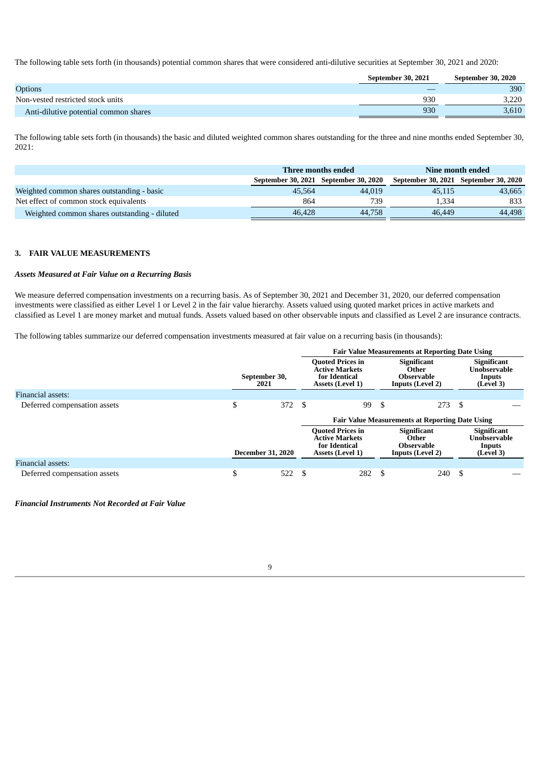The following table sets forth (in thousands) potential common shares that were considered anti-dilutive securities at September 30, 2021 and 2020:

| | September 30, 2021 | September 30, 2020 |
|---|---|---|
| Options | — | 390 |
| Non-vested restricted stock units | 930 | 3,220 |
| Anti-dilutive potential common shares | 930 | 3,610 |

The following table sets forth (in thousands) the basic and diluted weighted common shares outstanding for the three and nine months ended September 30, 2021:

| | Three months ended | | Nine month ended | |
|---|---|---|---|---|
| | September 30, 2021 | September 30, 2020 | September 30, 2021 | September 30, 2020 |
| Weighted common shares outstanding - basic | 45,564 | 44,019 | 45,115 | 43,665 |
| Net effect of common stock equivalents | 864 | 739 | 1,334 | 833 |
| Weighted common shares outstanding - diluted | 46,428 | 44,758 | 46,449 | 44,498 |

## 3. FAIR VALUE MEASUREMENTS

### *Assets Measured at Fair Value on a Recurring Basis*

We measure deferred compensation investments on a recurring basis. As of September 30, 2021 and December 31, 2020, our deferred compensation investments were classified as either Level 1 or Level 2 in the fair value hierarchy. Assets valued using quoted market prices in active markets and classified as Level 1 are money market and mutual funds. Assets valued based on other observable inputs and classified as Level 2 are insurance contracts.

The following tables summarize our deferred compensation investments measured at fair value on a recurring basis (in thousands):

| | | Fair Value Measurements at Reporting Date Using | | |
|---|---|---|---|---|
| | September 30, 2021 | Quoted Prices in Active Markets for Identical Assets (Level 1) | Significant Other Observable Inputs (Level 2) | Significant Unobservable Inputs (Level 3) |
| Financial assets: | | | | |
| Deferred compensation assets | $ 372 | $ 99 | $ 273 | $ — |

| | | Fair Value Measurements at Reporting Date Using | | |
|---|---|---|---|---|
| | December 31, 2020 | Quoted Prices in Active Markets for Identical Assets (Level 1) | Significant Other Observable Inputs (Level 2) | Significant Unobservable Inputs (Level 3) |
| Financial assets: | | | | |
| Deferred compensation assets | $ 522 | $ 282 | $ 240 | $ — |

### *Financial Instruments Not Recorded at Fair Value*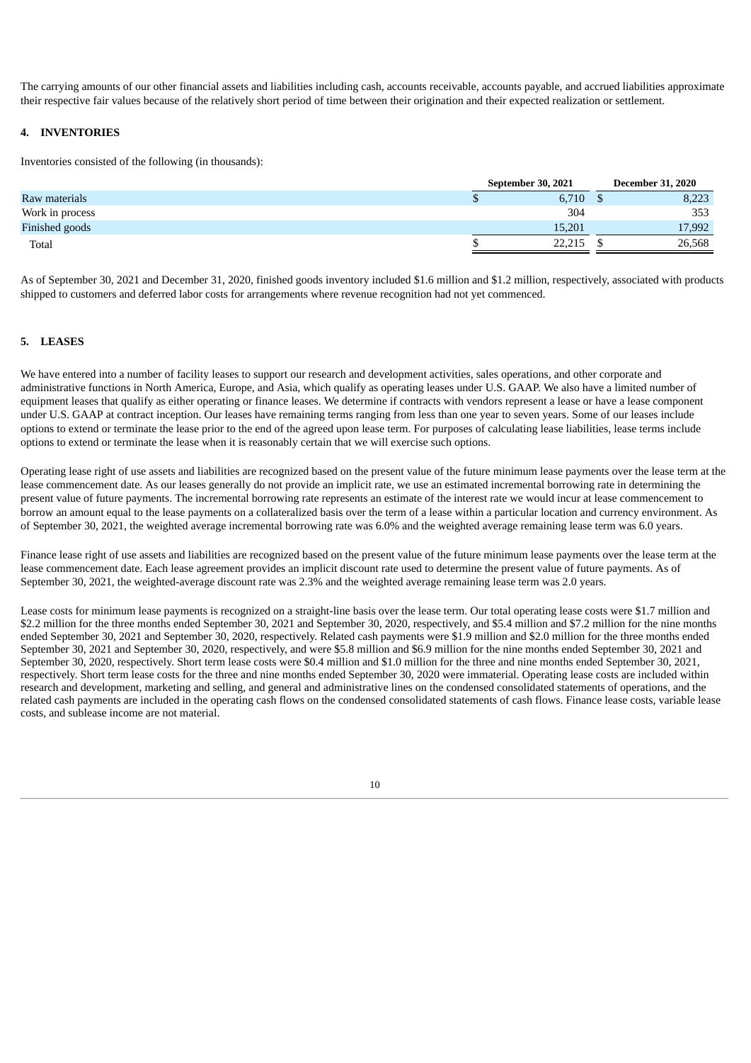The carrying amounts of our other financial assets and liabilities including cash, accounts receivable, accounts payable, and accrued liabilities approximate their respective fair values because of the relatively short period of time between their origination and their expected realization or settlement.

## 4. INVENTORIES

Inventories consisted of the following (in thousands):

| | September 30, 2021 | December 31, 2020 |
|---|---|---|
| Raw materials | $ 6,710 | $ 8,223 |
| Work in process | 304 | 353 |
| Finished goods | 15,201 | 17,992 |
| Total | $ 22,215 | $ 26,568 |

As of September 30, 2021 and December 31, 2020, finished goods inventory included $1.6 million and $1.2 million, respectively, associated with products shipped to customers and deferred labor costs for arrangements where revenue recognition had not yet commenced.

## 5. LEASES

We have entered into a number of facility leases to support our research and development activities, sales operations, and other corporate and administrative functions in North America, Europe, and Asia, which qualify as operating leases under U.S. GAAP. We also have a limited number of equipment leases that qualify as either operating or finance leases. We determine if contracts with vendors represent a lease or have a lease component under U.S. GAAP at contract inception. Our leases have remaining terms ranging from less than one year to seven years. Some of our leases include options to extend or terminate the lease prior to the end of the agreed upon lease term. For purposes of calculating lease liabilities, lease terms include options to extend or terminate the lease when it is reasonably certain that we will exercise such options.

Operating lease right of use assets and liabilities are recognized based on the present value of the future minimum lease payments over the lease term at the lease commencement date. As our leases generally do not provide an implicit rate, we use an estimated incremental borrowing rate in determining the present value of future payments. The incremental borrowing rate represents an estimate of the interest rate we would incur at lease commencement to borrow an amount equal to the lease payments on a collateralized basis over the term of a lease within a particular location and currency environment. As of September 30, 2021, the weighted average incremental borrowing rate was 6.0% and the weighted average remaining lease term was 6.0 years.

Finance lease right of use assets and liabilities are recognized based on the present value of the future minimum lease payments over the lease term at the lease commencement date. Each lease agreement provides an implicit discount rate used to determine the present value of future payments. As of September 30, 2021, the weighted-average discount rate was 2.3% and the weighted average remaining lease term was 2.0 years.

Lease costs for minimum lease payments is recognized on a straight-line basis over the lease term. Our total operating lease costs were $1.7 million and $2.2 million for the three months ended September 30, 2021 and September 30, 2020, respectively, and $5.4 million and $7.2 million for the nine months ended September 30, 2021 and September 30, 2020, respectively. Related cash payments were $1.9 million and $2.0 million for the three months ended September 30, 2021 and September 30, 2020, respectively, and were $5.8 million and $6.9 million for the nine months ended September 30, 2021 and September 30, 2020, respectively. Short term lease costs were $0.4 million and $1.0 million for the three and nine months ended September 30, 2021, respectively. Short term lease costs for the three and nine months ended September 30, 2020 were immaterial. Operating lease costs are included within research and development, marketing and selling, and general and administrative lines on the condensed consolidated statements of operations, and the related cash payments are included in the operating cash flows on the condensed consolidated statements of cash flows. Finance lease costs, variable lease costs, and sublease income are not material.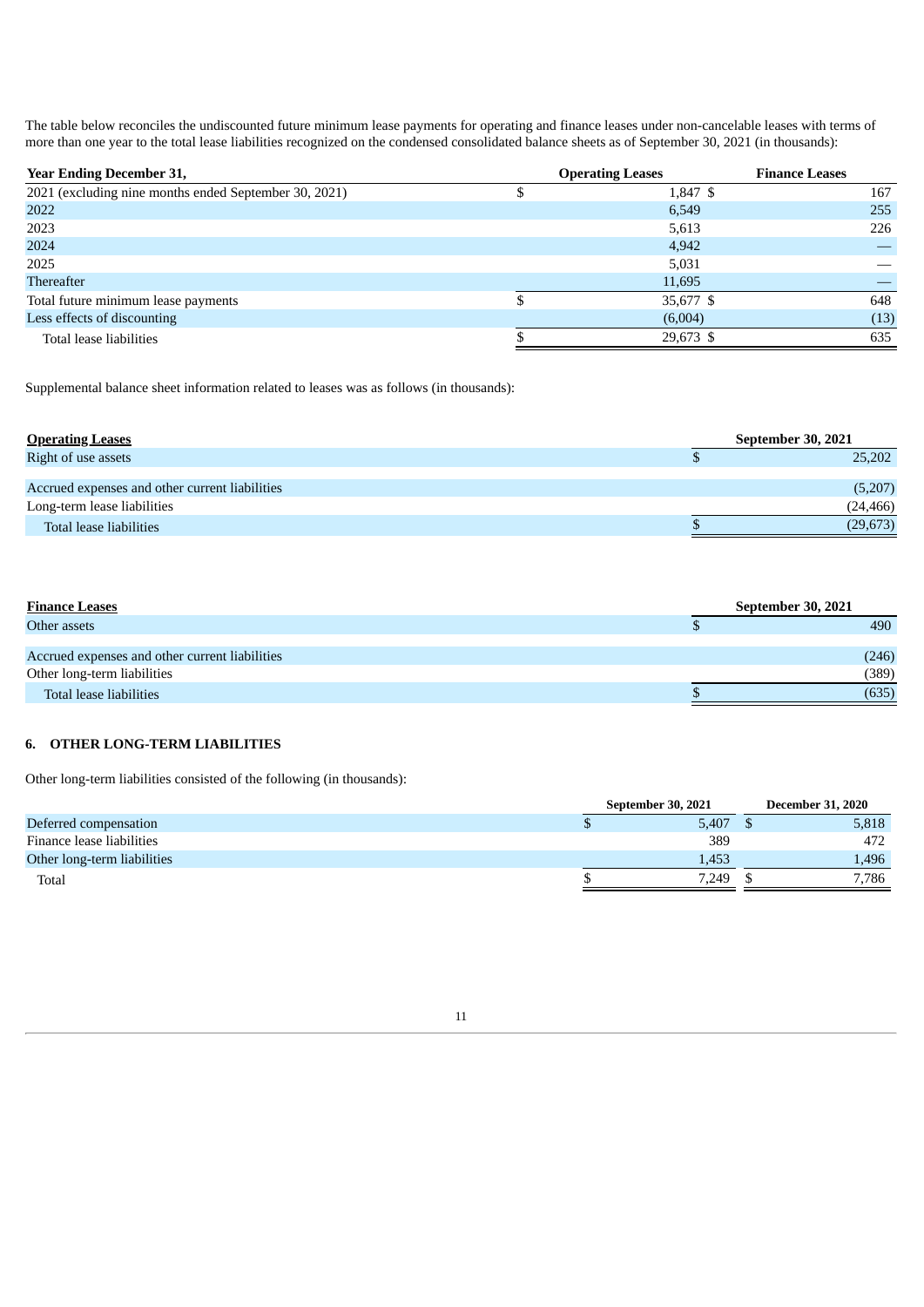The table below reconciles the undiscounted future minimum lease payments for operating and finance leases under non-cancelable leases with terms of more than one year to the total lease liabilities recognized on the condensed consolidated balance sheets as of September 30, 2021 (in thousands):

| Year Ending December 31, | Operating Leases | Finance Leases |
|---|---|---|
| 2021 (excluding nine months ended September 30, 2021) | $ 1,847 | $ 167 |
| 2022 | 6,549 | 255 |
| 2023 | 5,613 | 226 |
| 2024 | 4,942 | — |
| 2025 | 5,031 | — |
| Thereafter | 11,695 | — |
| Total future minimum lease payments | $ 35,677 | $ 648 |
| Less effects of discounting | (6,004) | (13) |
| Total lease liabilities | $ 29,673 | $ 635 |

Supplemental balance sheet information related to leases was as follows (in thousands):

| **Operating Leases** | September 30, 2021 |
|---|---|
| Right of use assets | $ 25,202 |
| | |
| Accrued expenses and other current liabilities | (5,207) |
| Long-term lease liabilities | (24,466) |
| Total lease liabilities | $ (29,673) |

| **Finance Leases** | September 30, 2021 |
|---|---|
| Other assets | $ 490 |
| | |
| Accrued expenses and other current liabilities | (246) |
| Other long-term liabilities | (389) |
| Total lease liabilities | $ (635) |

## 6. OTHER LONG-TERM LIABILITIES

Other long-term liabilities consisted of the following (in thousands):

| | September 30, 2021 | December 31, 2020 |
|---|---|---|
| Deferred compensation | $ 5,407 | $ 5,818 |
| Finance lease liabilities | 389 | 472 |
| Other long-term liabilities | 1,453 | 1,496 |
| Total | $ 7,249 | $ 7,786 |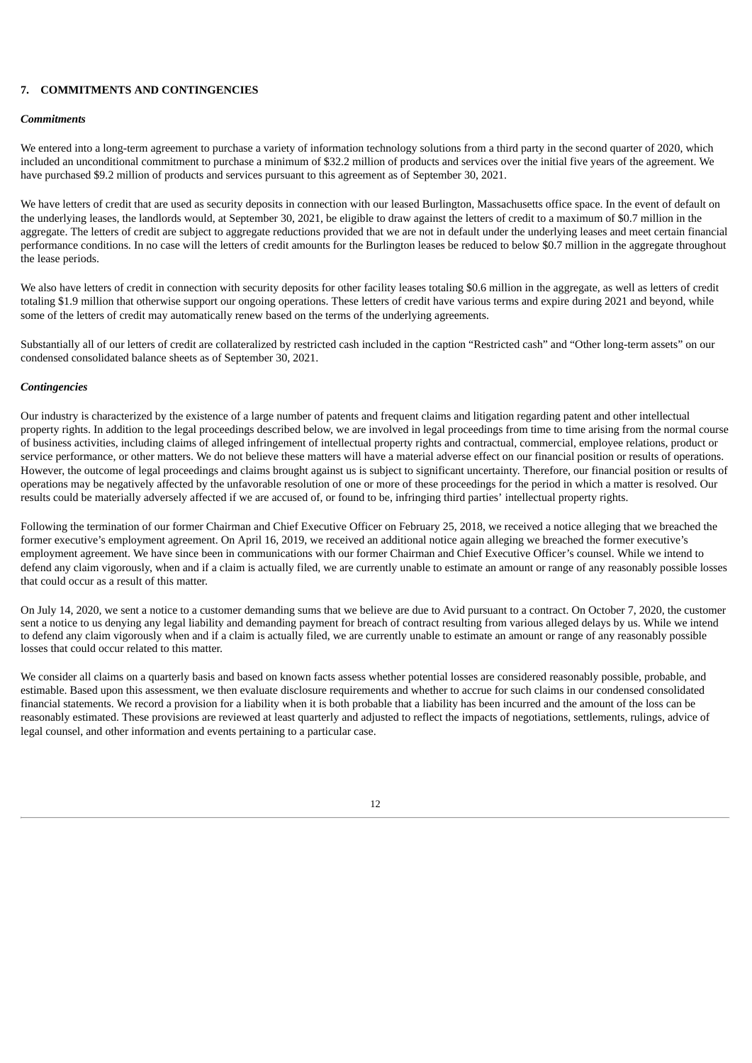### 7. COMMITMENTS AND CONTINGENCIES

***Commitments***

We entered into a long-term agreement to purchase a variety of information technology solutions from a third party in the second quarter of 2020, which included an unconditional commitment to purchase a minimum of $32.2 million of products and services over the initial five years of the agreement. We have purchased $9.2 million of products and services pursuant to this agreement as of September 30, 2021.

We have letters of credit that are used as security deposits in connection with our leased Burlington, Massachusetts office space. In the event of default on the underlying leases, the landlords would, at September 30, 2021, be eligible to draw against the letters of credit to a maximum of $0.7 million in the aggregate. The letters of credit are subject to aggregate reductions provided that we are not in default under the underlying leases and meet certain financial performance conditions. In no case will the letters of credit amounts for the Burlington leases be reduced to below $0.7 million in the aggregate throughout the lease periods.

We also have letters of credit in connection with security deposits for other facility leases totaling $0.6 million in the aggregate, as well as letters of credit totaling $1.9 million that otherwise support our ongoing operations. These letters of credit have various terms and expire during 2021 and beyond, while some of the letters of credit may automatically renew based on the terms of the underlying agreements.

Substantially all of our letters of credit are collateralized by restricted cash included in the caption "Restricted cash" and "Other long-term assets" on our condensed consolidated balance sheets as of September 30, 2021.

***Contingencies***

Our industry is characterized by the existence of a large number of patents and frequent claims and litigation regarding patent and other intellectual property rights. In addition to the legal proceedings described below, we are involved in legal proceedings from time to time arising from the normal course of business activities, including claims of alleged infringement of intellectual property rights and contractual, commercial, employee relations, product or service performance, or other matters. We do not believe these matters will have a material adverse effect on our financial position or results of operations. However, the outcome of legal proceedings and claims brought against us is subject to significant uncertainty. Therefore, our financial position or results of operations may be negatively affected by the unfavorable resolution of one or more of these proceedings for the period in which a matter is resolved. Our results could be materially adversely affected if we are accused of, or found to be, infringing third parties' intellectual property rights.

Following the termination of our former Chairman and Chief Executive Officer on February 25, 2018, we received a notice alleging that we breached the former executive's employment agreement. On April 16, 2019, we received an additional notice again alleging we breached the former executive's employment agreement. We have since been in communications with our former Chairman and Chief Executive Officer's counsel. While we intend to defend any claim vigorously, when and if a claim is actually filed, we are currently unable to estimate an amount or range of any reasonably possible losses that could occur as a result of this matter.

On July 14, 2020, we sent a notice to a customer demanding sums that we believe are due to Avid pursuant to a contract. On October 7, 2020, the customer sent a notice to us denying any legal liability and demanding payment for breach of contract resulting from various alleged delays by us. While we intend to defend any claim vigorously when and if a claim is actually filed, we are currently unable to estimate an amount or range of any reasonably possible losses that could occur related to this matter.

We consider all claims on a quarterly basis and based on known facts assess whether potential losses are considered reasonably possible, probable, and estimable. Based upon this assessment, we then evaluate disclosure requirements and whether to accrue for such claims in our condensed consolidated financial statements. We record a provision for a liability when it is both probable that a liability has been incurred and the amount of the loss can be reasonably estimated. These provisions are reviewed at least quarterly and adjusted to reflect the impacts of negotiations, settlements, rulings, advice of legal counsel, and other information and events pertaining to a particular case.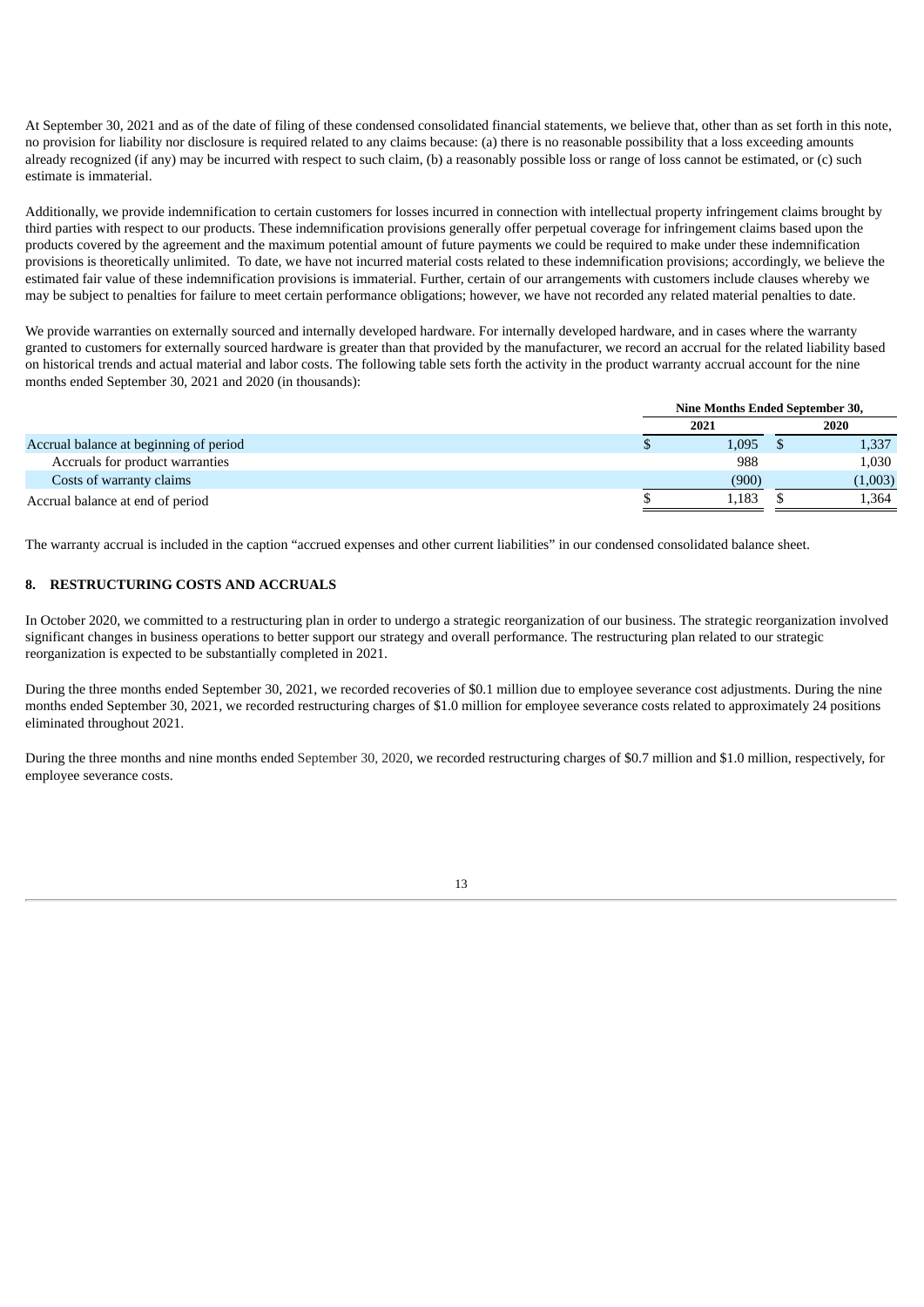At September 30, 2021 and as of the date of filing of these condensed consolidated financial statements, we believe that, other than as set forth in this note, no provision for liability nor disclosure is required related to any claims because: (a) there is no reasonable possibility that a loss exceeding amounts already recognized (if any) may be incurred with respect to such claim, (b) a reasonably possible loss or range of loss cannot be estimated, or (c) such estimate is immaterial.

Additionally, we provide indemnification to certain customers for losses incurred in connection with intellectual property infringement claims brought by third parties with respect to our products. These indemnification provisions generally offer perpetual coverage for infringement claims based upon the products covered by the agreement and the maximum potential amount of future payments we could be required to make under these indemnification provisions is theoretically unlimited. To date, we have not incurred material costs related to these indemnification provisions; accordingly, we believe the estimated fair value of these indemnification provisions is immaterial. Further, certain of our arrangements with customers include clauses whereby we may be subject to penalties for failure to meet certain performance obligations; however, we have not recorded any related material penalties to date.

We provide warranties on externally sourced and internally developed hardware. For internally developed hardware, and in cases where the warranty granted to customers for externally sourced hardware is greater than that provided by the manufacturer, we record an accrual for the related liability based on historical trends and actual material and labor costs. The following table sets forth the activity in the product warranty accrual account for the nine months ended September 30, 2021 and 2020 (in thousands):

| | Nine Months Ended September 30, | |
|---|---|---|
| | 2021 | 2020 |
| Accrual balance at beginning of period | $ 1,095 | $ 1,337 |
| Accruals for product warranties | 988 | 1,030 |
| Costs of warranty claims | (900) | (1,003) |
| Accrual balance at end of period | $ 1,183 | $ 1,364 |

The warranty accrual is included in the caption "accrued expenses and other current liabilities" in our condensed consolidated balance sheet.

## 8. RESTRUCTURING COSTS AND ACCRUALS

In October 2020, we committed to a restructuring plan in order to undergo a strategic reorganization of our business. The strategic reorganization involved significant changes in business operations to better support our strategy and overall performance. The restructuring plan related to our strategic reorganization is expected to be substantially completed in 2021.

During the three months ended September 30, 2021, we recorded recoveries of $0.1 million due to employee severance cost adjustments. During the nine months ended September 30, 2021, we recorded restructuring charges of $1.0 million for employee severance costs related to approximately 24 positions eliminated throughout 2021.

During the three months and nine months ended September 30, 2020, we recorded restructuring charges of $0.7 million and $1.0 million, respectively, for employee severance costs.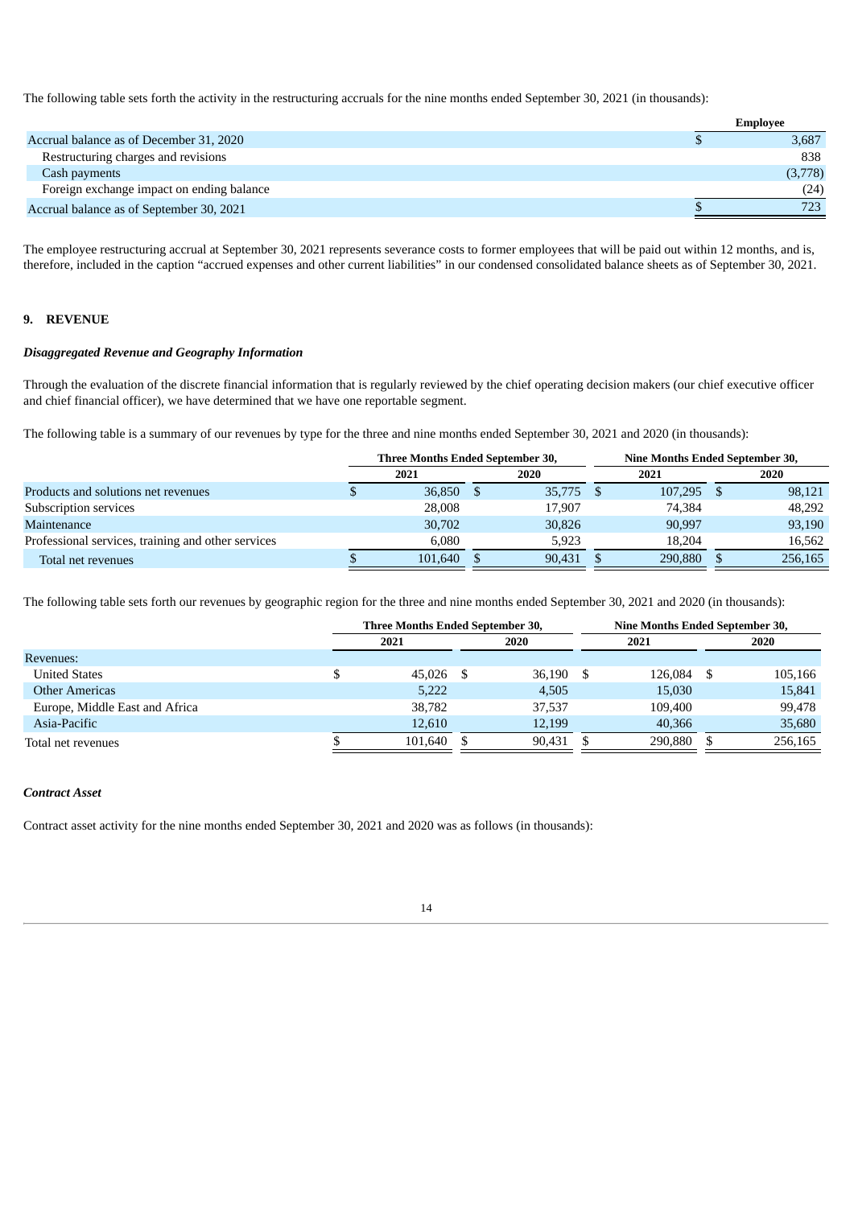The following table sets forth the activity in the restructuring accruals for the nine months ended September 30, 2021 (in thousands):

| | Employee |
|---|---|
| Accrual balance as of December 31, 2020 | $ 3,687 |
| Restructuring charges and revisions | 838 |
| Cash payments | (3,778) |
| Foreign exchange impact on ending balance | (24) |
| Accrual balance as of September 30, 2021 | $ 723 |

The employee restructuring accrual at September 30, 2021 represents severance costs to former employees that will be paid out within 12 months, and is, therefore, included in the caption "accrued expenses and other current liabilities" in our condensed consolidated balance sheets as of September 30, 2021.

## 9. REVENUE

### *Disaggregated Revenue and Geography Information*

Through the evaluation of the discrete financial information that is regularly reviewed by the chief operating decision makers (our chief executive officer and chief financial officer), we have determined that we have one reportable segment.

The following table is a summary of our revenues by type for the three and nine months ended September 30, 2021 and 2020 (in thousands):

| | Three Months Ended September 30, | | Nine Months Ended September 30, | |
|---|---|---|---|---|
| | 2021 | 2020 | 2021 | 2020 |
| Products and solutions net revenues | $ 36,850 | $ 35,775 | $ 107,295 | $ 98,121 |
| Subscription services | 28,008 | 17,907 | 74,384 | 48,292 |
| Maintenance | 30,702 | 30,826 | 90,997 | 93,190 |
| Professional services, training and other services | 6,080 | 5,923 | 18,204 | 16,562 |
| Total net revenues | $ 101,640 | $ 90,431 | $ 290,880 | $ 256,165 |

The following table sets forth our revenues by geographic region for the three and nine months ended September 30, 2021 and 2020 (in thousands):

| | Three Months Ended September 30, | | Nine Months Ended September 30, | |
|---|---|---|---|---|
| | 2021 | 2020 | 2021 | 2020 |
| Revenues: | | | | |
| United States | $ 45,026 | $ 36,190 | $ 126,084 | $ 105,166 |
| Other Americas | 5,222 | 4,505 | 15,030 | 15,841 |
| Europe, Middle East and Africa | 38,782 | 37,537 | 109,400 | 99,478 |
| Asia-Pacific | 12,610 | 12,199 | 40,366 | 35,680 |
| Total net revenues | $ 101,640 | $ 90,431 | $ 290,880 | $ 256,165 |

### *Contract Asset*

Contract asset activity for the nine months ended September 30, 2021 and 2020 was as follows (in thousands):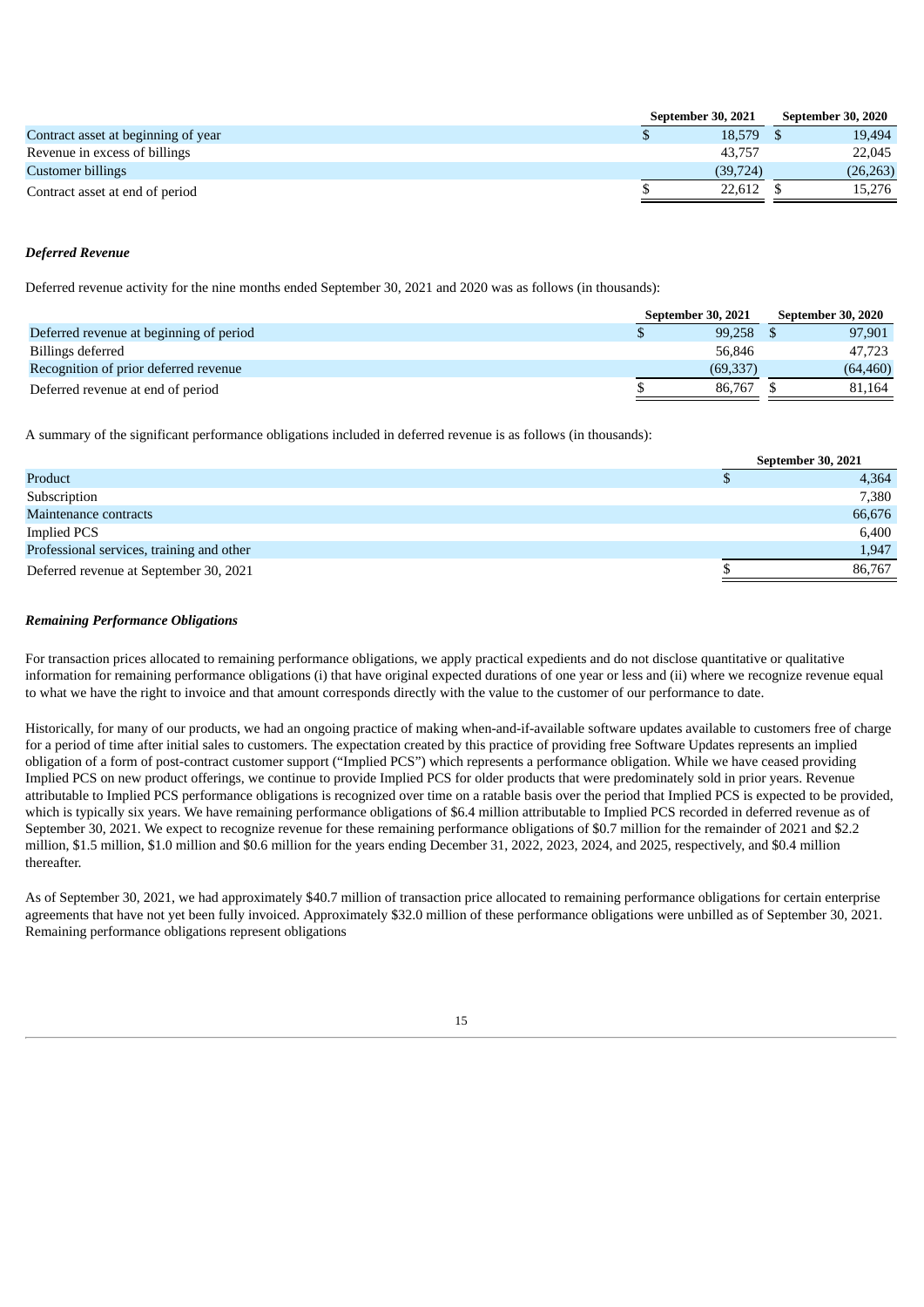|  | September 30, 2021 | September 30, 2020 |
|---|---|---|
| Contract asset at beginning of year | $ 18,579 | $ 19,494 |
| Revenue in excess of billings | 43,757 | 22,045 |
| Customer billings | (39,724) | (26,263) |
| Contract asset at end of period | $ 22,612 | $ 15,276 |

***Deferred Revenue***

Deferred revenue activity for the nine months ended September 30, 2021 and 2020 was as follows (in thousands):

|  | September 30, 2021 | September 30, 2020 |
|---|---|---|
| Deferred revenue at beginning of period | $ 99,258 | $ 97,901 |
| Billings deferred | 56,846 | 47,723 |
| Recognition of prior deferred revenue | (69,337) | (64,460) |
| Deferred revenue at end of period | $ 86,767 | $ 81,164 |

A summary of the significant performance obligations included in deferred revenue is as follows (in thousands):

|  | September 30, 2021 |
|---|---|
| Product | $ 4,364 |
| Subscription | 7,380 |
| Maintenance contracts | 66,676 |
| Implied PCS | 6,400 |
| Professional services, training and other | 1,947 |
| Deferred revenue at September 30, 2021 | $ 86,767 |

***Remaining Performance Obligations***

For transaction prices allocated to remaining performance obligations, we apply practical expedients and do not disclose quantitative or qualitative information for remaining performance obligations (i) that have original expected durations of one year or less and (ii) where we recognize revenue equal to what we have the right to invoice and that amount corresponds directly with the value to the customer of our performance to date.

Historically, for many of our products, we had an ongoing practice of making when-and-if-available software updates available to customers free of charge for a period of time after initial sales to customers. The expectation created by this practice of providing free Software Updates represents an implied obligation of a form of post-contract customer support ("Implied PCS") which represents a performance obligation. While we have ceased providing Implied PCS on new product offerings, we continue to provide Implied PCS for older products that were predominately sold in prior years. Revenue attributable to Implied PCS performance obligations is recognized over time on a ratable basis over the period that Implied PCS is expected to be provided, which is typically six years. We have remaining performance obligations of $6.4 million attributable to Implied PCS recorded in deferred revenue as of September 30, 2021. We expect to recognize revenue for these remaining performance obligations of $0.7 million for the remainder of 2021 and $2.2 million, $1.5 million, $1.0 million and $0.6 million for the years ending December 31, 2022, 2023, 2024, and 2025, respectively, and $0.4 million thereafter.

As of September 30, 2021, we had approximately $40.7 million of transaction price allocated to remaining performance obligations for certain enterprise agreements that have not yet been fully invoiced. Approximately $32.0 million of these performance obligations were unbilled as of September 30, 2021. Remaining performance obligations represent obligations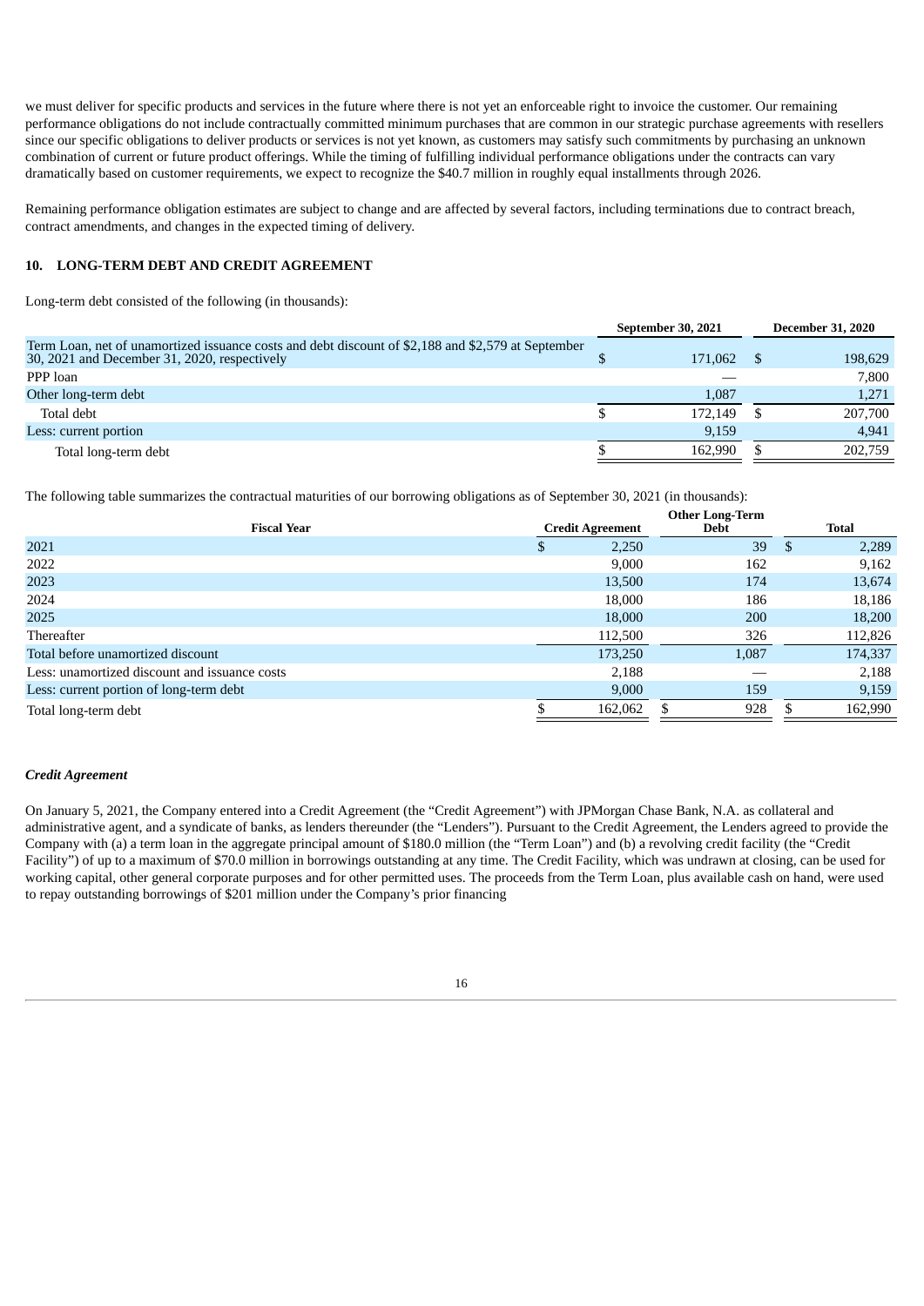we must deliver for specific products and services in the future where there is not yet an enforceable right to invoice the customer. Our remaining performance obligations do not include contractually committed minimum purchases that are common in our strategic purchase agreements with resellers since our specific obligations to deliver products or services is not yet known, as customers may satisfy such commitments by purchasing an unknown combination of current or future product offerings. While the timing of fulfilling individual performance obligations under the contracts can vary dramatically based on customer requirements, we expect to recognize the $40.7 million in roughly equal installments through 2026.

Remaining performance obligation estimates are subject to change and are affected by several factors, including terminations due to contract breach, contract amendments, and changes in the expected timing of delivery.

## 10. LONG-TERM DEBT AND CREDIT AGREEMENT

Long-term debt consisted of the following (in thousands):

| | September 30, 2021 | December 31, 2020 |
|---|---|---|
| Term Loan, net of unamortized issuance costs and debt discount of $2,188 and $2,579 at September 30, 2021 and December 31, 2020, respectively | $ 171,062 | $ 198,629 |
| PPP loan | — | 7,800 |
| Other long-term debt | 1,087 | 1,271 |
| Total debt | $ 172,149 | $ 207,700 |
| Less: current portion | 9,159 | 4,941 |
| Total long-term debt | $ 162,990 | $ 202,759 |

The following table summarizes the contractual maturities of our borrowing obligations as of September 30, 2021 (in thousands):

| Fiscal Year | Credit Agreement | Other Long-Term Debt | Total |
|---|---|---|---|
| 2021 | $ 2,250 | 39 | $ 2,289 |
| 2022 | 9,000 | 162 | 9,162 |
| 2023 | 13,500 | 174 | 13,674 |
| 2024 | 18,000 | 186 | 18,186 |
| 2025 | 18,000 | 200 | 18,200 |
| Thereafter | 112,500 | 326 | 112,826 |
| Total before unamortized discount | 173,250 | 1,087 | 174,337 |
| Less: unamortized discount and issuance costs | 2,188 | — | 2,188 |
| Less: current portion of long-term debt | 9,000 | 159 | 9,159 |
| Total long-term debt | $ 162,062 | $ 928 | $ 162,990 |

### *Credit Agreement*

On January 5, 2021, the Company entered into a Credit Agreement (the "Credit Agreement") with JPMorgan Chase Bank, N.A. as collateral and administrative agent, and a syndicate of banks, as lenders thereunder (the "Lenders"). Pursuant to the Credit Agreement, the Lenders agreed to provide the Company with (a) a term loan in the aggregate principal amount of $180.0 million (the "Term Loan") and (b) a revolving credit facility (the "Credit Facility") of up to a maximum of $70.0 million in borrowings outstanding at any time. The Credit Facility, which was undrawn at closing, can be used for working capital, other general corporate purposes and for other permitted uses. The proceeds from the Term Loan, plus available cash on hand, were used to repay outstanding borrowings of $201 million under the Company's prior financing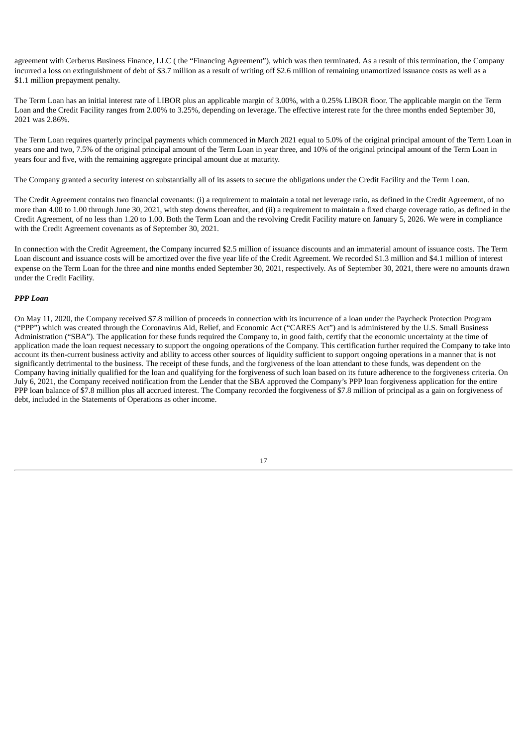agreement with Cerberus Business Finance, LLC ( the "Financing Agreement"), which was then terminated. As a result of this termination, the Company incurred a loss on extinguishment of debt of $3.7 million as a result of writing off $2.6 million of remaining unamortized issuance costs as well as a $1.1 million prepayment penalty.

The Term Loan has an initial interest rate of LIBOR plus an applicable margin of 3.00%, with a 0.25% LIBOR floor. The applicable margin on the Term Loan and the Credit Facility ranges from 2.00% to 3.25%, depending on leverage. The effective interest rate for the three months ended September 30, 2021 was 2.86%.

The Term Loan requires quarterly principal payments which commenced in March 2021 equal to 5.0% of the original principal amount of the Term Loan in years one and two, 7.5% of the original principal amount of the Term Loan in year three, and 10% of the original principal amount of the Term Loan in years four and five, with the remaining aggregate principal amount due at maturity.

The Company granted a security interest on substantially all of its assets to secure the obligations under the Credit Facility and the Term Loan.

The Credit Agreement contains two financial covenants: (i) a requirement to maintain a total net leverage ratio, as defined in the Credit Agreement, of no more than 4.00 to 1.00 through June 30, 2021, with step downs thereafter, and (ii) a requirement to maintain a fixed charge coverage ratio, as defined in the Credit Agreement, of no less than 1.20 to 1.00. Both the Term Loan and the revolving Credit Facility mature on January 5, 2026. We were in compliance with the Credit Agreement covenants as of September 30, 2021.

In connection with the Credit Agreement, the Company incurred $2.5 million of issuance discounts and an immaterial amount of issuance costs. The Term Loan discount and issuance costs will be amortized over the five year life of the Credit Agreement. We recorded $1.3 million and $4.1 million of interest expense on the Term Loan for the three and nine months ended September 30, 2021, respectively. As of September 30, 2021, there were no amounts drawn under the Credit Facility.

***PPP Loan***

On May 11, 2020, the Company received $7.8 million of proceeds in connection with its incurrence of a loan under the Paycheck Protection Program ("PPP") which was created through the Coronavirus Aid, Relief, and Economic Act ("CARES Act") and is administered by the U.S. Small Business Administration ("SBA"). The application for these funds required the Company to, in good faith, certify that the economic uncertainty at the time of application made the loan request necessary to support the ongoing operations of the Company. This certification further required the Company to take into account its then-current business activity and ability to access other sources of liquidity sufficient to support ongoing operations in a manner that is not significantly detrimental to the business. The receipt of these funds, and the forgiveness of the loan attendant to these funds, was dependent on the Company having initially qualified for the loan and qualifying for the forgiveness of such loan based on its future adherence to the forgiveness criteria. On July 6, 2021, the Company received notification from the Lender that the SBA approved the Company's PPP loan forgiveness application for the entire PPP loan balance of $7.8 million plus all accrued interest. The Company recorded the forgiveness of $7.8 million of principal as a gain on forgiveness of debt, included in the Statements of Operations as other income.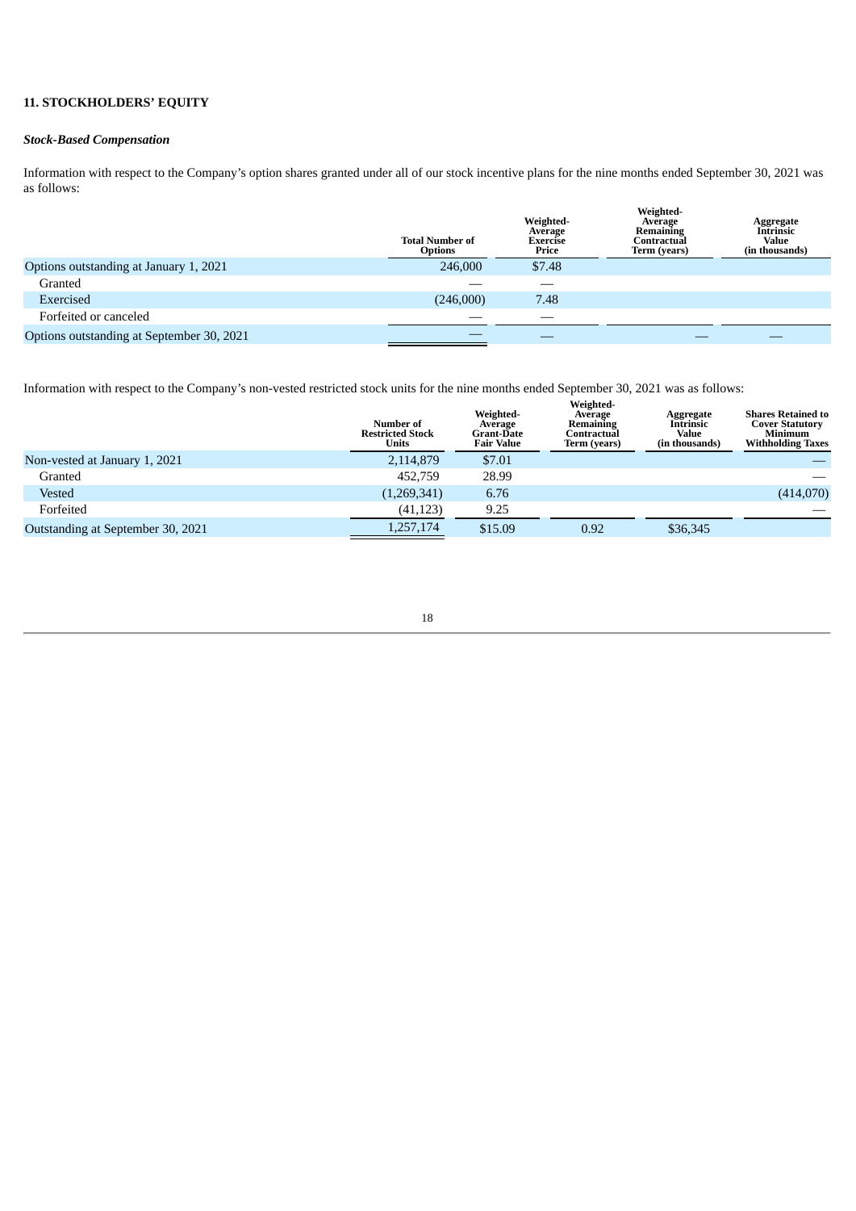## 11. STOCKHOLDERS' EQUITY

### *Stock-Based Compensation*

Information with respect to the Company's option shares granted under all of our stock incentive plans for the nine months ended September 30, 2021 was as follows:

| | Total Number of Options | Weighted-Average Exercise Price | Weighted-Average Remaining Contractual Term (years) | Aggregate Intrinsic Value (in thousands) |
|---|---|---|---|---|
| Options outstanding at January 1, 2021 | 246,000 | $7.48 | | |
| Granted | — | — | | |
| Exercised | (246,000) | 7.48 | | |
| Forfeited or canceled | — | — | | |
| Options outstanding at September 30, 2021 | — | — | — | — |

Information with respect to the Company's non-vested restricted stock units for the nine months ended September 30, 2021 was as follows:

| | Number of Restricted Stock Units | Weighted-Average Grant-Date Fair Value | Weighted-Average Remaining Contractual Term (years) | Aggregate Intrinsic Value (in thousands) | Shares Retained to Cover Statutory Minimum Withholding Taxes |
|---|---|---|---|---|---|
| Non-vested at January 1, 2021 | 2,114,879 | $7.01 | | | — |
| Granted | 452,759 | 28.99 | | | — |
| Vested | (1,269,341) | 6.76 | | | (414,070) |
| Forfeited | (41,123) | 9.25 | | | — |
| Outstanding at September 30, 2021 | 1,257,174 | $15.09 | 0.92 | $36,345 | |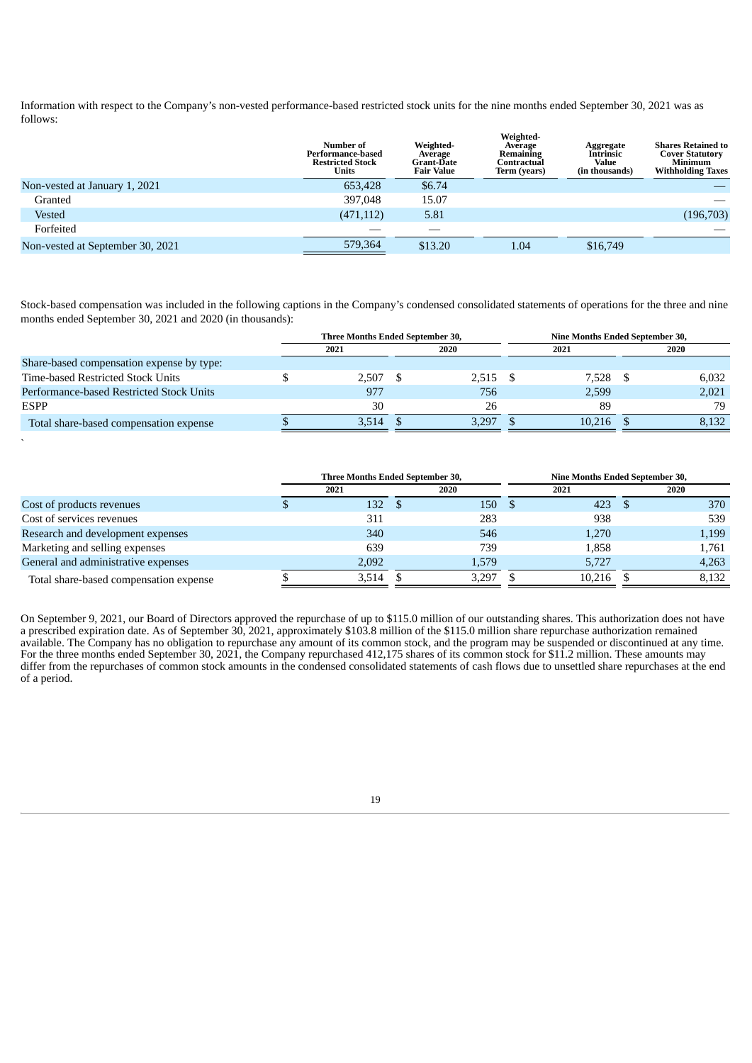Information with respect to the Company's non-vested performance-based restricted stock units for the nine months ended September 30, 2021 was as follows:

| | Number of Performance-based Restricted Stock Units | Weighted-Average Grant-Date Fair Value | Weighted-Average Remaining Contractual Term (years) | Aggregate Intrinsic Value (in thousands) | Shares Retained to Cover Statutory Minimum Withholding Taxes |
|---|---|---|---|---|---|
| Non-vested at January 1, 2021 | 653,428 | $6.74 | | | — |
| Granted | 397,048 | 15.07 | | | — |
| Vested | (471,112) | 5.81 | | | (196,703) |
| Forfeited | — | — | | | — |
| Non-vested at September 30, 2021 | 579,364 | $13.20 | 1.04 | $16,749 | |

Stock-based compensation was included in the following captions in the Company's condensed consolidated statements of operations for the three and nine months ended September 30, 2021 and 2020 (in thousands):

| | Three Months Ended September 30, | | Nine Months Ended September 30, | |
|---|---|---|---|---|
| | 2021 | 2020 | 2021 | 2020 |
| Share-based compensation expense by type: | | | | |
| Time-based Restricted Stock Units | $ 2,507 | $ 2,515 | $ 7,528 | $ 6,032 |
| Performance-based Restricted Stock Units | 977 | 756 | 2,599 | 2,021 |
| ESPP | 30 | 26 | 89 | 79 |
| Total share-based compensation expense | $ 3,514 | $ 3,297 | $ 10,216 | $ 8,132 |

| | Three Months Ended September 30, | | Nine Months Ended September 30, | |
|---|---|---|---|---|
| | 2021 | 2020 | 2021 | 2020 |
| Cost of products revenues | $ 132 | $ 150 | $ 423 | $ 370 |
| Cost of services revenues | 311 | 283 | 938 | 539 |
| Research and development expenses | 340 | 546 | 1,270 | 1,199 |
| Marketing and selling expenses | 639 | 739 | 1,858 | 1,761 |
| General and administrative expenses | 2,092 | 1,579 | 5,727 | 4,263 |
| Total share-based compensation expense | $ 3,514 | $ 3,297 | $ 10,216 | $ 8,132 |

On September 9, 2021, our Board of Directors approved the repurchase of up to $115.0 million of our outstanding shares. This authorization does not have a prescribed expiration date. As of September 30, 2021, approximately $103.8 million of the $115.0 million share repurchase authorization remained available. The Company has no obligation to repurchase any amount of its common stock, and the program may be suspended or discontinued at any time. For the three months ended September 30, 2021, the Company repurchased 412,175 shares of its common stock for $11.2 million. These amounts may differ from the repurchases of common stock amounts in the condensed consolidated statements of cash flows due to unsettled share repurchases at the end of a period.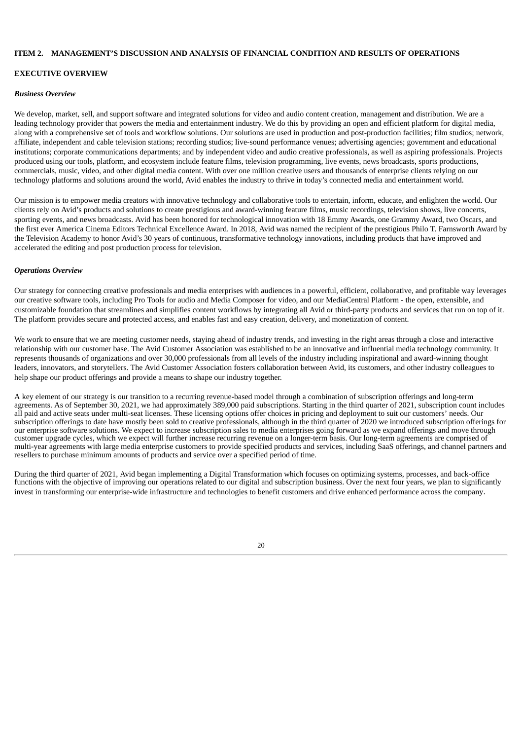## ITEM 2. MANAGEMENT'S DISCUSSION AND ANALYSIS OF FINANCIAL CONDITION AND RESULTS OF OPERATIONS

### EXECUTIVE OVERVIEW

*Business Overview*

We develop, market, sell, and support software and integrated solutions for video and audio content creation, management and distribution. We are a leading technology provider that powers the media and entertainment industry. We do this by providing an open and efficient platform for digital media, along with a comprehensive set of tools and workflow solutions. Our solutions are used in production and post-production facilities; film studios; network, affiliate, independent and cable television stations; recording studios; live-sound performance venues; advertising agencies; government and educational institutions; corporate communications departments; and by independent video and audio creative professionals, as well as aspiring professionals. Projects produced using our tools, platform, and ecosystem include feature films, television programming, live events, news broadcasts, sports productions, commercials, music, video, and other digital media content. With over one million creative users and thousands of enterprise clients relying on our technology platforms and solutions around the world, Avid enables the industry to thrive in today's connected media and entertainment world.

Our mission is to empower media creators with innovative technology and collaborative tools to entertain, inform, educate, and enlighten the world. Our clients rely on Avid's products and solutions to create prestigious and award-winning feature films, music recordings, television shows, live concerts, sporting events, and news broadcasts. Avid has been honored for technological innovation with 18 Emmy Awards, one Grammy Award, two Oscars, and the first ever America Cinema Editors Technical Excellence Award. In 2018, Avid was named the recipient of the prestigious Philo T. Farnsworth Award by the Television Academy to honor Avid's 30 years of continuous, transformative technology innovations, including products that have improved and accelerated the editing and post production process for television.

*Operations Overview*

Our strategy for connecting creative professionals and media enterprises with audiences in a powerful, efficient, collaborative, and profitable way leverages our creative software tools, including Pro Tools for audio and Media Composer for video, and our MediaCentral Platform - the open, extensible, and customizable foundation that streamlines and simplifies content workflows by integrating all Avid or third-party products and services that run on top of it. The platform provides secure and protected access, and enables fast and easy creation, delivery, and monetization of content.

We work to ensure that we are meeting customer needs, staying ahead of industry trends, and investing in the right areas through a close and interactive relationship with our customer base. The Avid Customer Association was established to be an innovative and influential media technology community. It represents thousands of organizations and over 30,000 professionals from all levels of the industry including inspirational and award-winning thought leaders, innovators, and storytellers. The Avid Customer Association fosters collaboration between Avid, its customers, and other industry colleagues to help shape our product offerings and provide a means to shape our industry together.

A key element of our strategy is our transition to a recurring revenue-based model through a combination of subscription offerings and long-term agreements. As of September 30, 2021, we had approximately 389,000 paid subscriptions. Starting in the third quarter of 2021, subscription count includes all paid and active seats under multi-seat licenses. These licensing options offer choices in pricing and deployment to suit our customers' needs. Our subscription offerings to date have mostly been sold to creative professionals, although in the third quarter of 2020 we introduced subscription offerings for our enterprise software solutions. We expect to increase subscription sales to media enterprises going forward as we expand offerings and move through customer upgrade cycles, which we expect will further increase recurring revenue on a longer-term basis. Our long-term agreements are comprised of multi-year agreements with large media enterprise customers to provide specified products and services, including SaaS offerings, and channel partners and resellers to purchase minimum amounts of products and service over a specified period of time.

During the third quarter of 2021, Avid began implementing a Digital Transformation which focuses on optimizing systems, processes, and back-office functions with the objective of improving our operations related to our digital and subscription business. Over the next four years, we plan to significantly invest in transforming our enterprise-wide infrastructure and technologies to benefit customers and drive enhanced performance across the company.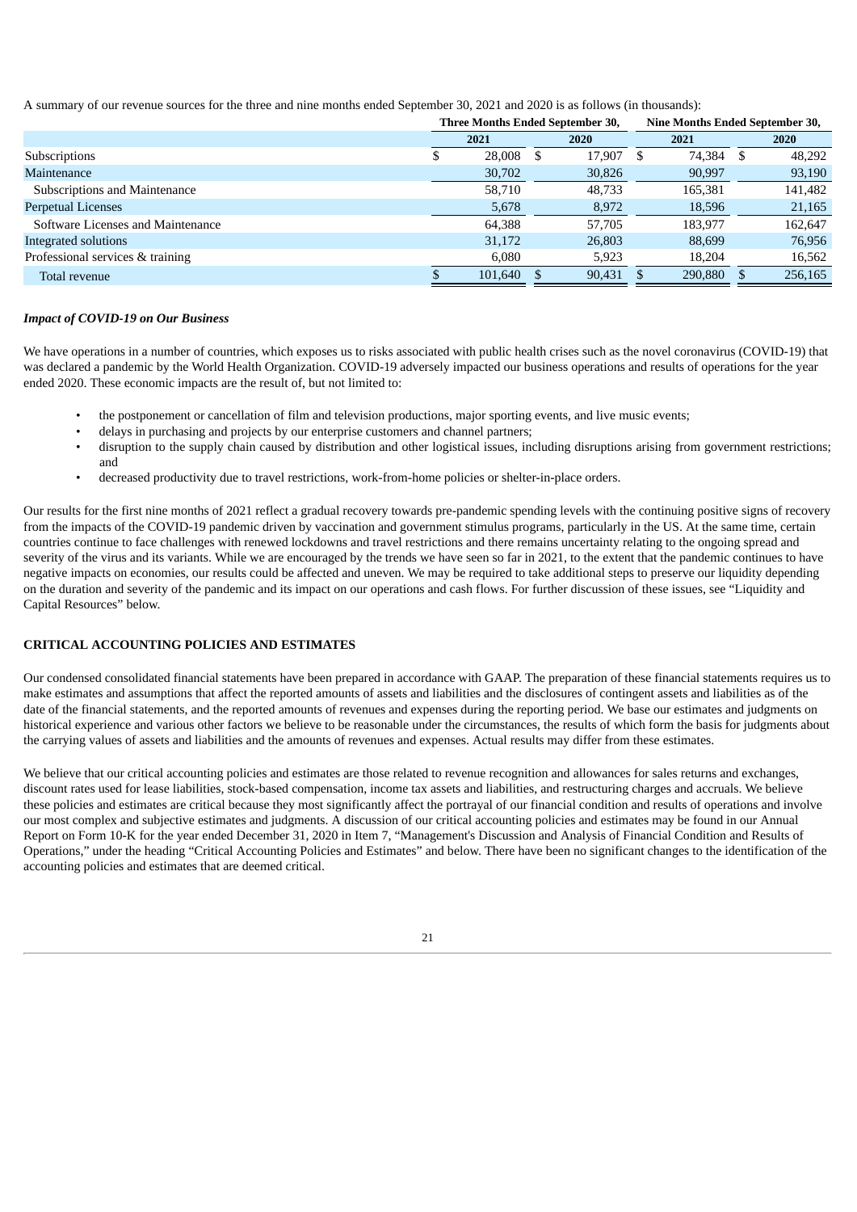A summary of our revenue sources for the three and nine months ended September 30, 2021 and 2020 is as follows (in thousands):

| | Three Months Ended September 30, | | Nine Months Ended September 30, | |
|---|---|---|---|---|
| | 2021 | 2020 | 2021 | 2020 |
| Subscriptions | $ 28,008 | $ 17,907 | $ 74,384 | $ 48,292 |
| Maintenance | 30,702 | 30,826 | 90,997 | 93,190 |
| Subscriptions and Maintenance | 58,710 | 48,733 | 165,381 | 141,482 |
| Perpetual Licenses | 5,678 | 8,972 | 18,596 | 21,165 |
| Software Licenses and Maintenance | 64,388 | 57,705 | 183,977 | 162,647 |
| Integrated solutions | 31,172 | 26,803 | 88,699 | 76,956 |
| Professional services & training | 6,080 | 5,923 | 18,204 | 16,562 |
| Total revenue | $ 101,640 | $ 90,431 | $ 290,880 | $ 256,165 |

***Impact of COVID-19 on Our Business***

We have operations in a number of countries, which exposes us to risks associated with public health crises such as the novel coronavirus (COVID-19) that was declared a pandemic by the World Health Organization. COVID-19 adversely impacted our business operations and results of operations for the year ended 2020. These economic impacts are the result of, but not limited to:

- the postponement or cancellation of film and television productions, major sporting events, and live music events;
- delays in purchasing and projects by our enterprise customers and channel partners;
- disruption to the supply chain caused by distribution and other logistical issues, including disruptions arising from government restrictions; and
- decreased productivity due to travel restrictions, work-from-home policies or shelter-in-place orders.

Our results for the first nine months of 2021 reflect a gradual recovery towards pre-pandemic spending levels with the continuing positive signs of recovery from the impacts of the COVID-19 pandemic driven by vaccination and government stimulus programs, particularly in the US. At the same time, certain countries continue to face challenges with renewed lockdowns and travel restrictions and there remains uncertainty relating to the ongoing spread and severity of the virus and its variants. While we are encouraged by the trends we have seen so far in 2021, to the extent that the pandemic continues to have negative impacts on economies, our results could be affected and uneven. We may be required to take additional steps to preserve our liquidity depending on the duration and severity of the pandemic and its impact on our operations and cash flows. For further discussion of these issues, see "Liquidity and Capital Resources" below.

## CRITICAL ACCOUNTING POLICIES AND ESTIMATES

Our condensed consolidated financial statements have been prepared in accordance with GAAP. The preparation of these financial statements requires us to make estimates and assumptions that affect the reported amounts of assets and liabilities and the disclosures of contingent assets and liabilities as of the date of the financial statements, and the reported amounts of revenues and expenses during the reporting period. We base our estimates and judgments on historical experience and various other factors we believe to be reasonable under the circumstances, the results of which form the basis for judgments about the carrying values of assets and liabilities and the amounts of revenues and expenses. Actual results may differ from these estimates.

We believe that our critical accounting policies and estimates are those related to revenue recognition and allowances for sales returns and exchanges, discount rates used for lease liabilities, stock-based compensation, income tax assets and liabilities, and restructuring charges and accruals. We believe these policies and estimates are critical because they most significantly affect the portrayal of our financial condition and results of operations and involve our most complex and subjective estimates and judgments. A discussion of our critical accounting policies and estimates may be found in our Annual Report on Form 10-K for the year ended December 31, 2020 in Item 7, "Management's Discussion and Analysis of Financial Condition and Results of Operations," under the heading "Critical Accounting Policies and Estimates" and below. There have been no significant changes to the identification of the accounting policies and estimates that are deemed critical.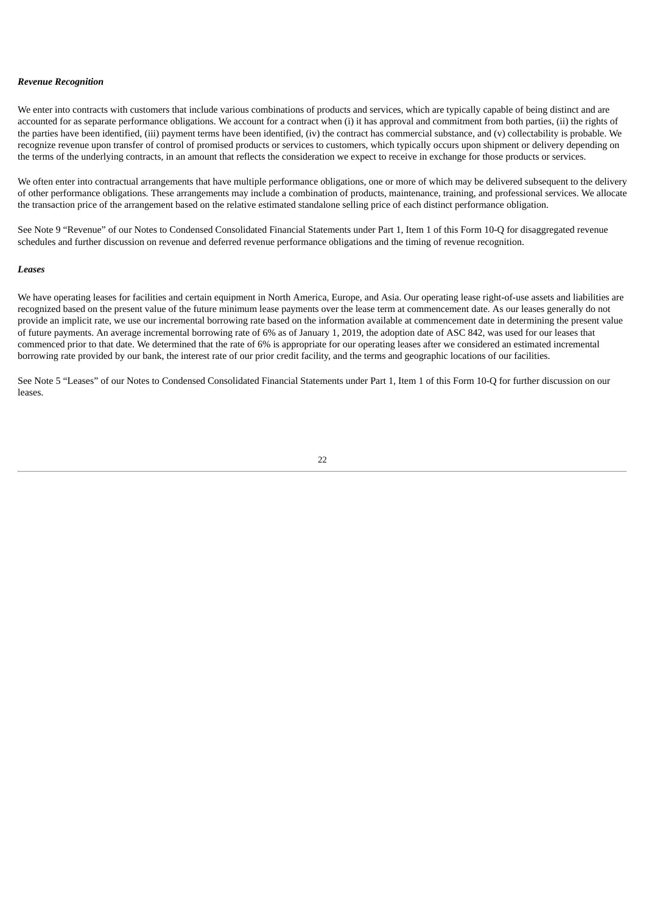***Revenue Recognition***

We enter into contracts with customers that include various combinations of products and services, which are typically capable of being distinct and are accounted for as separate performance obligations. We account for a contract when (i) it has approval and commitment from both parties, (ii) the rights of the parties have been identified, (iii) payment terms have been identified, (iv) the contract has commercial substance, and (v) collectability is probable. We recognize revenue upon transfer of control of promised products or services to customers, which typically occurs upon shipment or delivery depending on the terms of the underlying contracts, in an amount that reflects the consideration we expect to receive in exchange for those products or services.

We often enter into contractual arrangements that have multiple performance obligations, one or more of which may be delivered subsequent to the delivery of other performance obligations. These arrangements may include a combination of products, maintenance, training, and professional services. We allocate the transaction price of the arrangement based on the relative estimated standalone selling price of each distinct performance obligation.

See Note 9 "Revenue" of our Notes to Condensed Consolidated Financial Statements under Part 1, Item 1 of this Form 10-Q for disaggregated revenue schedules and further discussion on revenue and deferred revenue performance obligations and the timing of revenue recognition.

***Leases***

We have operating leases for facilities and certain equipment in North America, Europe, and Asia. Our operating lease right-of-use assets and liabilities are recognized based on the present value of the future minimum lease payments over the lease term at commencement date. As our leases generally do not provide an implicit rate, we use our incremental borrowing rate based on the information available at commencement date in determining the present value of future payments. An average incremental borrowing rate of 6% as of January 1, 2019, the adoption date of ASC 842, was used for our leases that commenced prior to that date. We determined that the rate of 6% is appropriate for our operating leases after we considered an estimated incremental borrowing rate provided by our bank, the interest rate of our prior credit facility, and the terms and geographic locations of our facilities.

See Note 5 "Leases" of our Notes to Condensed Consolidated Financial Statements under Part 1, Item 1 of this Form 10-Q for further discussion on our leases.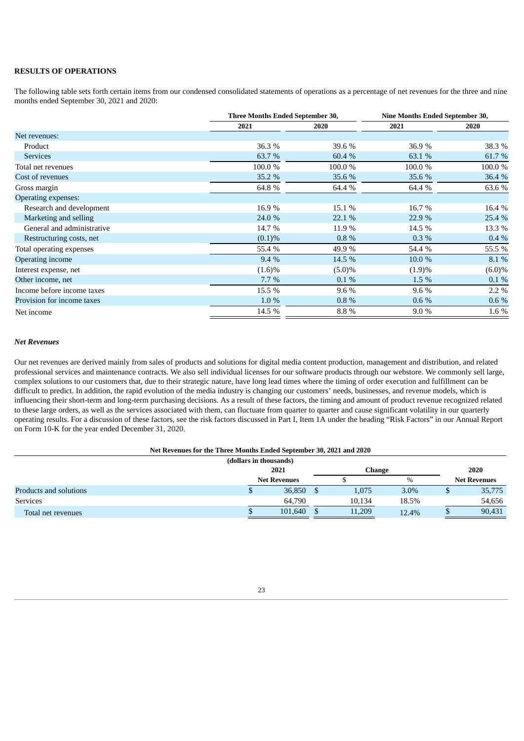**RESULTS OF OPERATIONS**

The following table sets forth certain items from our condensed consolidated statements of operations as a percentage of net revenues for the three and nine months ended September 30, 2021 and 2020:

| | Three Months Ended September 30, | | Nine Months Ended September 30, | |
|---|---|---|---|---|
| | 2021 | 2020 | 2021 | 2020 |
| Net revenues: | | | | |
| Product | 36.3 % | 39.6 % | 36.9 % | 38.3 % |
| Services | 63.7 % | 60.4 % | 63.1 % | 61.7 % |
| Total net revenues | 100.0 % | 100.0 % | 100.0 % | 100.0 % |
| Cost of revenues | 35.2 % | 35.6 % | 35.6 % | 36.4 % |
| Gross margin | 64.8 % | 64.4 % | 64.4 % | 63.6 % |
| Operating expenses: | | | | |
| Research and development | 16.9 % | 15.1 % | 16.7 % | 16.4 % |
| Marketing and selling | 24.0 % | 22.1 % | 22.9 % | 25.4 % |
| General and administrative | 14.7 % | 11.9 % | 14.5 % | 13.3 % |
| Restructuring costs, net | (0.1)% | 0.8 % | 0.3 % | 0.4 % |
| Total operating expenses | 55.4 % | 49.9 % | 54.4 % | 55.5 % |
| Operating income | 9.4 % | 14.5 % | 10.0 % | 8.1 % |
| Interest expense, net | (1.6)% | (5.0)% | (1.9)% | (6.0)% |
| Other income, net | 7.7 % | 0.1 % | 1.5 % | 0.1 % |
| Income before income taxes | 15.5 % | 9.6 % | 9.6 % | 2.2 % |
| Provision for income taxes | 1.0 % | 0.8 % | 0.6 % | 0.6 % |
| Net income | 14.5 % | 8.8 % | 9.0 % | 1.6 % |

### *Net Revenues*

Our net revenues are derived mainly from sales of products and solutions for digital media content production, management and distribution, and related professional services and maintenance contracts. We also sell individual licenses for our software products through our webstore. We commonly sell large, complex solutions to our customers that, due to their strategic nature, have long lead times where the timing of order execution and fulfillment can be difficult to predict. In addition, the rapid evolution of the media industry is changing our customers' needs, businesses, and revenue models, which is influencing their short-term and long-term purchasing decisions. As a result of these factors, the timing and amount of product revenue recognized related to these large orders, as well as the services associated with them, can fluctuate from quarter to quarter and cause significant volatility in our quarterly operating results. For a discussion of these factors, see the risk factors discussed in Part I, Item 1A under the heading "Risk Factors" in our Annual Report on Form 10-K for the year ended December 31, 2020.

**Net Revenues for the Three Months Ended September 30, 2021 and 2020**

**(dollars in thousands)**

| | 2021 | Change | | 2020 |
|---|---|---|---|---|
| | Net Revenues | $ | % | Net Revenues |
| Products and solutions | $ 36,850 | $ 1,075 | 3.0% | $ 35,775 |
| Services | 64,790 | 10,134 | 18.5% | 54,656 |
| Total net revenues | $ 101,640 | $ 11,209 | 12.4% | $ 90,431 |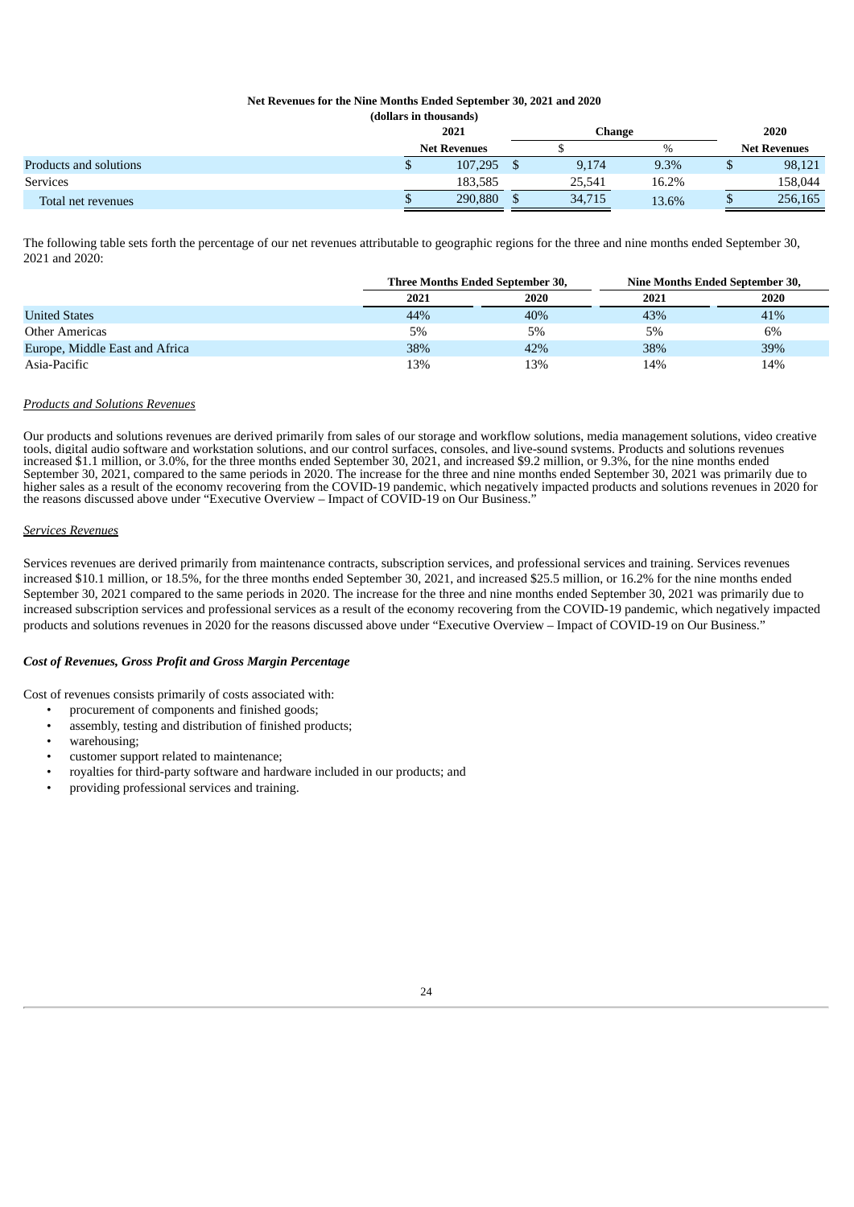**Net Revenues for the Nine Months Ended September 30, 2021 and 2020**
**(dollars in thousands)**

| | 2021 | Change | | 2020 |
|---|---|---|---|---|
| | Net Revenues | $ | % | Net Revenues |
| Products and solutions | $ 107,295 | $ 9,174 | 9.3% | $ 98,121 |
| Services | 183,585 | 25,541 | 16.2% | 158,044 |
| Total net revenues | $ 290,880 | $ 34,715 | 13.6% | $ 256,165 |

The following table sets forth the percentage of our net revenues attributable to geographic regions for the three and nine months ended September 30, 2021 and 2020:

| | Three Months Ended September 30, | | Nine Months Ended September 30, | |
|---|---|---|---|---|
| | 2021 | 2020 | 2021 | 2020 |
| United States | 44% | 40% | 43% | 41% |
| Other Americas | 5% | 5% | 5% | 6% |
| Europe, Middle East and Africa | 38% | 42% | 38% | 39% |
| Asia-Pacific | 13% | 13% | 14% | 14% |

*Products and Solutions Revenues*

Our products and solutions revenues are derived primarily from sales of our storage and workflow solutions, media management solutions, video creative tools, digital audio software and workstation solutions, and our control surfaces, consoles, and live-sound systems. Products and solutions revenues increased $1.1 million, or 3.0%, for the three months ended September 30, 2021, and increased $9.2 million, or 9.3%, for the nine months ended September 30, 2021, compared to the same periods in 2020. The increase for the three and nine months ended September 30, 2021 was primarily due to higher sales as a result of the economy recovering from the COVID-19 pandemic, which negatively impacted products and solutions revenues in 2020 for the reasons discussed above under "Executive Overview – Impact of COVID-19 on Our Business."

*Services Revenues*

Services revenues are derived primarily from maintenance contracts, subscription services, and professional services and training. Services revenues increased $10.1 million, or 18.5%, for the three months ended September 30, 2021, and increased $25.5 million, or 16.2% for the nine months ended September 30, 2021 compared to the same periods in 2020. The increase for the three and nine months ended September 30, 2021 was primarily due to increased subscription services and professional services as a result of the economy recovering from the COVID-19 pandemic, which negatively impacted products and solutions revenues in 2020 for the reasons discussed above under "Executive Overview – Impact of COVID-19 on Our Business."

***Cost of Revenues, Gross Profit and Gross Margin Percentage***

Cost of revenues consists primarily of costs associated with:

- procurement of components and finished goods;
- assembly, testing and distribution of finished products;
- warehousing;
- customer support related to maintenance;
- royalties for third-party software and hardware included in our products; and
- providing professional services and training.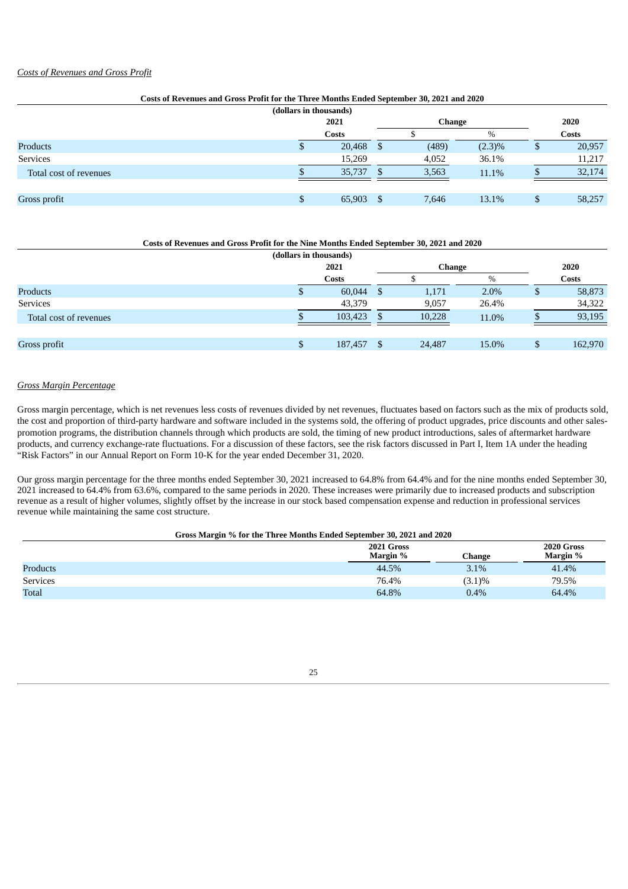*Costs of Revenues and Gross Profit*

**Costs of Revenues and Gross Profit for the Three Months Ended September 30, 2021 and 2020**

| (dollars in thousands) | 2021 | Change | | 2020 |
|---|---|---|---|---|
| | Costs | $ | % | Costs |
| Products | $ 20,468 | $ (489) | (2.3)% | $ 20,957 |
| Services | 15,269 | 4,052 | 36.1% | 11,217 |
| Total cost of revenues | $ 35,737 | $ 3,563 | 11.1% | $ 32,174 |
| | | | | |
| Gross profit | $ 65,903 | $ 7,646 | 13.1% | $ 58,257 |

**Costs of Revenues and Gross Profit for the Nine Months Ended September 30, 2021 and 2020**

| (dollars in thousands) | 2021 | Change | | 2020 |
|---|---|---|---|---|
| | Costs | $ | % | Costs |
| Products | $ 60,044 | $ 1,171 | 2.0% | $ 58,873 |
| Services | 43,379 | 9,057 | 26.4% | 34,322 |
| Total cost of revenues | $ 103,423 | $ 10,228 | 11.0% | $ 93,195 |
| | | | | |
| Gross profit | $ 187,457 | $ 24,487 | 15.0% | $ 162,970 |

*Gross Margin Percentage*

Gross margin percentage, which is net revenues less costs of revenues divided by net revenues, fluctuates based on factors such as the mix of products sold, the cost and proportion of third-party hardware and software included in the systems sold, the offering of product upgrades, price discounts and other sales-promotion programs, the distribution channels through which products are sold, the timing of new product introductions, sales of aftermarket hardware products, and currency exchange-rate fluctuations. For a discussion of these factors, see the risk factors discussed in Part I, Item 1A under the heading "Risk Factors" in our Annual Report on Form 10-K for the year ended December 31, 2020.

Our gross margin percentage for the three months ended September 30, 2021 increased to 64.8% from 64.4% and for the nine months ended September 30, 2021 increased to 64.4% from 63.6%, compared to the same periods in 2020. These increases were primarily due to increased products and subscription revenue as a result of higher volumes, slightly offset by the increase in our stock based compensation expense and reduction in professional services revenue while maintaining the same cost structure.

**Gross Margin % for the Three Months Ended September 30, 2021 and 2020**

| | 2021 Gross Margin % | Change | 2020 Gross Margin % |
|---|---|---|---|
| Products | 44.5% | 3.1% | 41.4% |
| Services | 76.4% | (3.1)% | 79.5% |
| Total | 64.8% | 0.4% | 64.4% |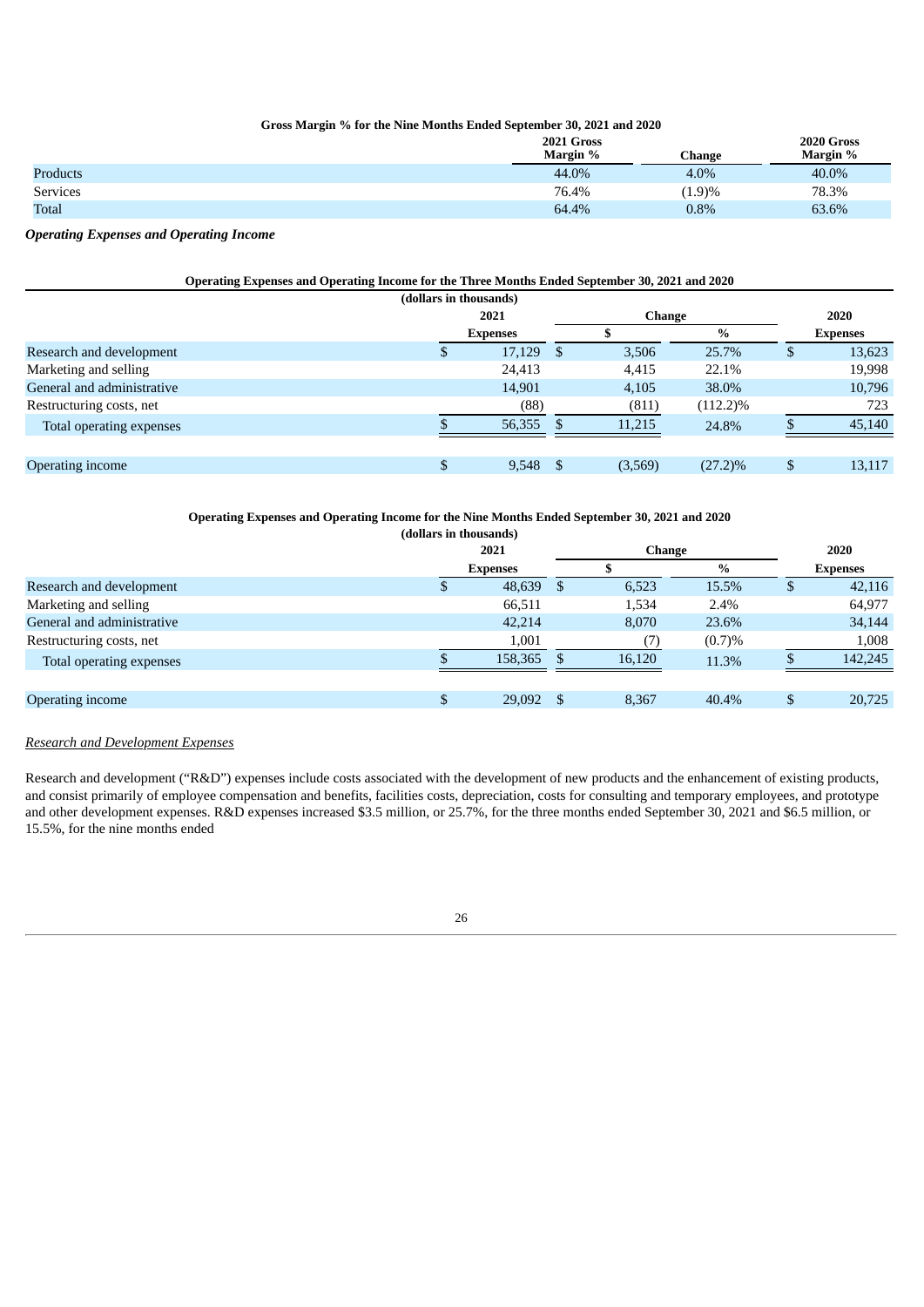**Gross Margin % for the Nine Months Ended September 30, 2021 and 2020**

| | 2021 Gross Margin % | Change | 2020 Gross Margin % |
|---|---|---|---|
| Products | 44.0% | 4.0% | 40.0% |
| Services | 76.4% | (1.9)% | 78.3% |
| Total | 64.4% | 0.8% | 63.6% |

***Operating Expenses and Operating Income***

**Operating Expenses and Operating Income for the Three Months Ended September 30, 2021 and 2020**
**(dollars in thousands)**

| | 2021 | Change | | 2020 |
|---|---|---|---|---|
| | Expenses | $ | % | Expenses |
| Research and development | $ 17,129 | $ 3,506 | 25.7% | $ 13,623 |
| Marketing and selling | 24,413 | 4,415 | 22.1% | 19,998 |
| General and administrative | 14,901 | 4,105 | 38.0% | 10,796 |
| Restructuring costs, net | (88) | (811) | (112.2)% | 723 |
| Total operating expenses | $ 56,355 | $ 11,215 | 24.8% | $ 45,140 |
| | | | | |
| Operating income | $ 9,548 | $ (3,569) | (27.2)% | $ 13,117 |

**Operating Expenses and Operating Income for the Nine Months Ended September 30, 2021 and 2020**
**(dollars in thousands)**

| | 2021 | Change | | 2020 |
|---|---|---|---|---|
| | Expenses | $ | % | Expenses |
| Research and development | $ 48,639 | $ 6,523 | 15.5% | $ 42,116 |
| Marketing and selling | 66,511 | 1,534 | 2.4% | 64,977 |
| General and administrative | 42,214 | 8,070 | 23.6% | 34,144 |
| Restructuring costs, net | 1,001 | (7) | (0.7)% | 1,008 |
| Total operating expenses | $ 158,365 | $ 16,120 | 11.3% | $ 142,245 |
| | | | | |
| Operating income | $ 29,092 | $ 8,367 | 40.4% | $ 20,725 |

*Research and Development Expenses*

Research and development ("R&D") expenses include costs associated with the development of new products and the enhancement of existing products, and consist primarily of employee compensation and benefits, facilities costs, depreciation, costs for consulting and temporary employees, and prototype and other development expenses. R&D expenses increased $3.5 million, or 25.7%, for the three months ended September 30, 2021 and $6.5 million, or 15.5%, for the nine months ended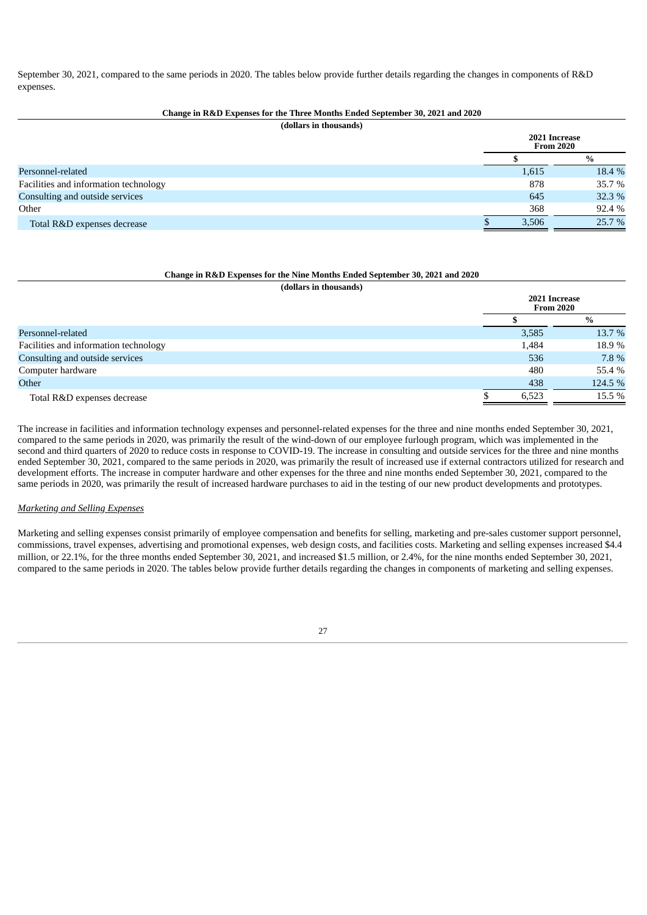September 30, 2021, compared to the same periods in 2020. The tables below provide further details regarding the changes in components of R&D expenses.

**Change in R&D Expenses for the Three Months Ended September 30, 2021 and 2020**

**(dollars in thousands)**

| | 2021 Increase From 2020 | |
|---|---|---|
| | $ | % |
| Personnel-related | 1,615 | 18.4 % |
| Facilities and information technology | 878 | 35.7 % |
| Consulting and outside services | 645 | 32.3 % |
| Other | 368 | 92.4 % |
| Total R&D expenses decrease | $ 3,506 | 25.7 % |

**Change in R&D Expenses for the Nine Months Ended September 30, 2021 and 2020**

**(dollars in thousands)**

| | 2021 Increase From 2020 | |
|---|---|---|
| | $ | % |
| Personnel-related | 3,585 | 13.7 % |
| Facilities and information technology | 1,484 | 18.9 % |
| Consulting and outside services | 536 | 7.8 % |
| Computer hardware | 480 | 55.4 % |
| Other | 438 | 124.5 % |
| Total R&D expenses decrease | $ 6,523 | 15.5 % |

The increase in facilities and information technology expenses and personnel-related expenses for the three and nine months ended September 30, 2021, compared to the same periods in 2020, was primarily the result of the wind-down of our employee furlough program, which was implemented in the second and third quarters of 2020 to reduce costs in response to COVID-19. The increase in consulting and outside services for the three and nine months ended September 30, 2021, compared to the same periods in 2020, was primarily the result of increased use if external contractors utilized for research and development efforts. The increase in computer hardware and other expenses for the three and nine months ended September 30, 2021, compared to the same periods in 2020, was primarily the result of increased hardware purchases to aid in the testing of our new product developments and prototypes.

*Marketing and Selling Expenses*

Marketing and selling expenses consist primarily of employee compensation and benefits for selling, marketing and pre-sales customer support personnel, commissions, travel expenses, advertising and promotional expenses, web design costs, and facilities costs. Marketing and selling expenses increased $4.4 million, or 22.1%, for the three months ended September 30, 2021, and increased $1.5 million, or 2.4%, for the nine months ended September 30, 2021, compared to the same periods in 2020. The tables below provide further details regarding the changes in components of marketing and selling expenses.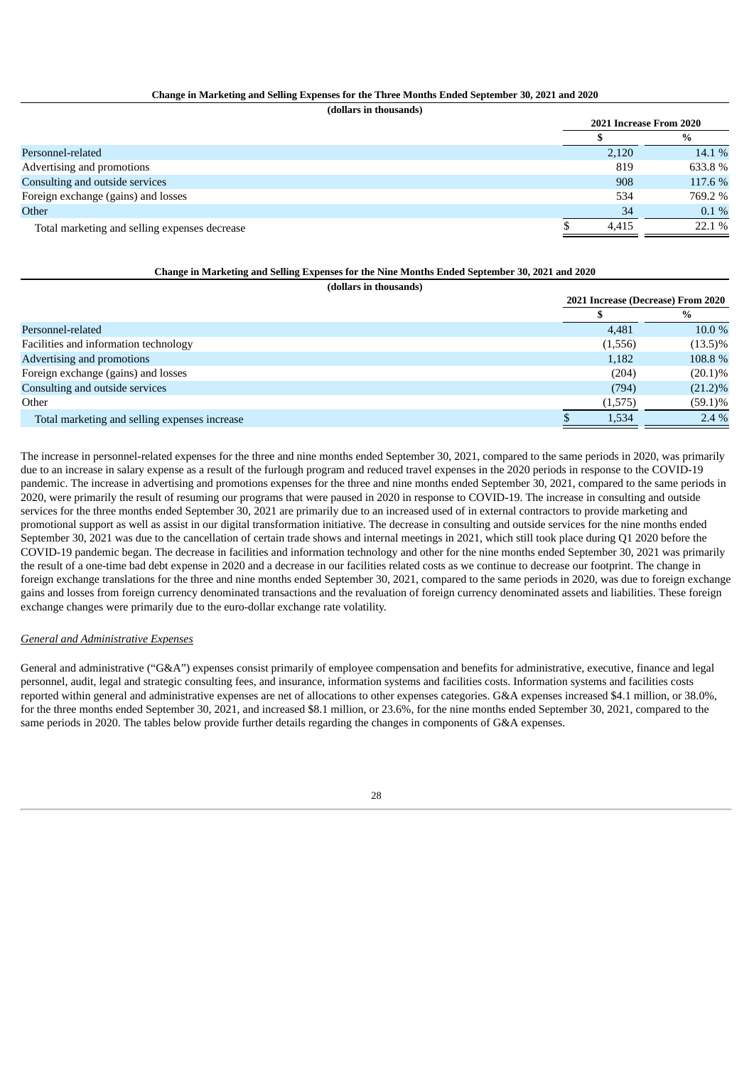**Change in Marketing and Selling Expenses for the Three Months Ended September 30, 2021 and 2020**

**(dollars in thousands)**

| | 2021 Increase From 2020 | |
|---|---|---|
| | $ | % |
| Personnel-related | 2,120 | 14.1 % |
| Advertising and promotions | 819 | 633.8 % |
| Consulting and outside services | 908 | 117.6 % |
| Foreign exchange (gains) and losses | 534 | 769.2 % |
| Other | 34 | 0.1 % |
| Total marketing and selling expenses decrease | $ 4,415 | 22.1 % |

**Change in Marketing and Selling Expenses for the Nine Months Ended September 30, 2021 and 2020**

**(dollars in thousands)**

| | 2021 Increase (Decrease) From 2020 | |
|---|---|---|
| | $ | % |
| Personnel-related | 4,481 | 10.0 % |
| Facilities and information technology | (1,556) | (13.5)% |
| Advertising and promotions | 1,182 | 108.8 % |
| Foreign exchange (gains) and losses | (204) | (20.1)% |
| Consulting and outside services | (794) | (21.2)% |
| Other | (1,575) | (59.1)% |
| Total marketing and selling expenses increase | $ 1,534 | 2.4 % |

The increase in personnel-related expenses for the three and nine months ended September 30, 2021, compared to the same periods in 2020, was primarily due to an increase in salary expense as a result of the furlough program and reduced travel expenses in the 2020 periods in response to the COVID-19 pandemic. The increase in advertising and promotions expenses for the three and nine months ended September 30, 2021, compared to the same periods in 2020, were primarily the result of resuming our programs that were paused in 2020 in response to COVID-19. The increase in consulting and outside services for the three months ended September 30, 2021 are primarily due to an increased used of in external contractors to provide marketing and promotional support as well as assist in our digital transformation initiative. The decrease in consulting and outside services for the nine months ended September 30, 2021 was due to the cancellation of certain trade shows and internal meetings in 2021, which still took place during Q1 2020 before the COVID-19 pandemic began. The decrease in facilities and information technology and other for the nine months ended September 30, 2021 was primarily the result of a one-time bad debt expense in 2020 and a decrease in our facilities related costs as we continue to decrease our footprint. The change in foreign exchange translations for the three and nine months ended September 30, 2021, compared to the same periods in 2020, was due to foreign exchange gains and losses from foreign currency denominated transactions and the revaluation of foreign currency denominated assets and liabilities. These foreign exchange changes were primarily due to the euro-dollar exchange rate volatility.

*General and Administrative Expenses*

General and administrative ("G&A") expenses consist primarily of employee compensation and benefits for administrative, executive, finance and legal personnel, audit, legal and strategic consulting fees, and insurance, information systems and facilities costs. Information systems and facilities costs reported within general and administrative expenses are net of allocations to other expenses categories. G&A expenses increased $4.1 million, or 38.0%, for the three months ended September 30, 2021, and increased $8.1 million, or 23.6%, for the nine months ended September 30, 2021, compared to the same periods in 2020. The tables below provide further details regarding the changes in components of G&A expenses.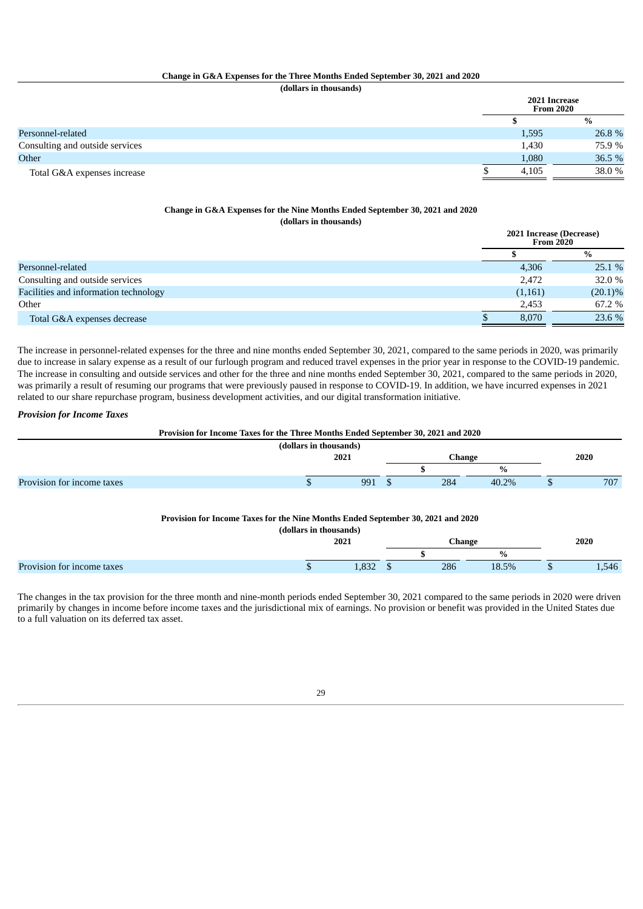**Change in G&A Expenses for the Three Months Ended September 30, 2021 and 2020**
**(dollars in thousands)**

| | 2021 Increase From 2020 | |
|---|---|---|
| | $ | % |
| Personnel-related | 1,595 | 26.8 % |
| Consulting and outside services | 1,430 | 75.9 % |
| Other | 1,080 | 36.5 % |
| Total G&A expenses increase | $ 4,105 | 38.0 % |

**Change in G&A Expenses for the Nine Months Ended September 30, 2021 and 2020**
**(dollars in thousands)**

| | 2021 Increase (Decrease) From 2020 | |
|---|---|---|
| | $ | % |
| Personnel-related | 4,306 | 25.1 % |
| Consulting and outside services | 2,472 | 32.0 % |
| Facilities and information technology | (1,161) | (20.1)% |
| Other | 2,453 | 67.2 % |
| Total G&A expenses decrease | $ 8,070 | 23.6 % |

The increase in personnel-related expenses for the three and nine months ended September 30, 2021, compared to the same periods in 2020, was primarily due to increase in salary expense as a result of our furlough program and reduced travel expenses in the prior year in response to the COVID-19 pandemic. The increase in consulting and outside services and other for the three and nine months ended September 30, 2021, compared to the same periods in 2020, was primarily a result of resuming our programs that were previously paused in response to COVID-19. In addition, we have incurred expenses in 2021 related to our share repurchase program, business development activities, and our digital transformation initiative.

***Provision for Income Taxes***

**Provision for Income Taxes for the Three Months Ended September 30, 2021 and 2020**
**(dollars in thousands)**

| | 2021 | Change | | 2020 |
|---|---|---|---|---|
| | | $ | % | |
| Provision for income taxes | $ 991 | $ 284 | 40.2% | $ 707 |

**Provision for Income Taxes for the Nine Months Ended September 30, 2021 and 2020**
**(dollars in thousands)**

| | 2021 | Change | | 2020 |
|---|---|---|---|---|
| | | $ | % | |
| Provision for income taxes | $ 1,832 | $ 286 | 18.5% | $ 1,546 |

The changes in the tax provision for the three month and nine-month periods ended September 30, 2021 compared to the same periods in 2020 were driven primarily by changes in income before income taxes and the jurisdictional mix of earnings. No provision or benefit was provided in the United States due to a full valuation on its deferred tax asset.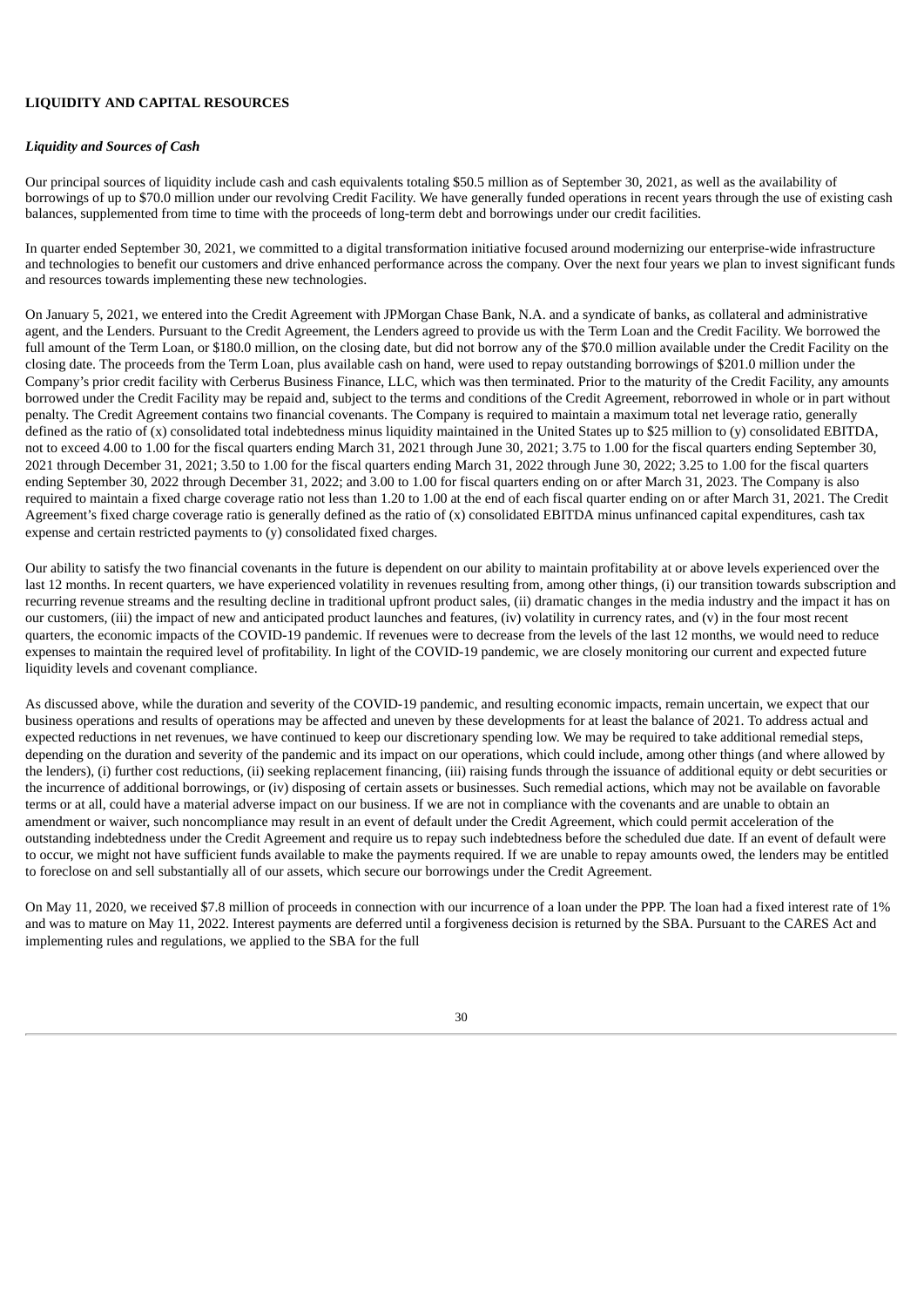## LIQUIDITY AND CAPITAL RESOURCES

### *Liquidity and Sources of Cash*

Our principal sources of liquidity include cash and cash equivalents totaling $50.5 million as of September 30, 2021, as well as the availability of borrowings of up to $70.0 million under our revolving Credit Facility. We have generally funded operations in recent years through the use of existing cash balances, supplemented from time to time with the proceeds of long-term debt and borrowings under our credit facilities.

In quarter ended September 30, 2021, we committed to a digital transformation initiative focused around modernizing our enterprise-wide infrastructure and technologies to benefit our customers and drive enhanced performance across the company. Over the next four years we plan to invest significant funds and resources towards implementing these new technologies.

On January 5, 2021, we entered into the Credit Agreement with JPMorgan Chase Bank, N.A. and a syndicate of banks, as collateral and administrative agent, and the Lenders. Pursuant to the Credit Agreement, the Lenders agreed to provide us with the Term Loan and the Credit Facility. We borrowed the full amount of the Term Loan, or $180.0 million, on the closing date, but did not borrow any of the $70.0 million available under the Credit Facility on the closing date. The proceeds from the Term Loan, plus available cash on hand, were used to repay outstanding borrowings of $201.0 million under the Company's prior credit facility with Cerberus Business Finance, LLC, which was then terminated. Prior to the maturity of the Credit Facility, any amounts borrowed under the Credit Facility may be repaid and, subject to the terms and conditions of the Credit Agreement, reborrowed in whole or in part without penalty. The Credit Agreement contains two financial covenants. The Company is required to maintain a maximum total net leverage ratio, generally defined as the ratio of (x) consolidated total indebtedness minus liquidity maintained in the United States up to $25 million to (y) consolidated EBITDA, not to exceed 4.00 to 1.00 for the fiscal quarters ending March 31, 2021 through June 30, 2021; 3.75 to 1.00 for the fiscal quarters ending September 30, 2021 through December 31, 2021; 3.50 to 1.00 for the fiscal quarters ending March 31, 2022 through June 30, 2022; 3.25 to 1.00 for the fiscal quarters ending September 30, 2022 through December 31, 2022; and 3.00 to 1.00 for fiscal quarters ending on or after March 31, 2023. The Company is also required to maintain a fixed charge coverage ratio not less than 1.20 to 1.00 at the end of each fiscal quarter ending on or after March 31, 2021. The Credit Agreement's fixed charge coverage ratio is generally defined as the ratio of (x) consolidated EBITDA minus unfinanced capital expenditures, cash tax expense and certain restricted payments to (y) consolidated fixed charges.

Our ability to satisfy the two financial covenants in the future is dependent on our ability to maintain profitability at or above levels experienced over the last 12 months. In recent quarters, we have experienced volatility in revenues resulting from, among other things, (i) our transition towards subscription and recurring revenue streams and the resulting decline in traditional upfront product sales, (ii) dramatic changes in the media industry and the impact it has on our customers, (iii) the impact of new and anticipated product launches and features, (iv) volatility in currency rates, and (v) in the four most recent quarters, the economic impacts of the COVID-19 pandemic. If revenues were to decrease from the levels of the last 12 months, we would need to reduce expenses to maintain the required level of profitability. In light of the COVID-19 pandemic, we are closely monitoring our current and expected future liquidity levels and covenant compliance.

As discussed above, while the duration and severity of the COVID-19 pandemic, and resulting economic impacts, remain uncertain, we expect that our business operations and results of operations may be affected and uneven by these developments for at least the balance of 2021. To address actual and expected reductions in net revenues, we have continued to keep our discretionary spending low. We may be required to take additional remedial steps, depending on the duration and severity of the pandemic and its impact on our operations, which could include, among other things (and where allowed by the lenders), (i) further cost reductions, (ii) seeking replacement financing, (iii) raising funds through the issuance of additional equity or debt securities or the incurrence of additional borrowings, or (iv) disposing of certain assets or businesses. Such remedial actions, which may not be available on favorable terms or at all, could have a material adverse impact on our business. If we are not in compliance with the covenants and are unable to obtain an amendment or waiver, such noncompliance may result in an event of default under the Credit Agreement, which could permit acceleration of the outstanding indebtedness under the Credit Agreement and require us to repay such indebtedness before the scheduled due date. If an event of default were to occur, we might not have sufficient funds available to make the payments required. If we are unable to repay amounts owed, the lenders may be entitled to foreclose on and sell substantially all of our assets, which secure our borrowings under the Credit Agreement.

On May 11, 2020, we received $7.8 million of proceeds in connection with our incurrence of a loan under the PPP. The loan had a fixed interest rate of 1% and was to mature on May 11, 2022. Interest payments are deferred until a forgiveness decision is returned by the SBA. Pursuant to the CARES Act and implementing rules and regulations, we applied to the SBA for the full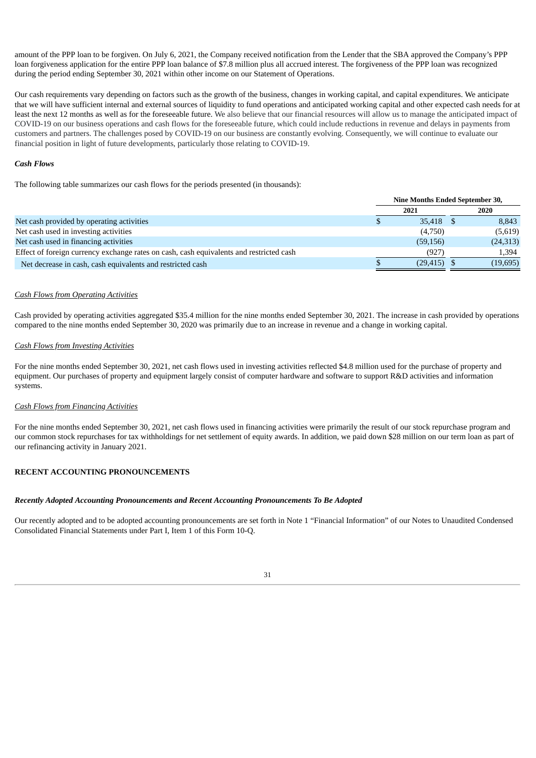amount of the PPP loan to be forgiven. On July 6, 2021, the Company received notification from the Lender that the SBA approved the Company's PPP loan forgiveness application for the entire PPP loan balance of $7.8 million plus all accrued interest. The forgiveness of the PPP loan was recognized during the period ending September 30, 2021 within other income on our Statement of Operations.

Our cash requirements vary depending on factors such as the growth of the business, changes in working capital, and capital expenditures. We anticipate that we will have sufficient internal and external sources of liquidity to fund operations and anticipated working capital and other expected cash needs for at least the next 12 months as well as for the foreseeable future. We also believe that our financial resources will allow us to manage the anticipated impact of COVID-19 on our business operations and cash flows for the foreseeable future, which could include reductions in revenue and delays in payments from customers and partners. The challenges posed by COVID-19 on our business are constantly evolving. Consequently, we will continue to evaluate our financial position in light of future developments, particularly those relating to COVID-19.

***Cash Flows***

The following table summarizes our cash flows for the periods presented (in thousands):

| | Nine Months Ended September 30, | |
|---|---|---|
| | 2021 | 2020 |
| Net cash provided by operating activities | $ 35,418 | $ 8,843 |
| Net cash used in investing activities | (4,750) | (5,619) |
| Net cash used in financing activities | (59,156) | (24,313) |
| Effect of foreign currency exchange rates on cash, cash equivalents and restricted cash | (927) | 1,394 |
| Net decrease in cash, cash equivalents and restricted cash | $ (29,415) | $ (19,695) |

*Cash Flows from Operating Activities*

Cash provided by operating activities aggregated $35.4 million for the nine months ended September 30, 2021. The increase in cash provided by operations compared to the nine months ended September 30, 2020 was primarily due to an increase in revenue and a change in working capital.

*Cash Flows from Investing Activities*

For the nine months ended September 30, 2021, net cash flows used in investing activities reflected $4.8 million used for the purchase of property and equipment. Our purchases of property and equipment largely consist of computer hardware and software to support R&D activities and information systems.

*Cash Flows from Financing Activities*

For the nine months ended September 30, 2021, net cash flows used in financing activities were primarily the result of our stock repurchase program and our common stock repurchases for tax withholdings for net settlement of equity awards. In addition, we paid down $28 million on our term loan as part of our refinancing activity in January 2021.

**RECENT ACCOUNTING PRONOUNCEMENTS**

***Recently Adopted Accounting Pronouncements and Recent Accounting Pronouncements To Be Adopted***

Our recently adopted and to be adopted accounting pronouncements are set forth in Note 1 "Financial Information" of our Notes to Unaudited Condensed Consolidated Financial Statements under Part I, Item 1 of this Form 10-Q.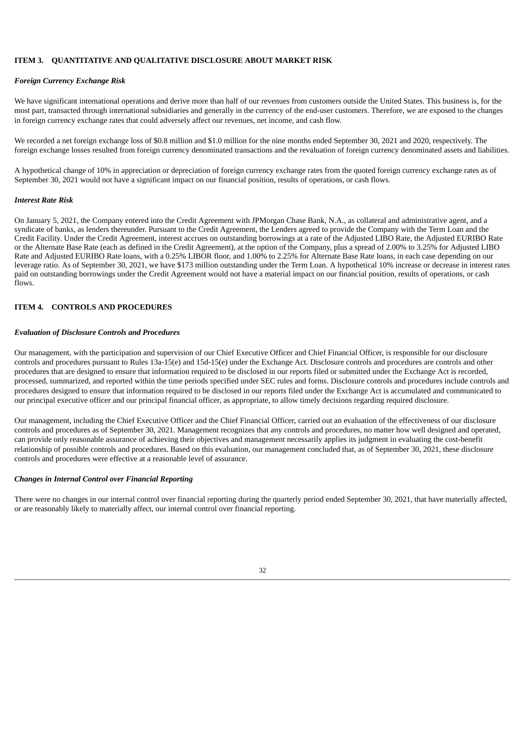## ITEM 3. QUANTITATIVE AND QUALITATIVE DISCLOSURE ABOUT MARKET RISK

***Foreign Currency Exchange Risk***

We have significant international operations and derive more than half of our revenues from customers outside the United States. This business is, for the most part, transacted through international subsidiaries and generally in the currency of the end-user customers. Therefore, we are exposed to the changes in foreign currency exchange rates that could adversely affect our revenues, net income, and cash flow.

We recorded a net foreign exchange loss of $0.8 million and $1.0 million for the nine months ended September 30, 2021 and 2020, respectively. The foreign exchange losses resulted from foreign currency denominated transactions and the revaluation of foreign currency denominated assets and liabilities.

A hypothetical change of 10% in appreciation or depreciation of foreign currency exchange rates from the quoted foreign currency exchange rates as of September 30, 2021 would not have a significant impact on our financial position, results of operations, or cash flows.

***Interest Rate Risk***

On January 5, 2021, the Company entered into the Credit Agreement with JPMorgan Chase Bank, N.A., as collateral and administrative agent, and a syndicate of banks, as lenders thereunder. Pursuant to the Credit Agreement, the Lenders agreed to provide the Company with the Term Loan and the Credit Facility. Under the Credit Agreement, interest accrues on outstanding borrowings at a rate of the Adjusted LIBO Rate, the Adjusted EURIBO Rate or the Alternate Base Rate (each as defined in the Credit Agreement), at the option of the Company, plus a spread of 2.00% to 3.25% for Adjusted LIBO Rate and Adjusted EURIBO Rate loans, with a 0.25% LIBOR floor, and 1.00% to 2.25% for Alternate Base Rate loans, in each case depending on our leverage ratio. As of September 30, 2021, we have $173 million outstanding under the Term Loan. A hypothetical 10% increase or decrease in interest rates paid on outstanding borrowings under the Credit Agreement would not have a material impact on our financial position, results of operations, or cash flows.

## ITEM 4. CONTROLS AND PROCEDURES

***Evaluation of Disclosure Controls and Procedures***

Our management, with the participation and supervision of our Chief Executive Officer and Chief Financial Officer, is responsible for our disclosure controls and procedures pursuant to Rules 13a-15(e) and 15d-15(e) under the Exchange Act. Disclosure controls and procedures are controls and other procedures that are designed to ensure that information required to be disclosed in our reports filed or submitted under the Exchange Act is recorded, processed, summarized, and reported within the time periods specified under SEC rules and forms. Disclosure controls and procedures include controls and procedures designed to ensure that information required to be disclosed in our reports filed under the Exchange Act is accumulated and communicated to our principal executive officer and our principal financial officer, as appropriate, to allow timely decisions regarding required disclosure.

Our management, including the Chief Executive Officer and the Chief Financial Officer, carried out an evaluation of the effectiveness of our disclosure controls and procedures as of September 30, 2021. Management recognizes that any controls and procedures, no matter how well designed and operated, can provide only reasonable assurance of achieving their objectives and management necessarily applies its judgment in evaluating the cost-benefit relationship of possible controls and procedures. Based on this evaluation, our management concluded that, as of September 30, 2021, these disclosure controls and procedures were effective at a reasonable level of assurance.

***Changes in Internal Control over Financial Reporting***

There were no changes in our internal control over financial reporting during the quarterly period ended September 30, 2021, that have materially affected, or are reasonably likely to materially affect, our internal control over financial reporting.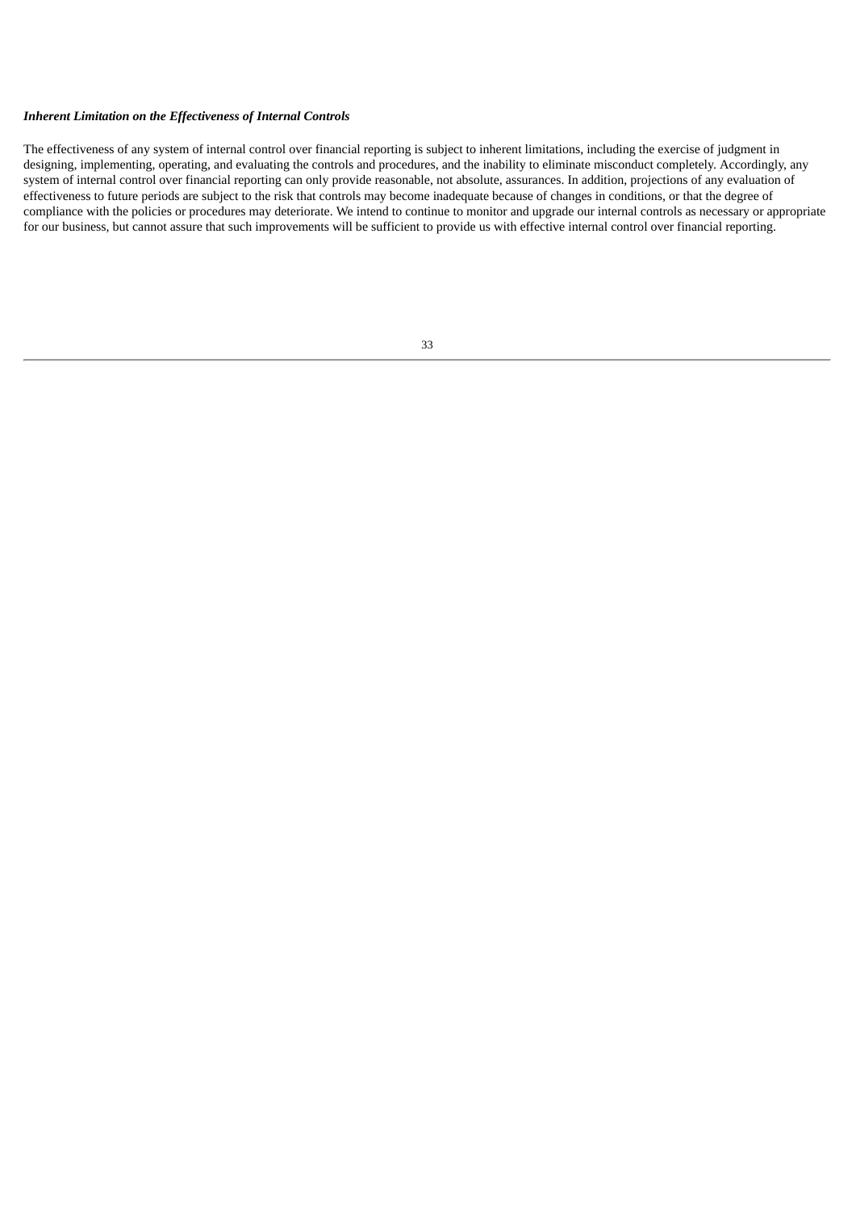***Inherent Limitation on the Effectiveness of Internal Controls***

The effectiveness of any system of internal control over financial reporting is subject to inherent limitations, including the exercise of judgment in designing, implementing, operating, and evaluating the controls and procedures, and the inability to eliminate misconduct completely. Accordingly, any system of internal control over financial reporting can only provide reasonable, not absolute, assurances. In addition, projections of any evaluation of effectiveness to future periods are subject to the risk that controls may become inadequate because of changes in conditions, or that the degree of compliance with the policies or procedures may deteriorate. We intend to continue to monitor and upgrade our internal controls as necessary or appropriate for our business, but cannot assure that such improvements will be sufficient to provide us with effective internal control over financial reporting.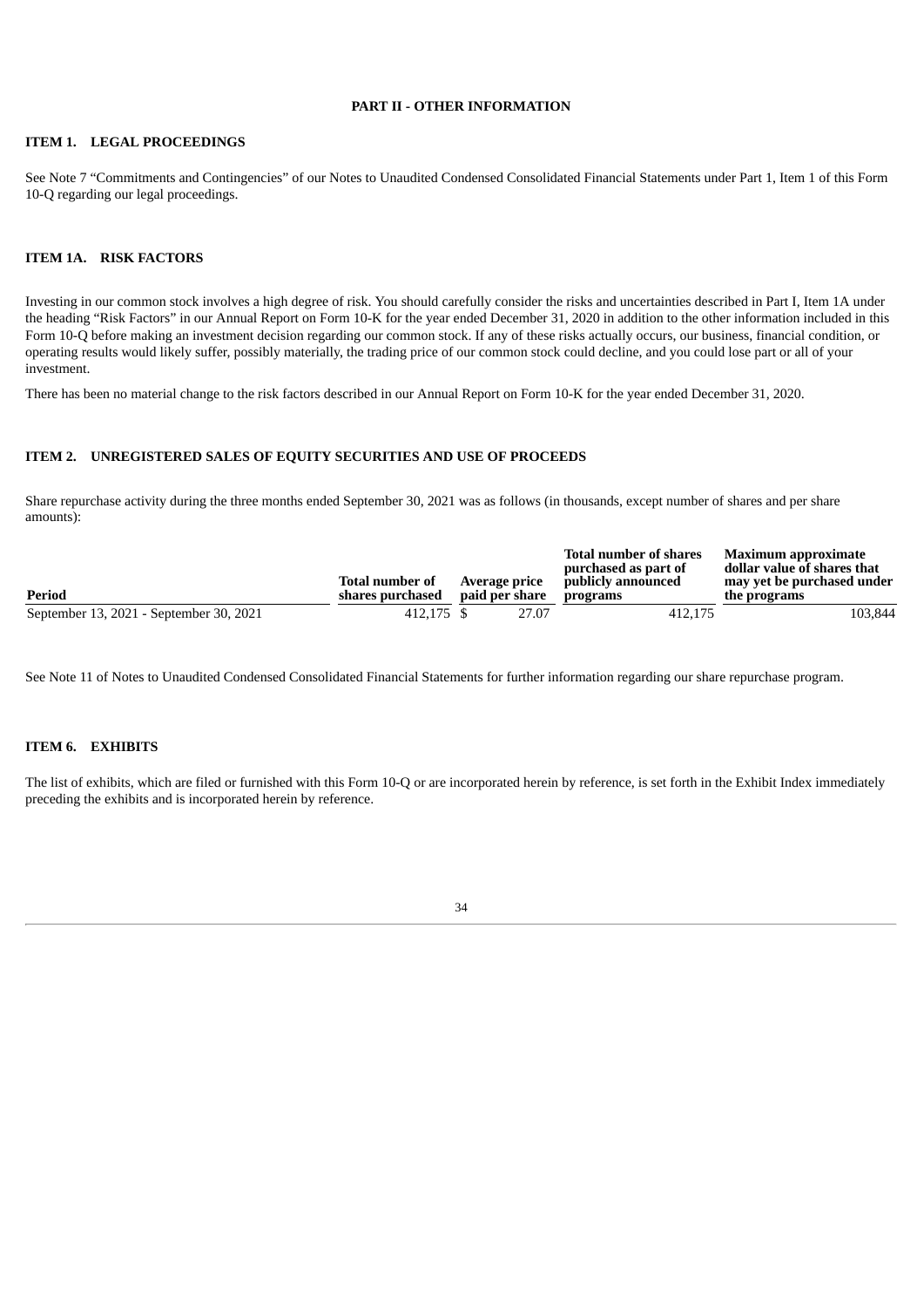# PART II - OTHER INFORMATION

## ITEM 1. LEGAL PROCEEDINGS

See Note 7 “Commitments and Contingencies” of our Notes to Unaudited Condensed Consolidated Financial Statements under Part 1, Item 1 of this Form 10-Q regarding our legal proceedings.

## ITEM 1A. RISK FACTORS

Investing in our common stock involves a high degree of risk. You should carefully consider the risks and uncertainties described in Part I, Item 1A under the heading “Risk Factors” in our Annual Report on Form 10-K for the year ended December 31, 2020 in addition to the other information included in this Form 10-Q before making an investment decision regarding our common stock. If any of these risks actually occurs, our business, financial condition, or operating results would likely suffer, possibly materially, the trading price of our common stock could decline, and you could lose part or all of your investment.

There has been no material change to the risk factors described in our Annual Report on Form 10-K for the year ended December 31, 2020.

## ITEM 2. UNREGISTERED SALES OF EQUITY SECURITIES AND USE OF PROCEEDS

Share repurchase activity during the three months ended September 30, 2021 was as follows (in thousands, except number of shares and per share amounts):

| Period | Total number of shares purchased | Average price paid per share | Total number of shares purchased as part of publicly announced programs | Maximum approximate dollar value of shares that may yet be purchased under the programs |
|---|---|---|---|---|
| September 13, 2021 - September 30, 2021 | 412,175 | $ 27.07 | 412,175 | 103,844 |

See Note 11 of Notes to Unaudited Condensed Consolidated Financial Statements for further information regarding our share repurchase program.

## ITEM 6. EXHIBITS

The list of exhibits, which are filed or furnished with this Form 10-Q or are incorporated herein by reference, is set forth in the Exhibit Index immediately preceding the exhibits and is incorporated herein by reference.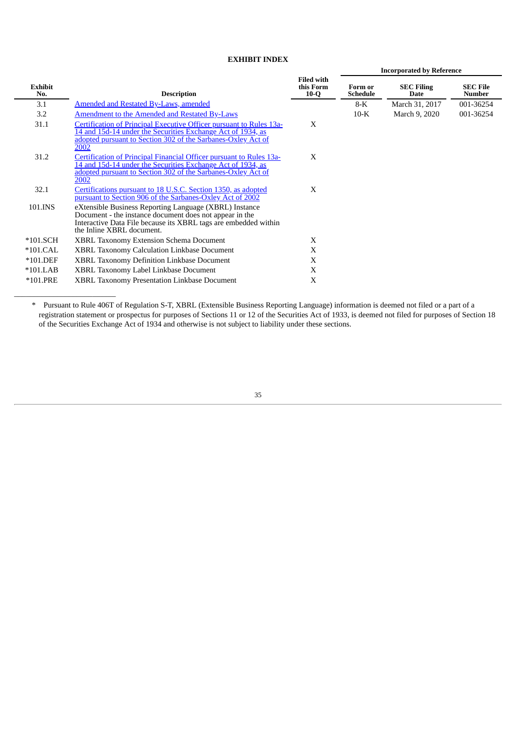## EXHIBIT INDEX

| Exhibit No. | Description | Filed with this Form 10-Q | Incorporated by Reference | | |
|---|---|---|---|---|---|
| | | | Form or Schedule | SEC Filing Date | SEC File Number |
| 3.1 | Amended and Restated By-Laws, amended | | 8-K | March 31, 2017 | 001-36254 |
| 3.2 | Amendment to the Amended and Restated By-Laws | | 10-K | March 9, 2020 | 001-36254 |
| 31.1 | Certification of Principal Executive Officer pursuant to Rules 13a-14 and 15d-14 under the Securities Exchange Act of 1934, as adopted pursuant to Section 302 of the Sarbanes-Oxley Act of 2002 | X | | | |
| 31.2 | Certification of Principal Financial Officer pursuant to Rules 13a-14 and 15d-14 under the Securities Exchange Act of 1934, as adopted pursuant to Section 302 of the Sarbanes-Oxley Act of 2002 | X | | | |
| 32.1 | Certifications pursuant to 18 U.S.C. Section 1350, as adopted pursuant to Section 906 of the Sarbanes-Oxley Act of 2002 | X | | | |
| 101.INS | eXtensible Business Reporting Language (XBRL) Instance Document - the instance document does not appear in the Interactive Data File because its XBRL tags are embedded within the Inline XBRL document. | | | | |
| *101.SCH | XBRL Taxonomy Extension Schema Document | X | | | |
| *101.CAL | XBRL Taxonomy Calculation Linkbase Document | X | | | |
| *101.DEF | XBRL Taxonomy Definition Linkbase Document | X | | | |
| *101.LAB | XBRL Taxonomy Label Linkbase Document | X | | | |
| *101.PRE | XBRL Taxonomy Presentation Linkbase Document | X | | | |

---

\* Pursuant to Rule 406T of Regulation S-T, XBRL (Extensible Business Reporting Language) information is deemed not filed or a part of a registration statement or prospectus for purposes of Sections 11 or 12 of the Securities Act of 1933, is deemed not filed for purposes of Section 18 of the Securities Exchange Act of 1934 and otherwise is not subject to liability under these sections.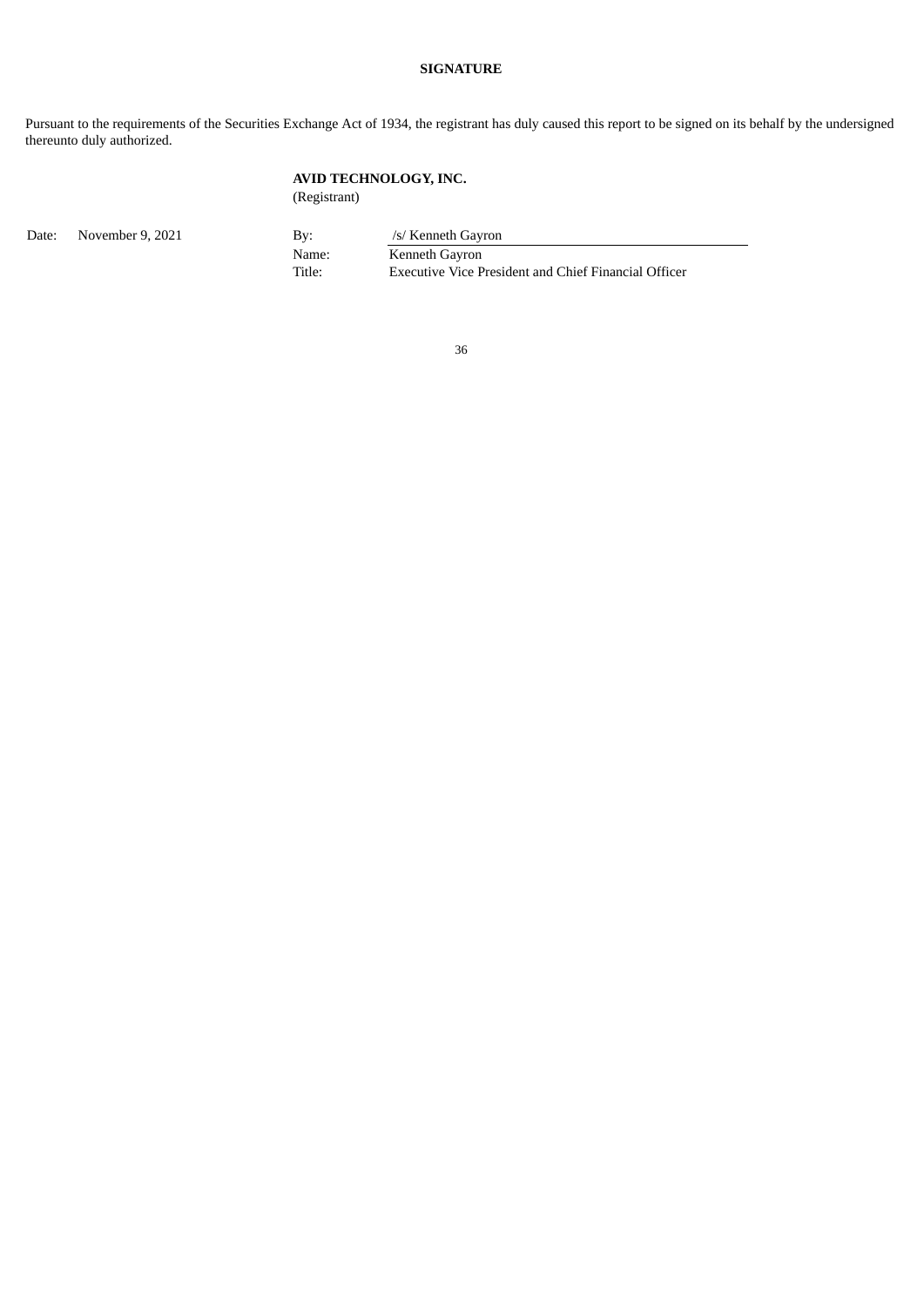**SIGNATURE**

Pursuant to the requirements of the Securities Exchange Act of 1934, the registrant has duly caused this report to be signed on its behalf by the undersigned thereunto duly authorized.

**AVID TECHNOLOGY, INC.**
(Registrant)

| | | | |
|---|---|---|---|
| Date: | November 9, 2021 | By: | /s/ Kenneth Gayron |
| | | Name: | Kenneth Gayron |
| | | Title: | Executive Vice President and Chief Financial Officer |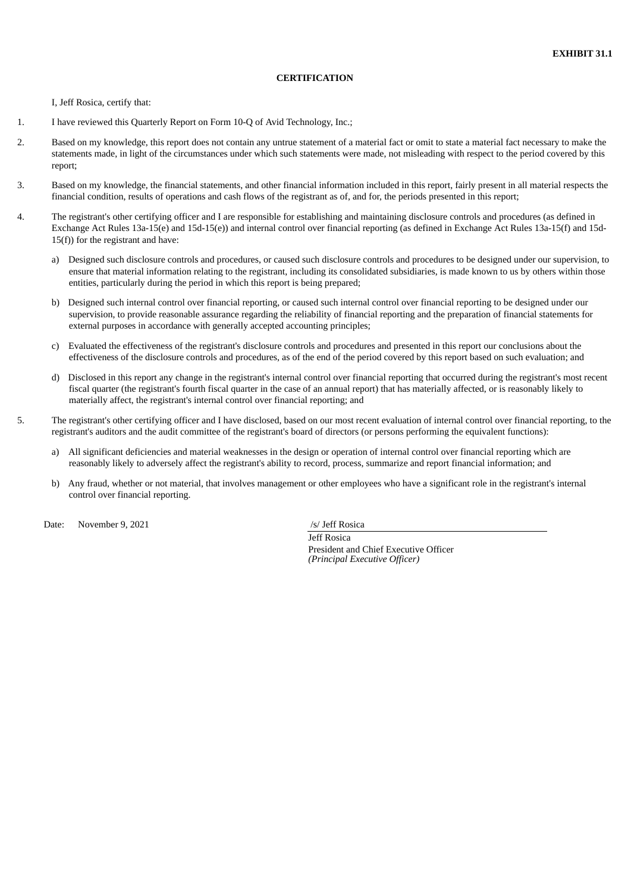**EXHIBIT 31.1**

**CERTIFICATION**

I, Jeff Rosica, certify that:

1. I have reviewed this Quarterly Report on Form 10-Q of Avid Technology, Inc.;

2. Based on my knowledge, this report does not contain any untrue statement of a material fact or omit to state a material fact necessary to make the statements made, in light of the circumstances under which such statements were made, not misleading with respect to the period covered by this report;

3. Based on my knowledge, the financial statements, and other financial information included in this report, fairly present in all material respects the financial condition, results of operations and cash flows of the registrant as of, and for, the periods presented in this report;

4. The registrant's other certifying officer and I are responsible for establishing and maintaining disclosure controls and procedures (as defined in Exchange Act Rules 13a-15(e) and 15d-15(e)) and internal control over financial reporting (as defined in Exchange Act Rules 13a-15(f) and 15d-15(f)) for the registrant and have:

   a) Designed such disclosure controls and procedures, or caused such disclosure controls and procedures to be designed under our supervision, to ensure that material information relating to the registrant, including its consolidated subsidiaries, is made known to us by others within those entities, particularly during the period in which this report is being prepared;

   b) Designed such internal control over financial reporting, or caused such internal control over financial reporting to be designed under our supervision, to provide reasonable assurance regarding the reliability of financial reporting and the preparation of financial statements for external purposes in accordance with generally accepted accounting principles;

   c) Evaluated the effectiveness of the registrant's disclosure controls and procedures and presented in this report our conclusions about the effectiveness of the disclosure controls and procedures, as of the end of the period covered by this report based on such evaluation; and

   d) Disclosed in this report any change in the registrant's internal control over financial reporting that occurred during the registrant's most recent fiscal quarter (the registrant's fourth fiscal quarter in the case of an annual report) that has materially affected, or is reasonably likely to materially affect, the registrant's internal control over financial reporting; and

5. The registrant's other certifying officer and I have disclosed, based on our most recent evaluation of internal control over financial reporting, to the registrant's auditors and the audit committee of the registrant's board of directors (or persons performing the equivalent functions):

   a) All significant deficiencies and material weaknesses in the design or operation of internal control over financial reporting which are reasonably likely to adversely affect the registrant's ability to record, process, summarize and report financial information; and

   b) Any fraud, whether or not material, that involves management or other employees who have a significant role in the registrant's internal control over financial reporting.

Date: November 9, 2021

/s/ Jeff Rosica

Jeff Rosica
President and Chief Executive Officer
*(Principal Executive Officer)*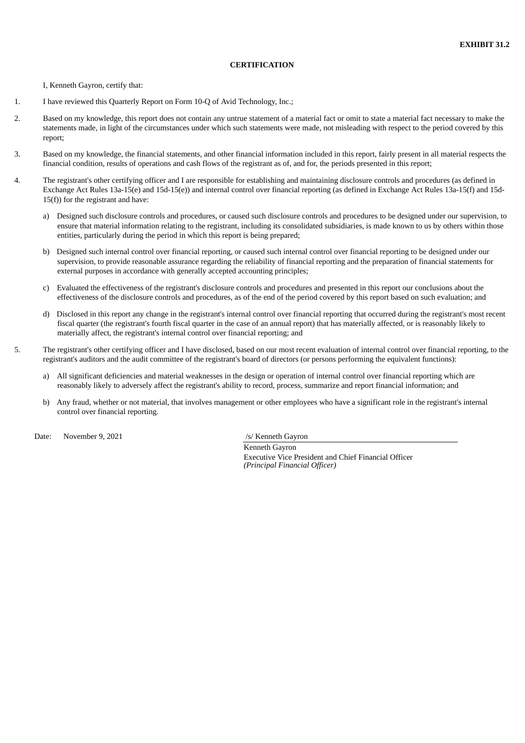**EXHIBIT 31.2**

**CERTIFICATION**

I, Kenneth Gayron, certify that:

1. I have reviewed this Quarterly Report on Form 10-Q of Avid Technology, Inc.;

2. Based on my knowledge, this report does not contain any untrue statement of a material fact or omit to state a material fact necessary to make the statements made, in light of the circumstances under which such statements were made, not misleading with respect to the period covered by this report;

3. Based on my knowledge, the financial statements, and other financial information included in this report, fairly present in all material respects the financial condition, results of operations and cash flows of the registrant as of, and for, the periods presented in this report;

4. The registrant's other certifying officer and I are responsible for establishing and maintaining disclosure controls and procedures (as defined in Exchange Act Rules 13a-15(e) and 15d-15(e)) and internal control over financial reporting (as defined in Exchange Act Rules 13a-15(f) and 15d-15(f)) for the registrant and have:

   a) Designed such disclosure controls and procedures, or caused such disclosure controls and procedures to be designed under our supervision, to ensure that material information relating to the registrant, including its consolidated subsidiaries, is made known to us by others within those entities, particularly during the period in which this report is being prepared;

   b) Designed such internal control over financial reporting, or caused such internal control over financial reporting to be designed under our supervision, to provide reasonable assurance regarding the reliability of financial reporting and the preparation of financial statements for external purposes in accordance with generally accepted accounting principles;

   c) Evaluated the effectiveness of the registrant's disclosure controls and procedures and presented in this report our conclusions about the effectiveness of the disclosure controls and procedures, as of the end of the period covered by this report based on such evaluation; and

   d) Disclosed in this report any change in the registrant's internal control over financial reporting that occurred during the registrant's most recent fiscal quarter (the registrant's fourth fiscal quarter in the case of an annual report) that has materially affected, or is reasonably likely to materially affect, the registrant's internal control over financial reporting; and

5. The registrant's other certifying officer and I have disclosed, based on our most recent evaluation of internal control over financial reporting, to the registrant's auditors and the audit committee of the registrant's board of directors (or persons performing the equivalent functions):

   a) All significant deficiencies and material weaknesses in the design or operation of internal control over financial reporting which are reasonably likely to adversely affect the registrant's ability to record, process, summarize and report financial information; and

   b) Any fraud, whether or not material, that involves management or other employees who have a significant role in the registrant's internal control over financial reporting.

Date: November 9, 2021

/s/ Kenneth Gayron
Kenneth Gayron
Executive Vice President and Chief Financial Officer
*(Principal Financial Officer)*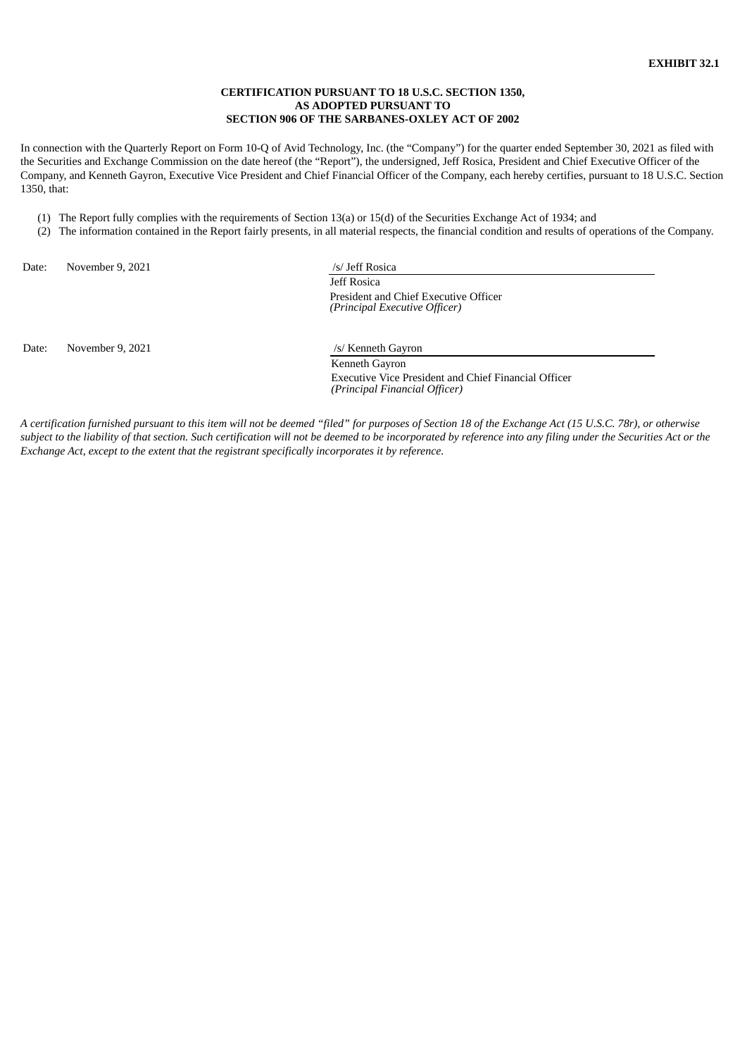**EXHIBIT 32.1**

**CERTIFICATION PURSUANT TO 18 U.S.C. SECTION 1350,**
**AS ADOPTED PURSUANT TO**
**SECTION 906 OF THE SARBANES-OXLEY ACT OF 2002**

In connection with the Quarterly Report on Form 10-Q of Avid Technology, Inc. (the "Company") for the quarter ended September 30, 2021 as filed with the Securities and Exchange Commission on the date hereof (the "Report"), the undersigned, Jeff Rosica, President and Chief Executive Officer of the Company, and Kenneth Gayron, Executive Vice President and Chief Financial Officer of the Company, each hereby certifies, pursuant to 18 U.S.C. Section 1350, that:

(1) The Report fully complies with the requirements of Section 13(a) or 15(d) of the Securities Exchange Act of 1934; and
(2) The information contained in the Report fairly presents, in all material respects, the financial condition and results of operations of the Company.

Date: November 9, 2021

/s/ Jeff Rosica
Jeff Rosica
President and Chief Executive Officer
*(Principal Executive Officer)*

Date: November 9, 2021

/s/ Kenneth Gayron
Kenneth Gayron
Executive Vice President and Chief Financial Officer
*(Principal Financial Officer)*

*A certification furnished pursuant to this item will not be deemed "filed" for purposes of Section 18 of the Exchange Act (15 U.S.C. 78r), or otherwise subject to the liability of that section. Such certification will not be deemed to be incorporated by reference into any filing under the Securities Act or the Exchange Act, except to the extent that the registrant specifically incorporates it by reference.*